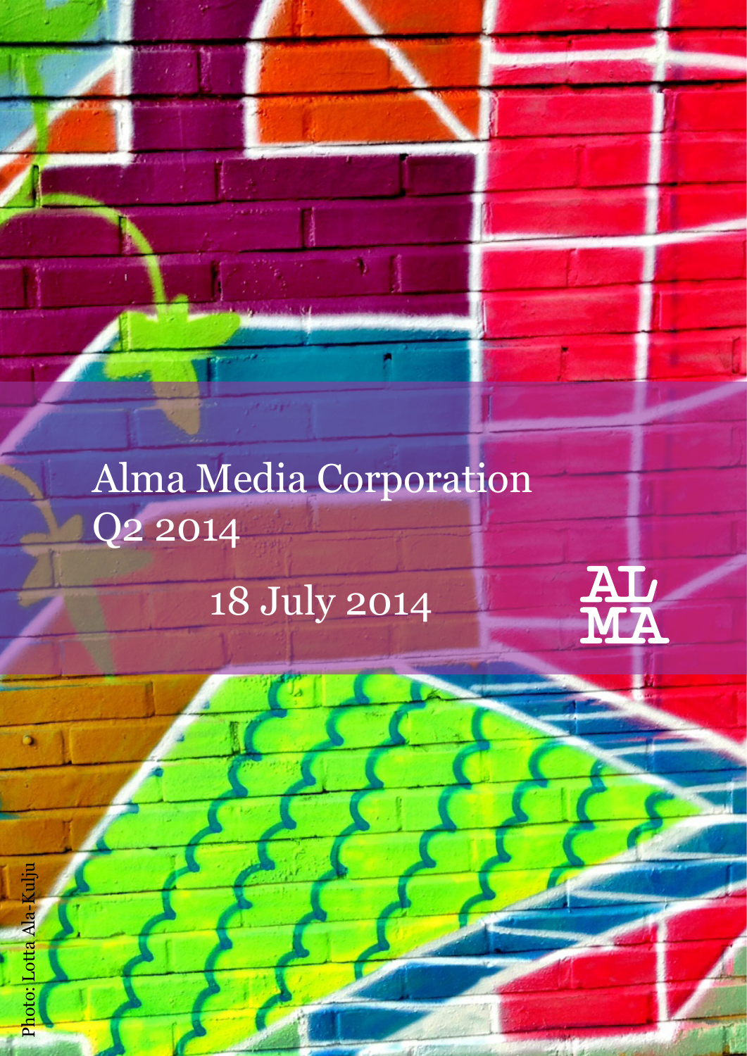# Alma Media Corporation Q2 2014

18 July 2014

AL
MA

Photo: Lotta Ala-Kulju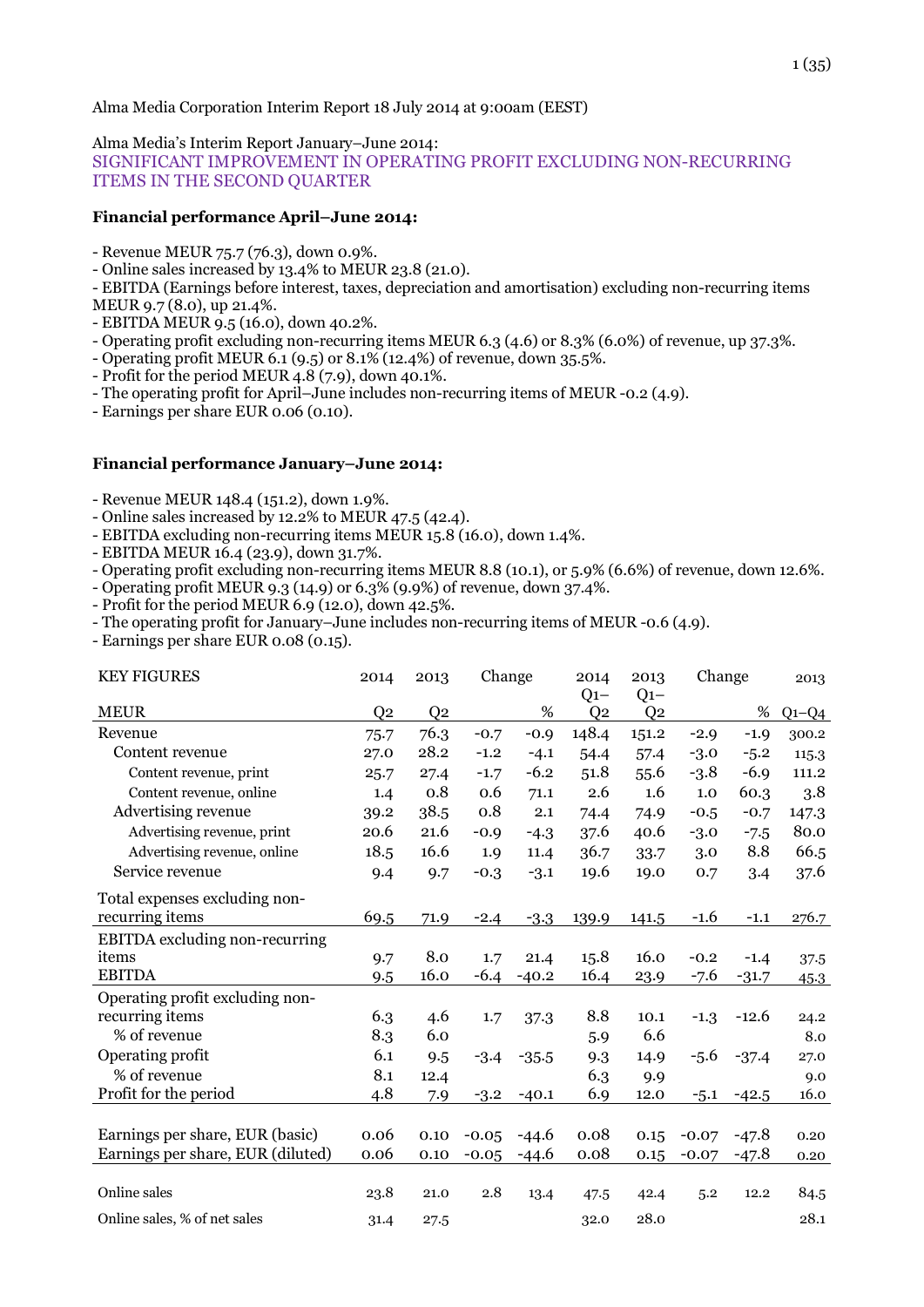Alma Media Corporation Interim Report 18 July 2014 at 9:00am (EEST)

Alma Media's Interim Report January–June 2014:

## SIGNIFICANT IMPROVEMENT IN OPERATING PROFIT EXCLUDING NON-RECURRING ITEMS IN THE SECOND QUARTER

**Financial performance April–June 2014:**

- Revenue MEUR 75.7 (76.3), down 0.9%.
- Online sales increased by 13.4% to MEUR 23.8 (21.0).
- EBITDA (Earnings before interest, taxes, depreciation and amortisation) excluding non-recurring items MEUR 9.7 (8.0), up 21.4%.
- EBITDA MEUR 9.5 (16.0), down 40.2%.
- Operating profit excluding non-recurring items MEUR 6.3 (4.6) or 8.3% (6.0%) of revenue, up 37.3%.
- Operating profit MEUR 6.1 (9.5) or 8.1% (12.4%) of revenue, down 35.5%.
- Profit for the period MEUR 4.8 (7.9), down 40.1%.
- The operating profit for April–June includes non-recurring items of MEUR -0.2 (4.9).
- Earnings per share EUR 0.06 (0.10).

**Financial performance January–June 2014:**

- Revenue MEUR 148.4 (151.2), down 1.9%.
- Online sales increased by 12.2% to MEUR 47.5 (42.4).
- EBITDA excluding non-recurring items MEUR 15.8 (16.0), down 1.4%.
- EBITDA MEUR 16.4 (23.9), down 31.7%.
- Operating profit excluding non-recurring items MEUR 8.8 (10.1), or 5.9% (6.6%) of revenue, down 12.6%.
- Operating profit MEUR 9.3 (14.9) or 6.3% (9.9%) of revenue, down 37.4%.
- Profit for the period MEUR 6.9 (12.0), down 42.5%.
- The operating profit for January–June includes non-recurring items of MEUR -0.6 (4.9).
- Earnings per share EUR 0.08 (0.15).

| KEY FIGURES | 2014 | 2013 | Change | | 2014 | 2013 | Change | | 2013 |
|---|---|---|---|---|---|---|---|---|---|
| MEUR | Q2 | Q2 | | % | Q1–Q2 | Q1–Q2 | | % | Q1–Q4 |
| Revenue | 75.7 | 76.3 | -0.7 | -0.9 | 148.4 | 151.2 | -2.9 | -1.9 | 300.2 |
| Content revenue | 27.0 | 28.2 | -1.2 | -4.1 | 54.4 | 57.4 | -3.0 | -5.2 | 115.3 |
| Content revenue, print | 25.7 | 27.4 | -1.7 | -6.2 | 51.8 | 55.6 | -3.8 | -6.9 | 111.2 |
| Content revenue, online | 1.4 | 0.8 | 0.6 | 71.1 | 2.6 | 1.6 | 1.0 | 60.3 | 3.8 |
| Advertising revenue | 39.2 | 38.5 | 0.8 | 2.1 | 74.4 | 74.9 | -0.5 | -0.7 | 147.3 |
| Advertising revenue, print | 20.6 | 21.6 | -0.9 | -4.3 | 37.6 | 40.6 | -3.0 | -7.5 | 80.0 |
| Advertising revenue, online | 18.5 | 16.6 | 1.9 | 11.4 | 36.7 | 33.7 | 3.0 | 8.8 | 66.5 |
| Service revenue | 9.4 | 9.7 | -0.3 | -3.1 | 19.6 | 19.0 | 0.7 | 3.4 | 37.6 |
| Total expenses excluding non-recurring items | 69.5 | 71.9 | -2.4 | -3.3 | 139.9 | 141.5 | -1.6 | -1.1 | 276.7 |
| EBITDA excluding non-recurring items | 9.7 | 8.0 | 1.7 | 21.4 | 15.8 | 16.0 | -0.2 | -1.4 | 37.5 |
| EBITDA | 9.5 | 16.0 | -6.4 | -40.2 | 16.4 | 23.9 | -7.6 | -31.7 | 45.3 |
| Operating profit excluding non-recurring items | 6.3 | 4.6 | 1.7 | 37.3 | 8.8 | 10.1 | -1.3 | -12.6 | 24.2 |
| % of revenue | 8.3 | 6.0 | | | 5.9 | 6.6 | | | 8.0 |
| Operating profit | 6.1 | 9.5 | -3.4 | -35.5 | 9.3 | 14.9 | -5.6 | -37.4 | 27.0 |
| % of revenue | 8.1 | 12.4 | | | 6.3 | 9.9 | | | 9.0 |
| Profit for the period | 4.8 | 7.9 | -3.2 | -40.1 | 6.9 | 12.0 | -5.1 | -42.5 | 16.0 |
| Earnings per share, EUR (basic) | 0.06 | 0.10 | -0.05 | -44.6 | 0.08 | 0.15 | -0.07 | -47.8 | 0.20 |
| Earnings per share, EUR (diluted) | 0.06 | 0.10 | -0.05 | -44.6 | 0.08 | 0.15 | -0.07 | -47.8 | 0.20 |
| Online sales | 23.8 | 21.0 | 2.8 | 13.4 | 47.5 | 42.4 | 5.2 | 12.2 | 84.5 |
| Online sales, % of net sales | 31.4 | 27.5 | | | 32.0 | 28.0 | | | 28.1 |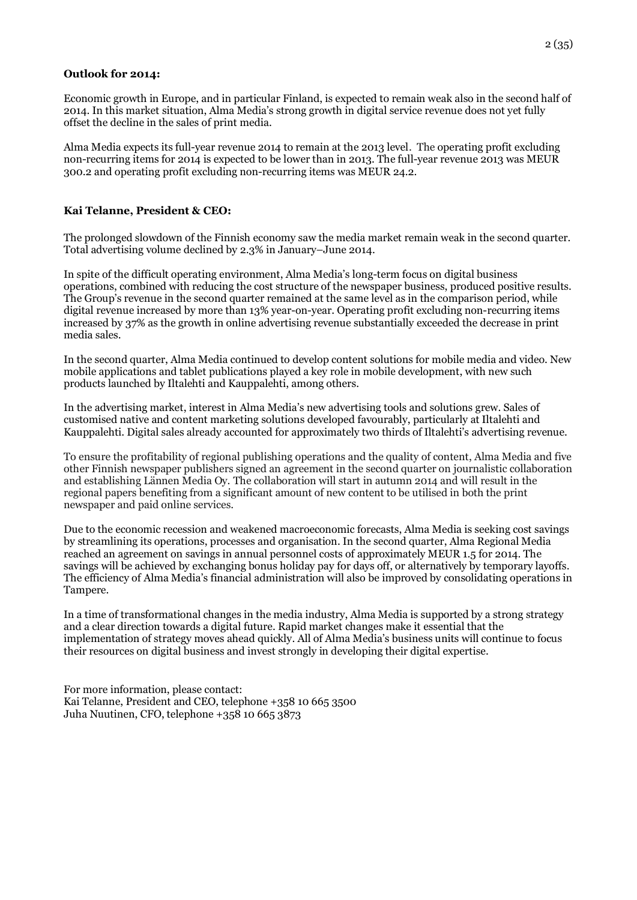**Outlook for 2014:**

Economic growth in Europe, and in particular Finland, is expected to remain weak also in the second half of 2014. In this market situation, Alma Media's strong growth in digital service revenue does not yet fully offset the decline in the sales of print media.

Alma Media expects its full-year revenue 2014 to remain at the 2013 level. The operating profit excluding non-recurring items for 2014 is expected to be lower than in 2013. The full-year revenue 2013 was MEUR 300.2 and operating profit excluding non-recurring items was MEUR 24.2.

**Kai Telanne, President & CEO:**

The prolonged slowdown of the Finnish economy saw the media market remain weak in the second quarter. Total advertising volume declined by 2.3% in January–June 2014.

In spite of the difficult operating environment, Alma Media's long-term focus on digital business operations, combined with reducing the cost structure of the newspaper business, produced positive results. The Group's revenue in the second quarter remained at the same level as in the comparison period, while digital revenue increased by more than 13% year-on-year. Operating profit excluding non-recurring items increased by 37% as the growth in online advertising revenue substantially exceeded the decrease in print media sales.

In the second quarter, Alma Media continued to develop content solutions for mobile media and video. New mobile applications and tablet publications played a key role in mobile development, with new such products launched by Iltalehti and Kauppalehti, among others.

In the advertising market, interest in Alma Media's new advertising tools and solutions grew. Sales of customised native and content marketing solutions developed favourably, particularly at Iltalehti and Kauppalehti. Digital sales already accounted for approximately two thirds of Iltalehti's advertising revenue.

To ensure the profitability of regional publishing operations and the quality of content, Alma Media and five other Finnish newspaper publishers signed an agreement in the second quarter on journalistic collaboration and establishing Lännen Media Oy. The collaboration will start in autumn 2014 and will result in the regional papers benefiting from a significant amount of new content to be utilised in both the print newspaper and paid online services.

Due to the economic recession and weakened macroeconomic forecasts, Alma Media is seeking cost savings by streamlining its operations, processes and organisation. In the second quarter, Alma Regional Media reached an agreement on savings in annual personnel costs of approximately MEUR 1.5 for 2014. The savings will be achieved by exchanging bonus holiday pay for days off, or alternatively by temporary layoffs. The efficiency of Alma Media's financial administration will also be improved by consolidating operations in Tampere.

In a time of transformational changes in the media industry, Alma Media is supported by a strong strategy and a clear direction towards a digital future. Rapid market changes make it essential that the implementation of strategy moves ahead quickly. All of Alma Media's business units will continue to focus their resources on digital business and invest strongly in developing their digital expertise.

For more information, please contact:
Kai Telanne, President and CEO, telephone +358 10 665 3500
Juha Nuutinen, CFO, telephone +358 10 665 3873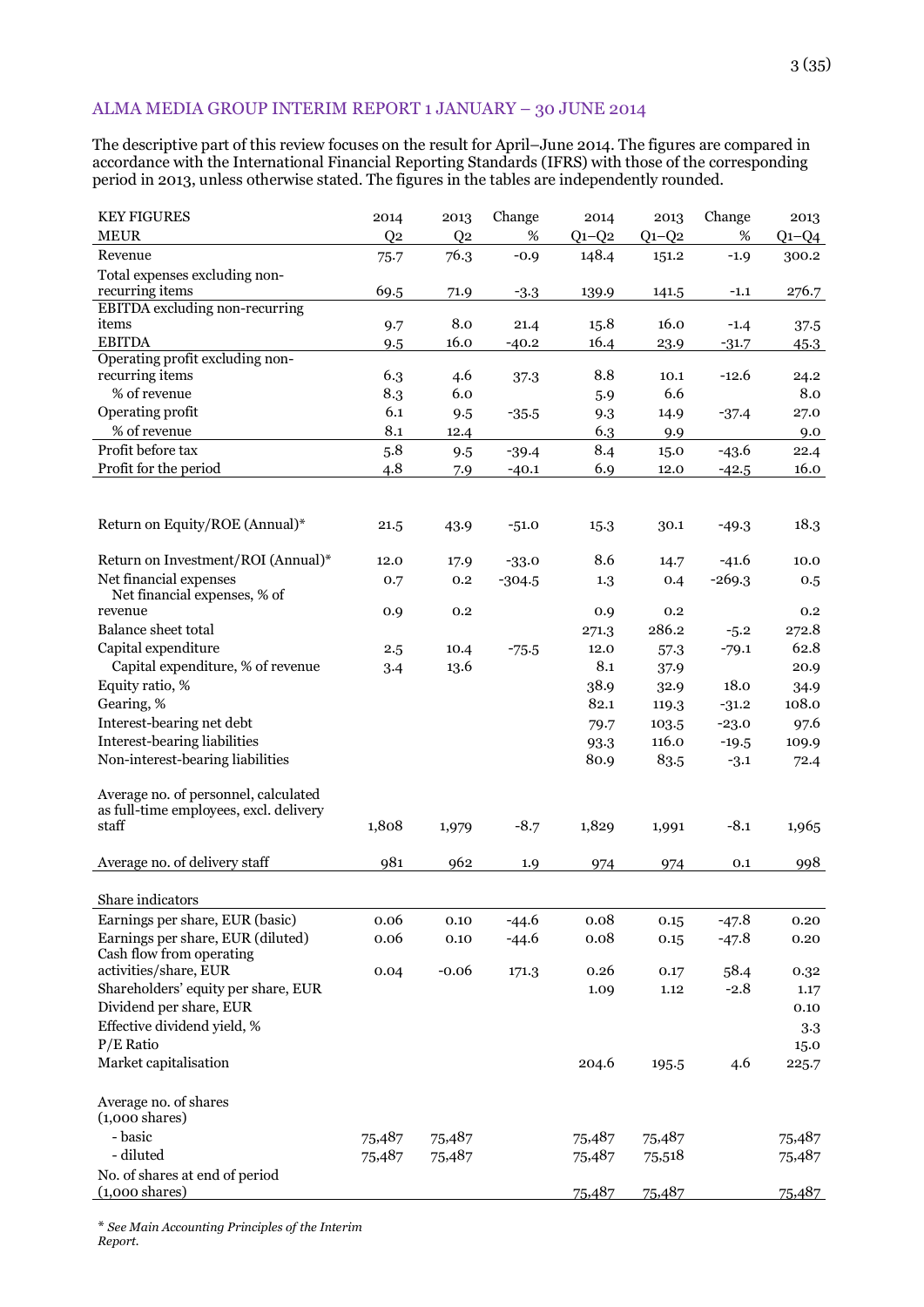## ALMA MEDIA GROUP INTERIM REPORT 1 JANUARY – 30 JUNE 2014

The descriptive part of this review focuses on the result for April–June 2014. The figures are compared in accordance with the International Financial Reporting Standards (IFRS) with those of the corresponding period in 2013, unless otherwise stated. The figures in the tables are independently rounded.

| KEY FIGURES MEUR | 2014 Q2 | 2013 Q2 | Change % | 2014 Q1–Q2 | 2013 Q1–Q2 | Change % | 2013 Q1–Q4 |
|---|---|---|---|---|---|---|---|
| Revenue | 75.7 | 76.3 | -0.9 | 148.4 | 151.2 | -1.9 | 300.2 |
| Total expenses excluding non-recurring items | 69.5 | 71.9 | -3.3 | 139.9 | 141.5 | -1.1 | 276.7 |
| EBITDA excluding non-recurring items | 9.7 | 8.0 | 21.4 | 15.8 | 16.0 | -1.4 | 37.5 |
| EBITDA | 9.5 | 16.0 | -40.2 | 16.4 | 23.9 | -31.7 | 45.3 |
| Operating profit excluding non-recurring items | 6.3 | 4.6 | 37.3 | 8.8 | 10.1 | -12.6 | 24.2 |
| % of revenue | 8.3 | 6.0 | | 5.9 | 6.6 | | 8.0 |
| Operating profit | 6.1 | 9.5 | -35.5 | 9.3 | 14.9 | -37.4 | 27.0 |
| % of revenue | 8.1 | 12.4 | | 6.3 | 9.9 | | 9.0 |
| Profit before tax | 5.8 | 9.5 | -39.4 | 8.4 | 15.0 | -43.6 | 22.4 |
| Profit for the period | 4.8 | 7.9 | -40.1 | 6.9 | 12.0 | -42.5 | 16.0 |
| | | | | | | | |
| Return on Equity/ROE (Annual)* | 21.5 | 43.9 | -51.0 | 15.3 | 30.1 | -49.3 | 18.3 |
| Return on Investment/ROI (Annual)* | 12.0 | 17.9 | -33.0 | 8.6 | 14.7 | -41.6 | 10.0 |
| Net financial expenses | 0.7 | 0.2 | -304.5 | 1.3 | 0.4 | -269.3 | 0.5 |
| Net financial expenses, % of revenue | 0.9 | 0.2 | | 0.9 | 0.2 | | 0.2 |
| Balance sheet total | | | | 271.3 | 286.2 | -5.2 | 272.8 |
| Capital expenditure | 2.5 | 10.4 | -75.5 | 12.0 | 57.3 | -79.1 | 62.8 |
| Capital expenditure, % of revenue | 3.4 | 13.6 | | 8.1 | 37.9 | | 20.9 |
| Equity ratio, % | | | | 38.9 | 32.9 | 18.0 | 34.9 |
| Gearing, % | | | | 82.1 | 119.3 | -31.2 | 108.0 |
| Interest-bearing net debt | | | | 79.7 | 103.5 | -23.0 | 97.6 |
| Interest-bearing liabilities | | | | 93.3 | 116.0 | -19.5 | 109.9 |
| Non-interest-bearing liabilities | | | | 80.9 | 83.5 | -3.1 | 72.4 |
| | | | | | | | |
| Average no. of personnel, calculated as full-time employees, excl. delivery staff | 1,808 | 1,979 | -8.7 | 1,829 | 1,991 | -8.1 | 1,965 |
| Average no. of delivery staff | 981 | 962 | 1.9 | 974 | 974 | 0.1 | 998 |
| | | | | | | | |
| Share indicators | | | | | | | |
| Earnings per share, EUR (basic) | 0.06 | 0.10 | -44.6 | 0.08 | 0.15 | -47.8 | 0.20 |
| Earnings per share, EUR (diluted) | 0.06 | 0.10 | -44.6 | 0.08 | 0.15 | -47.8 | 0.20 |
| Cash flow from operating activities/share, EUR | 0.04 | -0.06 | 171.3 | 0.26 | 0.17 | 58.4 | 0.32 |
| Shareholders' equity per share, EUR | | | | 1.09 | 1.12 | -2.8 | 1.17 |
| Dividend per share, EUR | | | | | | | 0.10 |
| Effective dividend yield, % | | | | | | | 3.3 |
| P/E Ratio | | | | | | | 15.0 |
| Market capitalisation | | | | 204.6 | 195.5 | 4.6 | 225.7 |
| | | | | | | | |
| Average no. of shares (1,000 shares) | | | | | | | |
| - basic | 75,487 | 75,487 | | 75,487 | 75,487 | | 75,487 |
| - diluted | 75,487 | 75,487 | | 75,487 | 75,518 | | 75,487 |
| No. of shares at end of period (1,000 shares) | | | | 75,487 | 75,487 | | 75,487 |

*\* See Main Accounting Principles of the Interim Report.*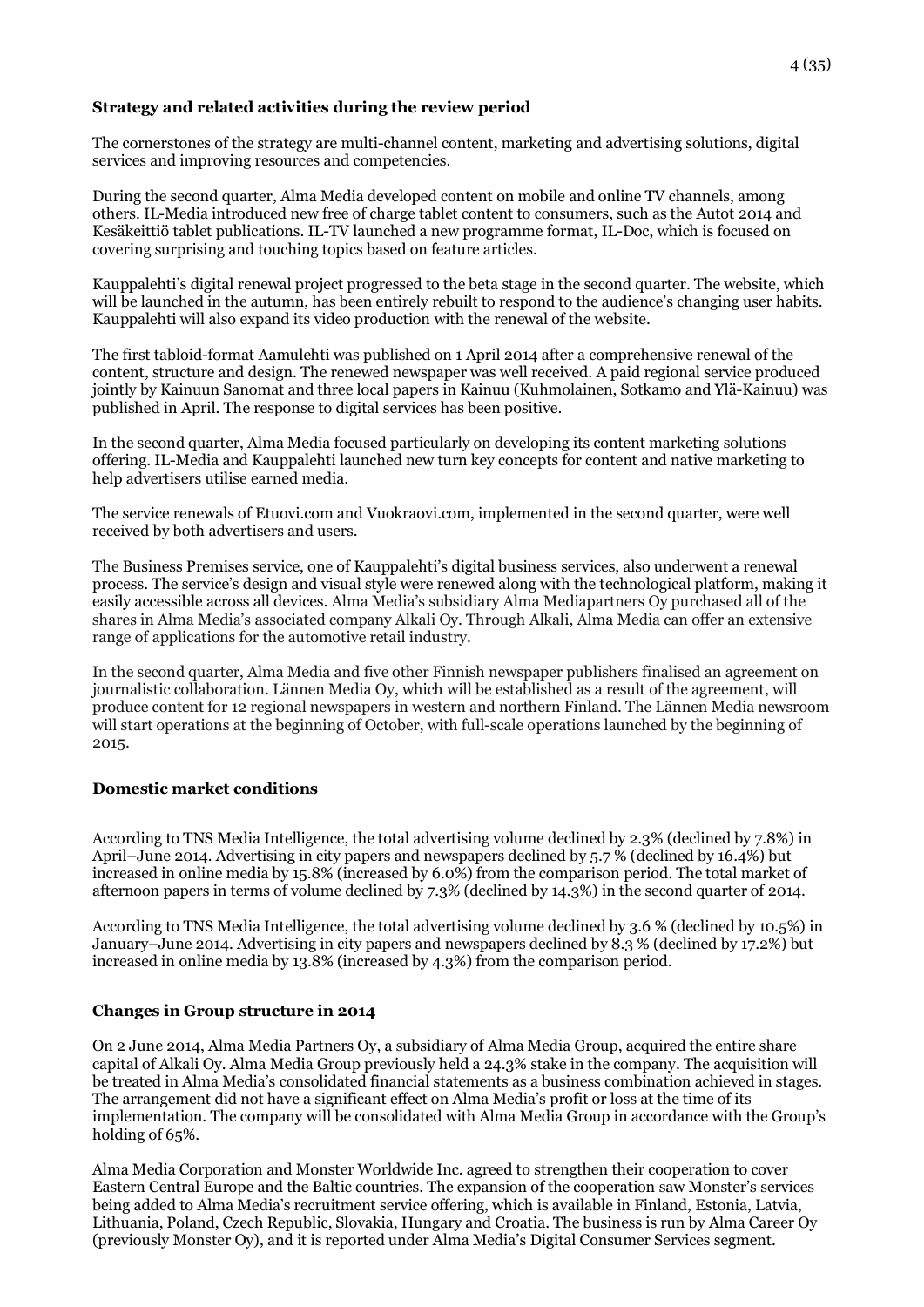### Strategy and related activities during the review period

The cornerstones of the strategy are multi-channel content, marketing and advertising solutions, digital services and improving resources and competencies.

During the second quarter, Alma Media developed content on mobile and online TV channels, among others. IL-Media introduced new free of charge tablet content to consumers, such as the Autot 2014 and Kesäkeittiö tablet publications. IL-TV launched a new programme format, IL-Doc, which is focused on covering surprising and touching topics based on feature articles.

Kauppalehti's digital renewal project progressed to the beta stage in the second quarter. The website, which will be launched in the autumn, has been entirely rebuilt to respond to the audience's changing user habits. Kauppalehti will also expand its video production with the renewal of the website.

The first tabloid-format Aamulehti was published on 1 April 2014 after a comprehensive renewal of the content, structure and design. The renewed newspaper was well received. A paid regional service produced jointly by Kainuun Sanomat and three local papers in Kainuu (Kuhmolainen, Sotkamo and Ylä-Kainuu) was published in April. The response to digital services has been positive.

In the second quarter, Alma Media focused particularly on developing its content marketing solutions offering. IL-Media and Kauppalehti launched new turn key concepts for content and native marketing to help advertisers utilise earned media.

The service renewals of Etuovi.com and Vuokraovi.com, implemented in the second quarter, were well received by both advertisers and users.

The Business Premises service, one of Kauppalehti's digital business services, also underwent a renewal process. The service's design and visual style were renewed along with the technological platform, making it easily accessible across all devices. Alma Media's subsidiary Alma Mediapartners Oy purchased all of the shares in Alma Media's associated company Alkali Oy. Through Alkali, Alma Media can offer an extensive range of applications for the automotive retail industry.

In the second quarter, Alma Media and five other Finnish newspaper publishers finalised an agreement on journalistic collaboration. Lännen Media Oy, which will be established as a result of the agreement, will produce content for 12 regional newspapers in western and northern Finland. The Lännen Media newsroom will start operations at the beginning of October, with full-scale operations launched by the beginning of 2015.

### Domestic market conditions

According to TNS Media Intelligence, the total advertising volume declined by 2.3% (declined by 7.8%) in April–June 2014. Advertising in city papers and newspapers declined by 5.7 % (declined by 16.4%) but increased in online media by 15.8% (increased by 6.0%) from the comparison period. The total market of afternoon papers in terms of volume declined by 7.3% (declined by 14.3%) in the second quarter of 2014.

According to TNS Media Intelligence, the total advertising volume declined by 3.6 % (declined by 10.5%) in January–June 2014. Advertising in city papers and newspapers declined by 8.3 % (declined by 17.2%) but increased in online media by 13.8% (increased by 4.3%) from the comparison period.

### Changes in Group structure in 2014

On 2 June 2014, Alma Media Partners Oy, a subsidiary of Alma Media Group, acquired the entire share capital of Alkali Oy. Alma Media Group previously held a 24.3% stake in the company. The acquisition will be treated in Alma Media's consolidated financial statements as a business combination achieved in stages. The arrangement did not have a significant effect on Alma Media's profit or loss at the time of its implementation. The company will be consolidated with Alma Media Group in accordance with the Group's holding of 65%.

Alma Media Corporation and Monster Worldwide Inc. agreed to strengthen their cooperation to cover Eastern Central Europe and the Baltic countries. The expansion of the cooperation saw Monster's services being added to Alma Media's recruitment service offering, which is available in Finland, Estonia, Latvia, Lithuania, Poland, Czech Republic, Slovakia, Hungary and Croatia. The business is run by Alma Career Oy (previously Monster Oy), and it is reported under Alma Media's Digital Consumer Services segment.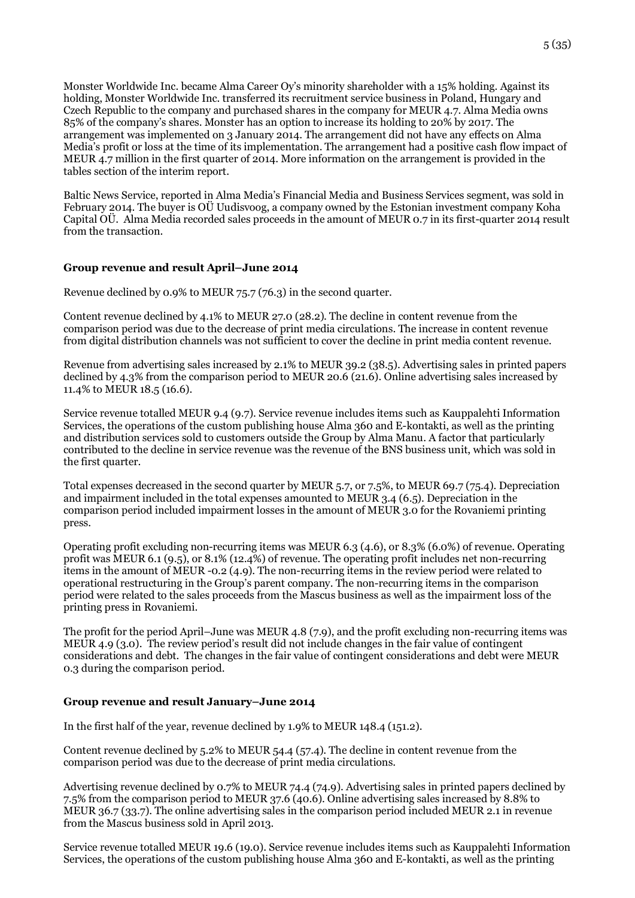Monster Worldwide Inc. became Alma Career Oy's minority shareholder with a 15% holding. Against its holding, Monster Worldwide Inc. transferred its recruitment service business in Poland, Hungary and Czech Republic to the company and purchased shares in the company for MEUR 4.7. Alma Media owns 85% of the company's shares. Monster has an option to increase its holding to 20% by 2017. The arrangement was implemented on 3 January 2014. The arrangement did not have any effects on Alma Media's profit or loss at the time of its implementation. The arrangement had a positive cash flow impact of MEUR 4.7 million in the first quarter of 2014. More information on the arrangement is provided in the tables section of the interim report.

Baltic News Service, reported in Alma Media's Financial Media and Business Services segment, was sold in February 2014. The buyer is OÜ Uudisvoog, a company owned by the Estonian investment company Koha Capital OÜ. Alma Media recorded sales proceeds in the amount of MEUR 0.7 in its first-quarter 2014 result from the transaction.

**Group revenue and result April–June 2014**

Revenue declined by 0.9% to MEUR 75.7 (76.3) in the second quarter.

Content revenue declined by 4.1% to MEUR 27.0 (28.2). The decline in content revenue from the comparison period was due to the decrease of print media circulations. The increase in content revenue from digital distribution channels was not sufficient to cover the decline in print media content revenue.

Revenue from advertising sales increased by 2.1% to MEUR 39.2 (38.5). Advertising sales in printed papers declined by 4.3% from the comparison period to MEUR 20.6 (21.6). Online advertising sales increased by 11.4% to MEUR 18.5 (16.6).

Service revenue totalled MEUR 9.4 (9.7). Service revenue includes items such as Kauppalehti Information Services, the operations of the custom publishing house Alma 360 and E-kontakti, as well as the printing and distribution services sold to customers outside the Group by Alma Manu. A factor that particularly contributed to the decline in service revenue was the revenue of the BNS business unit, which was sold in the first quarter.

Total expenses decreased in the second quarter by MEUR 5.7, or 7.5%, to MEUR 69.7 (75.4). Depreciation and impairment included in the total expenses amounted to MEUR 3.4 (6.5). Depreciation in the comparison period included impairment losses in the amount of MEUR 3.0 for the Rovaniemi printing press.

Operating profit excluding non-recurring items was MEUR 6.3 (4.6), or 8.3% (6.0%) of revenue. Operating profit was MEUR 6.1 (9.5), or 8.1% (12.4%) of revenue. The operating profit includes net non-recurring items in the amount of MEUR -0.2 (4.9). The non-recurring items in the review period were related to operational restructuring in the Group's parent company. The non-recurring items in the comparison period were related to the sales proceeds from the Mascus business as well as the impairment loss of the printing press in Rovaniemi.

The profit for the period April–June was MEUR 4.8 (7.9), and the profit excluding non-recurring items was MEUR 4.9 (3.0). The review period's result did not include changes in the fair value of contingent considerations and debt. The changes in the fair value of contingent considerations and debt were MEUR 0.3 during the comparison period.

**Group revenue and result January–June 2014**

In the first half of the year, revenue declined by 1.9% to MEUR 148.4 (151.2).

Content revenue declined by 5.2% to MEUR 54.4 (57.4). The decline in content revenue from the comparison period was due to the decrease of print media circulations.

Advertising revenue declined by 0.7% to MEUR 74.4 (74.9). Advertising sales in printed papers declined by 7.5% from the comparison period to MEUR 37.6 (40.6). Online advertising sales increased by 8.8% to MEUR 36.7 (33.7). The online advertising sales in the comparison period included MEUR 2.1 in revenue from the Mascus business sold in April 2013.

Service revenue totalled MEUR 19.6 (19.0). Service revenue includes items such as Kauppalehti Information Services, the operations of the custom publishing house Alma 360 and E-kontakti, as well as the printing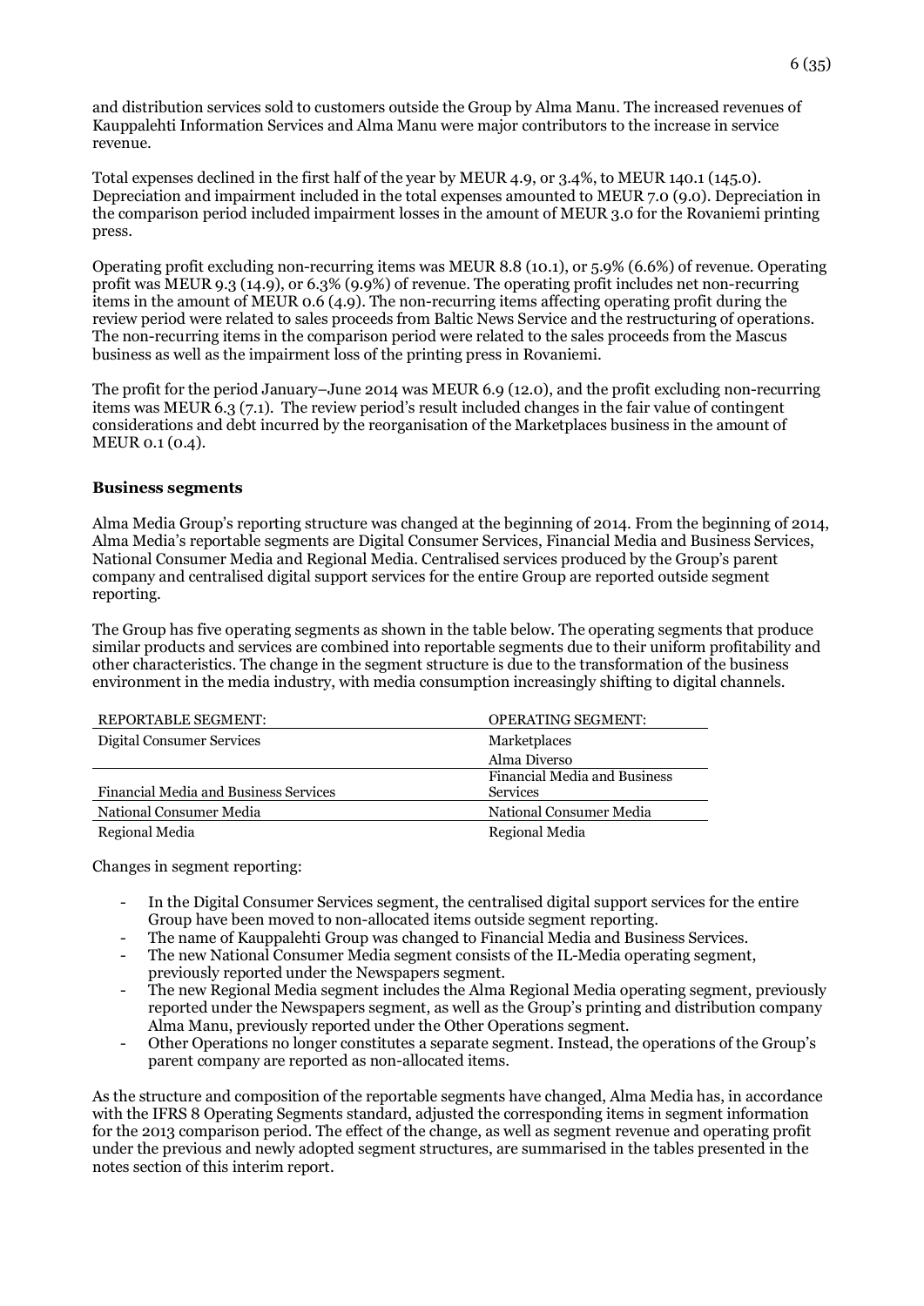and distribution services sold to customers outside the Group by Alma Manu. The increased revenues of Kauppalehti Information Services and Alma Manu were major contributors to the increase in service revenue.

Total expenses declined in the first half of the year by MEUR 4.9, or 3.4%, to MEUR 140.1 (145.0). Depreciation and impairment included in the total expenses amounted to MEUR 7.0 (9.0). Depreciation in the comparison period included impairment losses in the amount of MEUR 3.0 for the Rovaniemi printing press.

Operating profit excluding non-recurring items was MEUR 8.8 (10.1), or 5.9% (6.6%) of revenue. Operating profit was MEUR 9.3 (14.9), or 6.3% (9.9%) of revenue. The operating profit includes net non-recurring items in the amount of MEUR 0.6 (4.9). The non-recurring items affecting operating profit during the review period were related to sales proceeds from Baltic News Service and the restructuring of operations. The non-recurring items in the comparison period were related to the sales proceeds from the Mascus business as well as the impairment loss of the printing press in Rovaniemi.

The profit for the period January–June 2014 was MEUR 6.9 (12.0), and the profit excluding non-recurring items was MEUR 6.3 (7.1). The review period's result included changes in the fair value of contingent considerations and debt incurred by the reorganisation of the Marketplaces business in the amount of MEUR 0.1 (0.4).

**Business segments**

Alma Media Group's reporting structure was changed at the beginning of 2014. From the beginning of 2014, Alma Media's reportable segments are Digital Consumer Services, Financial Media and Business Services, National Consumer Media and Regional Media. Centralised services produced by the Group's parent company and centralised digital support services for the entire Group are reported outside segment reporting.

The Group has five operating segments as shown in the table below. The operating segments that produce similar products and services are combined into reportable segments due to their uniform profitability and other characteristics. The change in the segment structure is due to the transformation of the business environment in the media industry, with media consumption increasingly shifting to digital channels.

| REPORTABLE SEGMENT: | OPERATING SEGMENT: |
|---|---|
| Digital Consumer Services | Marketplaces |
| | Alma Diverso |
| Financial Media and Business Services | Financial Media and Business Services |
| National Consumer Media | National Consumer Media |
| Regional Media | Regional Media |

Changes in segment reporting:

- In the Digital Consumer Services segment, the centralised digital support services for the entire Group have been moved to non-allocated items outside segment reporting.
- The name of Kauppalehti Group was changed to Financial Media and Business Services.
- The new National Consumer Media segment consists of the IL-Media operating segment, previously reported under the Newspapers segment.
- The new Regional Media segment includes the Alma Regional Media operating segment, previously reported under the Newspapers segment, as well as the Group's printing and distribution company Alma Manu, previously reported under the Other Operations segment.
- Other Operations no longer constitutes a separate segment. Instead, the operations of the Group's parent company are reported as non-allocated items.

As the structure and composition of the reportable segments have changed, Alma Media has, in accordance with the IFRS 8 Operating Segments standard, adjusted the corresponding items in segment information for the 2013 comparison period. The effect of the change, as well as segment revenue and operating profit under the previous and newly adopted segment structures, are summarised in the tables presented in the notes section of this interim report.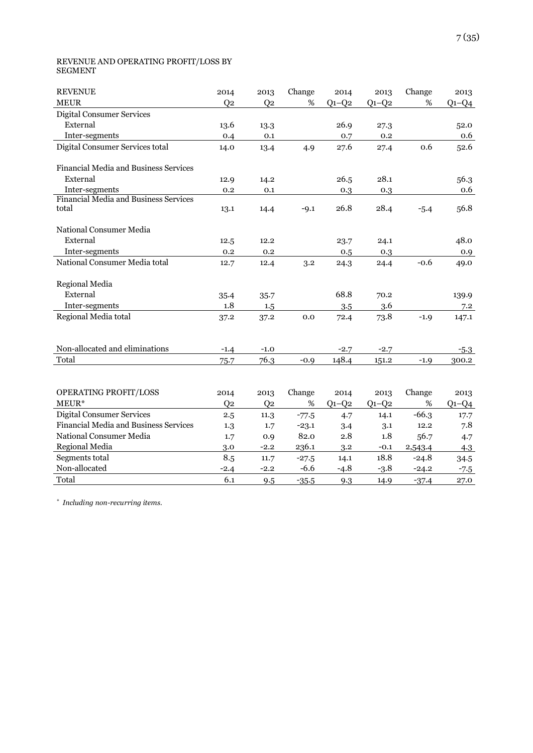REVENUE AND OPERATING PROFIT/LOSS BY SEGMENT

| REVENUE | 2014 | 2013 | Change | 2014 | 2013 | Change | 2013 |
|---|---|---|---|---|---|---|---|
| MEUR | Q2 | Q2 | % | Q1–Q2 | Q1–Q2 | % | Q1–Q4 |
| Digital Consumer Services | | | | | | | |
| External | 13.6 | 13.3 | | 26.9 | 27.3 | | 52.0 |
| Inter-segments | 0.4 | 0.1 | | 0.7 | 0.2 | | 0.6 |
| Digital Consumer Services total | 14.0 | 13.4 | 4.9 | 27.6 | 27.4 | 0.6 | 52.6 |
| Financial Media and Business Services | | | | | | | |
| External | 12.9 | 14.2 | | 26.5 | 28.1 | | 56.3 |
| Inter-segments | 0.2 | 0.1 | | 0.3 | 0.3 | | 0.6 |
| Financial Media and Business Services total | 13.1 | 14.4 | -9.1 | 26.8 | 28.4 | -5.4 | 56.8 |
| National Consumer Media | | | | | | | |
| External | 12.5 | 12.2 | | 23.7 | 24.1 | | 48.0 |
| Inter-segments | 0.2 | 0.2 | | 0.5 | 0.3 | | 0.9 |
| National Consumer Media total | 12.7 | 12.4 | 3.2 | 24.3 | 24.4 | -0.6 | 49.0 |
| Regional Media | | | | | | | |
| External | 35.4 | 35.7 | | 68.8 | 70.2 | | 139.9 |
| Inter-segments | 1.8 | 1.5 | | 3.5 | 3.6 | | 7.2 |
| Regional Media total | 37.2 | 37.2 | 0.0 | 72.4 | 73.8 | -1.9 | 147.1 |
| Non-allocated and eliminations | -1.4 | -1.0 | | -2.7 | -2.7 | | -5.3 |
| Total | 75.7 | 76.3 | -0.9 | 148.4 | 151.2 | -1.9 | 300.2 |

| OPERATING PROFIT/LOSS | 2014 | 2013 | Change | 2014 | 2013 | Change | 2013 |
|---|---|---|---|---|---|---|---|
| MEUR* | Q2 | Q2 | % | Q1–Q2 | Q1–Q2 | % | Q1–Q4 |
| Digital Consumer Services | 2.5 | 11.3 | -77.5 | 4.7 | 14.1 | -66.3 | 17.7 |
| Financial Media and Business Services | 1.3 | 1.7 | -23.1 | 3.4 | 3.1 | 12.2 | 7.8 |
| National Consumer Media | 1.7 | 0.9 | 82.0 | 2.8 | 1.8 | 56.7 | 4.7 |
| Regional Media | 3.0 | -2.2 | 236.1 | 3.2 | -0.1 | 2,543.4 | 4.3 |
| Segments total | 8.5 | 11.7 | -27.5 | 14.1 | 18.8 | -24.8 | 34.5 |
| Non-allocated | -2.4 | -2.2 | -6.6 | -4.8 | -3.8 | -24.2 | -7.5 |
| Total | 6.1 | 9.5 | -35.5 | 9.3 | 14.9 | -37.4 | 27.0 |

\* *Including non-recurring items.*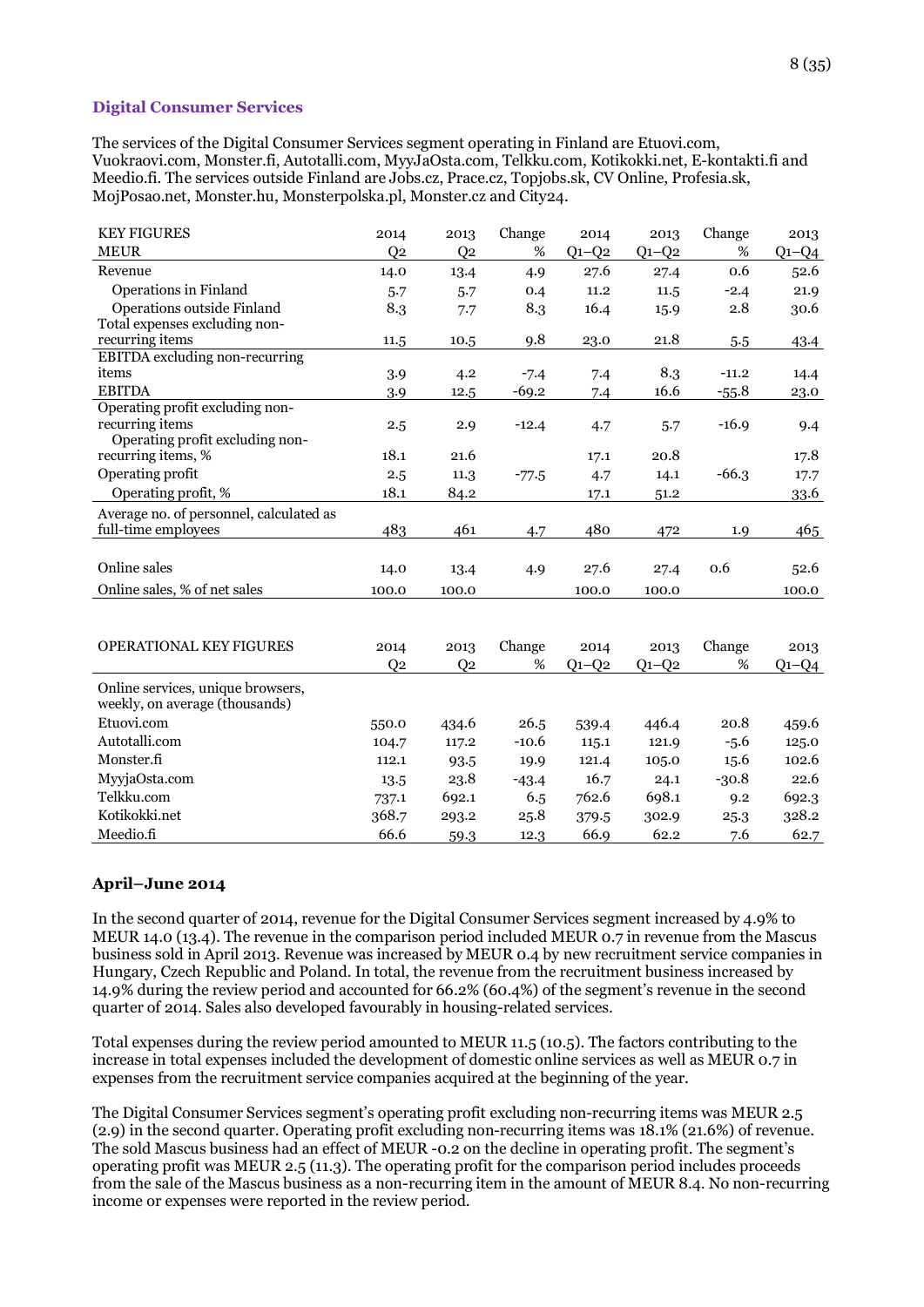## Digital Consumer Services

The services of the Digital Consumer Services segment operating in Finland are Etuovi.com, Vuokraovi.com, Monster.fi, Autotalli.com, MyyJaOsta.com, Telkku.com, Kotikokki.net, E-kontakti.fi and Meedio.fi. The services outside Finland are Jobs.cz, Prace.cz, Topjobs.sk, CV Online, Profesia.sk, MojPosao.net, Monster.hu, Monsterpolska.pl, Monster.cz and City24.

| KEY FIGURES MEUR | 2014 Q2 | 2013 Q2 | Change % | 2014 Q1–Q2 | 2013 Q1–Q2 | Change % | 2013 Q1–Q4 |
|---|---|---|---|---|---|---|---|
| Revenue | 14.0 | 13.4 | 4.9 | 27.6 | 27.4 | 0.6 | 52.6 |
| Operations in Finland | 5.7 | 5.7 | 0.4 | 11.2 | 11.5 | -2.4 | 21.9 |
| Operations outside Finland | 8.3 | 7.7 | 8.3 | 16.4 | 15.9 | 2.8 | 30.6 |
| Total expenses excluding non-recurring items | 11.5 | 10.5 | 9.8 | 23.0 | 21.8 | 5.5 | 43.4 |
| EBITDA excluding non-recurring items | 3.9 | 4.2 | -7.4 | 7.4 | 8.3 | -11.2 | 14.4 |
| EBITDA | 3.9 | 12.5 | -69.2 | 7.4 | 16.6 | -55.8 | 23.0 |
| Operating profit excluding non-recurring items | 2.5 | 2.9 | -12.4 | 4.7 | 5.7 | -16.9 | 9.4 |
| Operating profit excluding non-recurring items, % | 18.1 | 21.6 | | 17.1 | 20.8 | | 17.8 |
| Operating profit | 2.5 | 11.3 | -77.5 | 4.7 | 14.1 | -66.3 | 17.7 |
| Operating profit, % | 18.1 | 84.2 | | 17.1 | 51.2 | | 33.6 |
| Average no. of personnel, calculated as full-time employees | 483 | 461 | 4.7 | 480 | 472 | 1.9 | 465 |
| Online sales | 14.0 | 13.4 | 4.9 | 27.6 | 27.4 | 0.6 | 52.6 |
| Online sales, % of net sales | 100.0 | 100.0 | | 100.0 | 100.0 | | 100.0 |

| OPERATIONAL KEY FIGURES | 2014 Q2 | 2013 Q2 | Change % | 2014 Q1–Q2 | 2013 Q1–Q2 | Change % | 2013 Q1–Q4 |
|---|---|---|---|---|---|---|---|
| Online services, unique browsers, weekly, on average (thousands) | | | | | | | |
| Etuovi.com | 550.0 | 434.6 | 26.5 | 539.4 | 446.4 | 20.8 | 459.6 |
| Autotalli.com | 104.7 | 117.2 | -10.6 | 115.1 | 121.9 | -5.6 | 125.0 |
| Monster.fi | 112.1 | 93.5 | 19.9 | 121.4 | 105.0 | 15.6 | 102.6 |
| MyyjaOsta.com | 13.5 | 23.8 | -43.4 | 16.7 | 24.1 | -30.8 | 22.6 |
| Telkku.com | 737.1 | 692.1 | 6.5 | 762.6 | 698.1 | 9.2 | 692.3 |
| Kotikokki.net | 368.7 | 293.2 | 25.8 | 379.5 | 302.9 | 25.3 | 328.2 |
| Meedio.fi | 66.6 | 59.3 | 12.3 | 66.9 | 62.2 | 7.6 | 62.7 |

### April–June 2014

In the second quarter of 2014, revenue for the Digital Consumer Services segment increased by 4.9% to MEUR 14.0 (13.4). The revenue in the comparison period included MEUR 0.7 in revenue from the Mascus business sold in April 2013. Revenue was increased by MEUR 0.4 by new recruitment service companies in Hungary, Czech Republic and Poland. In total, the revenue from the recruitment business increased by 14.9% during the review period and accounted for 66.2% (60.4%) of the segment's revenue in the second quarter of 2014. Sales also developed favourably in housing-related services.

Total expenses during the review period amounted to MEUR 11.5 (10.5). The factors contributing to the increase in total expenses included the development of domestic online services as well as MEUR 0.7 in expenses from the recruitment service companies acquired at the beginning of the year.

The Digital Consumer Services segment's operating profit excluding non-recurring items was MEUR 2.5 (2.9) in the second quarter. Operating profit excluding non-recurring items was 18.1% (21.6%) of revenue. The sold Mascus business had an effect of MEUR -0.2 on the decline in operating profit. The segment's operating profit was MEUR 2.5 (11.3). The operating profit for the comparison period includes proceeds from the sale of the Mascus business as a non-recurring item in the amount of MEUR 8.4. No non-recurring income or expenses were reported in the review period.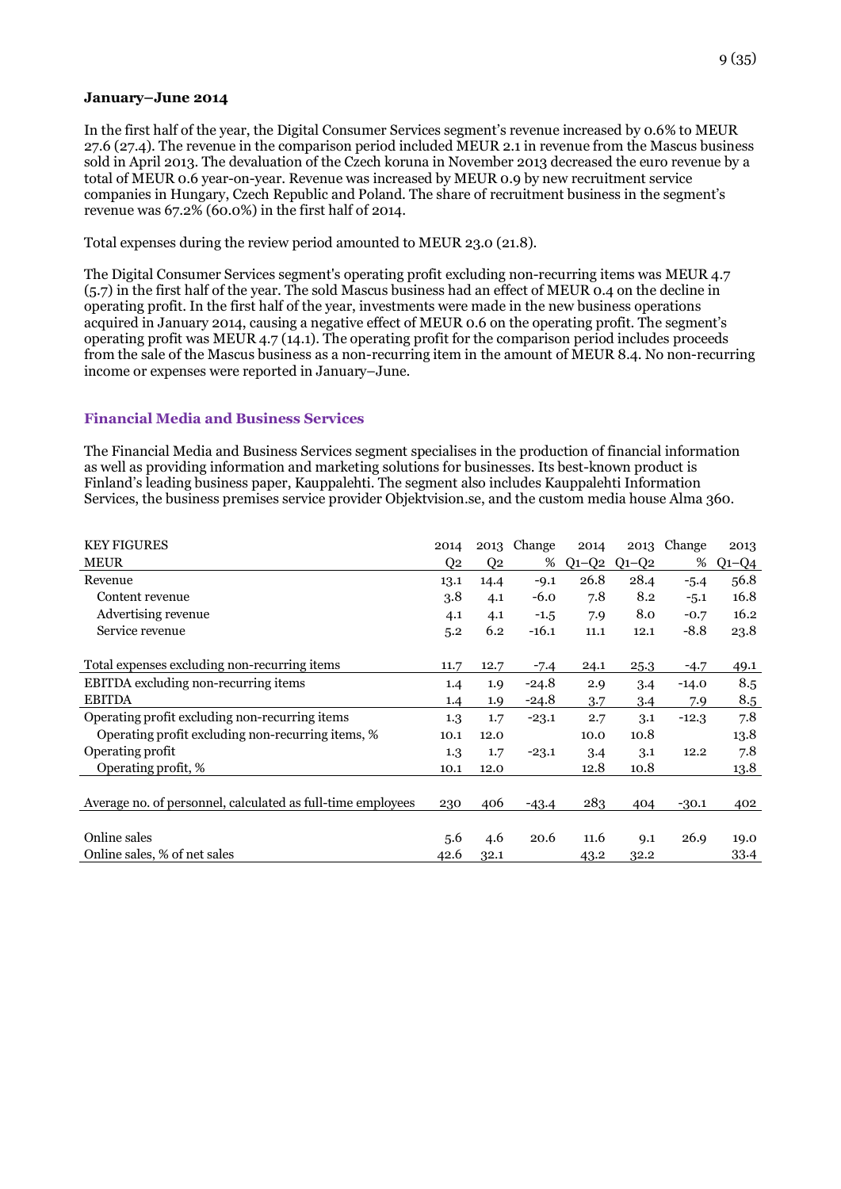**January–June 2014**

In the first half of the year, the Digital Consumer Services segment's revenue increased by 0.6% to MEUR 27.6 (27.4). The revenue in the comparison period included MEUR 2.1 in revenue from the Mascus business sold in April 2013. The devaluation of the Czech koruna in November 2013 decreased the euro revenue by a total of MEUR 0.6 year-on-year. Revenue was increased by MEUR 0.9 by new recruitment service companies in Hungary, Czech Republic and Poland. The share of recruitment business in the segment's revenue was 67.2% (60.0%) in the first half of 2014.

Total expenses during the review period amounted to MEUR 23.0 (21.8).

The Digital Consumer Services segment's operating profit excluding non-recurring items was MEUR 4.7 (5.7) in the first half of the year. The sold Mascus business had an effect of MEUR 0.4 on the decline in operating profit. In the first half of the year, investments were made in the new business operations acquired in January 2014, causing a negative effect of MEUR 0.6 on the operating profit. The segment's operating profit was MEUR 4.7 (14.1). The operating profit for the comparison period includes proceeds from the sale of the Mascus business as a non-recurring item in the amount of MEUR 8.4. No non-recurring income or expenses were reported in January–June.

## Financial Media and Business Services

The Financial Media and Business Services segment specialises in the production of financial information as well as providing information and marketing solutions for businesses. Its best-known product is Finland's leading business paper, Kauppalehti. The segment also includes Kauppalehti Information Services, the business premises service provider Objektvision.se, and the custom media house Alma 360.

| KEY FIGURES MEUR | 2014 Q2 | 2013 Q2 | Change % | 2014 Q1–Q2 | 2013 Q1–Q2 | Change % | 2013 Q1–Q4 |
|---|---|---|---|---|---|---|---|
| Revenue | 13.1 | 14.4 | -9.1 | 26.8 | 28.4 | -5.4 | 56.8 |
| Content revenue | 3.8 | 4.1 | -6.0 | 7.8 | 8.2 | -5.1 | 16.8 |
| Advertising revenue | 4.1 | 4.1 | -1.5 | 7.9 | 8.0 | -0.7 | 16.2 |
| Service revenue | 5.2 | 6.2 | -16.1 | 11.1 | 12.1 | -8.8 | 23.8 |
| Total expenses excluding non-recurring items | 11.7 | 12.7 | -7.4 | 24.1 | 25.3 | -4.7 | 49.1 |
| EBITDA excluding non-recurring items | 1.4 | 1.9 | -24.8 | 2.9 | 3.4 | -14.0 | 8.5 |
| EBITDA | 1.4 | 1.9 | -24.8 | 3.7 | 3.4 | 7.9 | 8.5 |
| Operating profit excluding non-recurring items | 1.3 | 1.7 | -23.1 | 2.7 | 3.1 | -12.3 | 7.8 |
| Operating profit excluding non-recurring items, % | 10.1 | 12.0 | | 10.0 | 10.8 | | 13.8 |
| Operating profit | 1.3 | 1.7 | -23.1 | 3.4 | 3.1 | 12.2 | 7.8 |
| Operating profit, % | 10.1 | 12.0 | | 12.8 | 10.8 | | 13.8 |
| Average no. of personnel, calculated as full-time employees | 230 | 406 | -43.4 | 283 | 404 | -30.1 | 402 |
| Online sales | 5.6 | 4.6 | 20.6 | 11.6 | 9.1 | 26.9 | 19.0 |
| Online sales, % of net sales | 42.6 | 32.1 | | 43.2 | 32.2 | | 33.4 |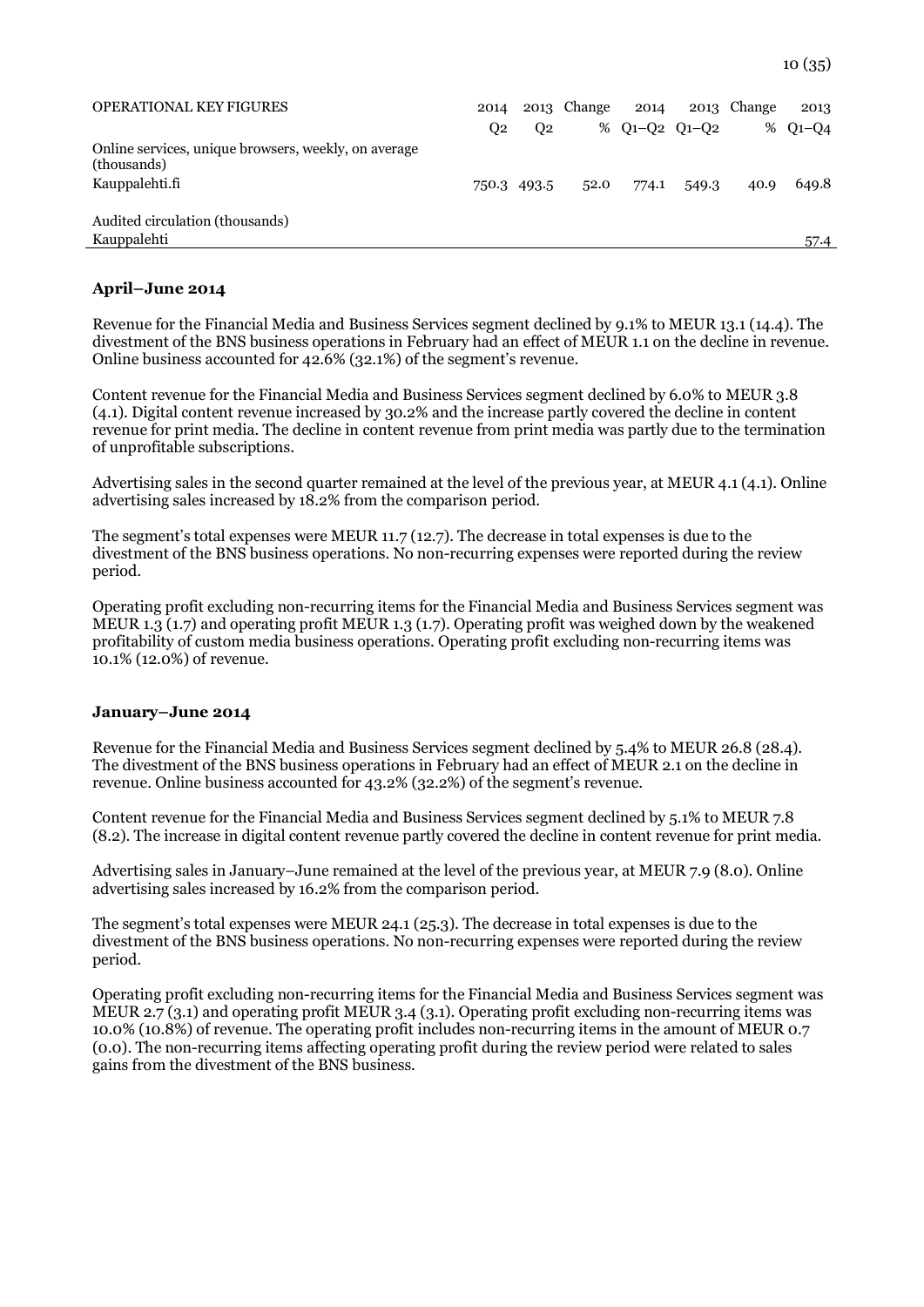| OPERATIONAL KEY FIGURES | 2014 Q2 | 2013 Q2 | Change % | 2014 Q1–Q2 | 2013 Q1–Q2 | Change % | 2013 Q1–Q4 |
|---|---|---|---|---|---|---|---|
| Online services, unique browsers, weekly, on average (thousands) | | | | | | | |
| Kauppalehti.fi | 750.3 | 493.5 | 52.0 | 774.1 | 549.3 | 40.9 | 649.8 |
| Audited circulation (thousands) | | | | | | | |
| Kauppalehti | | | | | | | 57.4 |

**April–June 2014**

Revenue for the Financial Media and Business Services segment declined by 9.1% to MEUR 13.1 (14.4). The divestment of the BNS business operations in February had an effect of MEUR 1.1 on the decline in revenue. Online business accounted for 42.6% (32.1%) of the segment's revenue.

Content revenue for the Financial Media and Business Services segment declined by 6.0% to MEUR 3.8 (4.1). Digital content revenue increased by 30.2% and the increase partly covered the decline in content revenue for print media. The decline in content revenue from print media was partly due to the termination of unprofitable subscriptions.

Advertising sales in the second quarter remained at the level of the previous year, at MEUR 4.1 (4.1). Online advertising sales increased by 18.2% from the comparison period.

The segment's total expenses were MEUR 11.7 (12.7). The decrease in total expenses is due to the divestment of the BNS business operations. No non-recurring expenses were reported during the review period.

Operating profit excluding non-recurring items for the Financial Media and Business Services segment was MEUR 1.3 (1.7) and operating profit MEUR 1.3 (1.7). Operating profit was weighed down by the weakened profitability of custom media business operations. Operating profit excluding non-recurring items was 10.1% (12.0%) of revenue.

**January–June 2014**

Revenue for the Financial Media and Business Services segment declined by 5.4% to MEUR 26.8 (28.4). The divestment of the BNS business operations in February had an effect of MEUR 2.1 on the decline in revenue. Online business accounted for 43.2% (32.2%) of the segment's revenue.

Content revenue for the Financial Media and Business Services segment declined by 5.1% to MEUR 7.8 (8.2). The increase in digital content revenue partly covered the decline in content revenue for print media.

Advertising sales in January–June remained at the level of the previous year, at MEUR 7.9 (8.0). Online advertising sales increased by 16.2% from the comparison period.

The segment's total expenses were MEUR 24.1 (25.3). The decrease in total expenses is due to the divestment of the BNS business operations. No non-recurring expenses were reported during the review period.

Operating profit excluding non-recurring items for the Financial Media and Business Services segment was MEUR 2.7 (3.1) and operating profit MEUR 3.4 (3.1). Operating profit excluding non-recurring items was 10.0% (10.8%) of revenue. The operating profit includes non-recurring items in the amount of MEUR 0.7 (0.0). The non-recurring items affecting operating profit during the review period were related to sales gains from the divestment of the BNS business.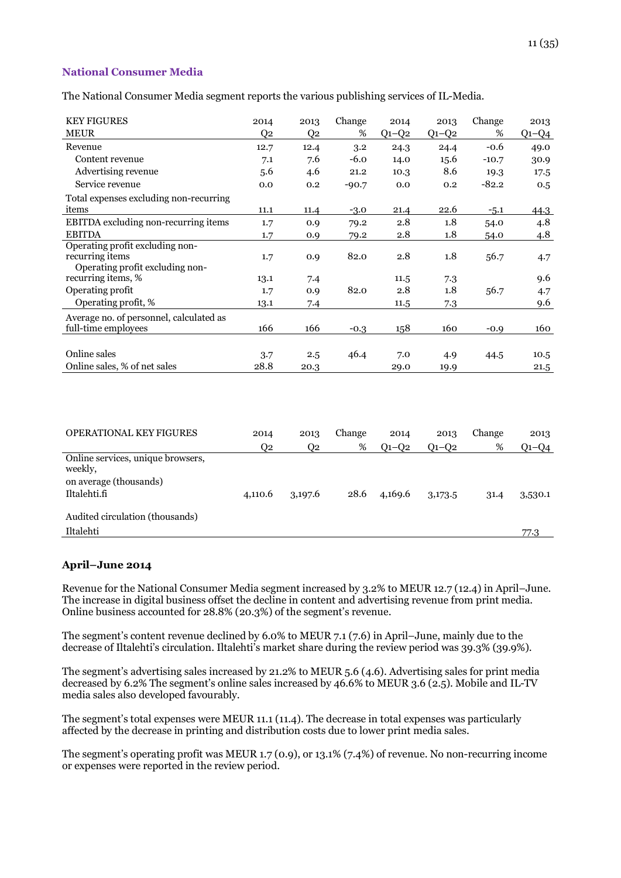### National Consumer Media

The National Consumer Media segment reports the various publishing services of IL-Media.

| KEY FIGURES MEUR | 2014 Q2 | 2013 Q2 | Change % | 2014 Q1–Q2 | 2013 Q1–Q2 | Change % | 2013 Q1–Q4 |
|---|---|---|---|---|---|---|---|
| Revenue | 12.7 | 12.4 | 3.2 | 24.3 | 24.4 | -0.6 | 49.0 |
| Content revenue | 7.1 | 7.6 | -6.0 | 14.0 | 15.6 | -10.7 | 30.9 |
| Advertising revenue | 5.6 | 4.6 | 21.2 | 10.3 | 8.6 | 19.3 | 17.5 |
| Service revenue | 0.0 | 0.2 | -90.7 | 0.0 | 0.2 | -82.2 | 0.5 |
| Total expenses excluding non-recurring items | 11.1 | 11.4 | -3.0 | 21.4 | 22.6 | -5.1 | 44.3 |
| EBITDA excluding non-recurring items | 1.7 | 0.9 | 79.2 | 2.8 | 1.8 | 54.0 | 4.8 |
| EBITDA | 1.7 | 0.9 | 79.2 | 2.8 | 1.8 | 54.0 | 4.8 |
| Operating profit excluding non-recurring items | 1.7 | 0.9 | 82.0 | 2.8 | 1.8 | 56.7 | 4.7 |
| Operating profit excluding non-recurring items, % | 13.1 | 7.4 | | 11.5 | 7.3 | | 9.6 |
| Operating profit | 1.7 | 0.9 | 82.0 | 2.8 | 1.8 | 56.7 | 4.7 |
| Operating profit, % | 13.1 | 7.4 | | 11.5 | 7.3 | | 9.6 |
| Average no. of personnel, calculated as full-time employees | 166 | 166 | -0.3 | 158 | 160 | -0.9 | 160 |
| Online sales | 3.7 | 2.5 | 46.4 | 7.0 | 4.9 | 44.5 | 10.5 |
| Online sales, % of net sales | 28.8 | 20.3 | | 29.0 | 19.9 | | 21.5 |

| OPERATIONAL KEY FIGURES | 2014 Q2 | 2013 Q2 | Change % | 2014 Q1–Q2 | 2013 Q1–Q2 | Change % | 2013 Q1–Q4 |
|---|---|---|---|---|---|---|---|
| Online services, unique browsers, weekly, on average (thousands) | | | | | | | |
| Iltalehti.fi | 4,110.6 | 3,197.6 | 28.6 | 4,169.6 | 3,173.5 | 31.4 | 3,530.1 |
| Audited circulation (thousands) | | | | | | | |
| Iltalehti | | | | | | | 77.3 |

#### April–June 2014

Revenue for the National Consumer Media segment increased by 3.2% to MEUR 12.7 (12.4) in April–June. The increase in digital business offset the decline in content and advertising revenue from print media. Online business accounted for 28.8% (20.3%) of the segment's revenue.

The segment's content revenue declined by 6.0% to MEUR 7.1 (7.6) in April–June, mainly due to the decrease of Iltalehti's circulation. Iltalehti's market share during the review period was 39.3% (39.9%).

The segment's advertising sales increased by 21.2% to MEUR 5.6 (4.6). Advertising sales for print media decreased by 6.2% The segment's online sales increased by 46.6% to MEUR 3.6 (2.5). Mobile and IL-TV media sales also developed favourably.

The segment's total expenses were MEUR 11.1 (11.4). The decrease in total expenses was particularly affected by the decrease in printing and distribution costs due to lower print media sales.

The segment's operating profit was MEUR 1.7 (0.9), or 13.1% (7.4%) of revenue. No non-recurring income or expenses were reported in the review period.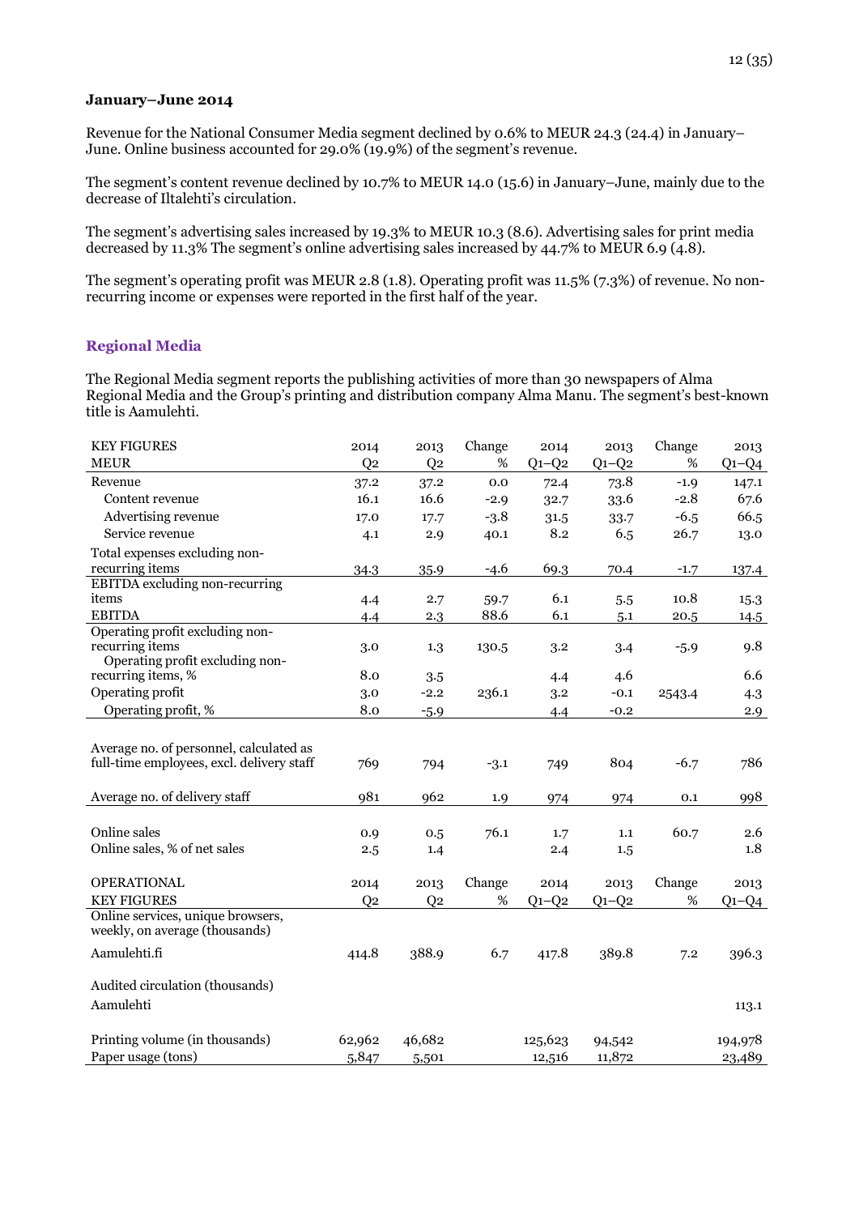**January–June 2014**

Revenue for the National Consumer Media segment declined by 0.6% to MEUR 24.3 (24.4) in January–June. Online business accounted for 29.0% (19.9%) of the segment's revenue.

The segment's content revenue declined by 10.7% to MEUR 14.0 (15.6) in January–June, mainly due to the decrease of Iltalehti's circulation.

The segment's advertising sales increased by 19.3% to MEUR 10.3 (8.6). Advertising sales for print media decreased by 11.3% The segment's online advertising sales increased by 44.7% to MEUR 6.9 (4.8).

The segment's operating profit was MEUR 2.8 (1.8). Operating profit was 11.5% (7.3%) of revenue. No non-recurring income or expenses were reported in the first half of the year.

## Regional Media

The Regional Media segment reports the publishing activities of more than 30 newspapers of Alma Regional Media and the Group's printing and distribution company Alma Manu. The segment's best-known title is Aamulehti.

| KEY FIGURES | 2014 | 2013 | Change | 2014 | 2013 | Change | 2013 |
|---|---|---|---|---|---|---|---|
| MEUR | Q2 | Q2 | % | Q1–Q2 | Q1–Q2 | % | Q1–Q4 |
| Revenue | 37.2 | 37.2 | 0.0 | 72.4 | 73.8 | -1.9 | 147.1 |
| Content revenue | 16.1 | 16.6 | -2.9 | 32.7 | 33.6 | -2.8 | 67.6 |
| Advertising revenue | 17.0 | 17.7 | -3.8 | 31.5 | 33.7 | -6.5 | 66.5 |
| Service revenue | 4.1 | 2.9 | 40.1 | 8.2 | 6.5 | 26.7 | 13.0 |
| Total expenses excluding non-recurring items | 34.3 | 35.9 | -4.6 | 69.3 | 70.4 | -1.7 | 137.4 |
| EBITDA excluding non-recurring items | 4.4 | 2.7 | 59.7 | 6.1 | 5.5 | 10.8 | 15.3 |
| EBITDA | 4.4 | 2.3 | 88.6 | 6.1 | 5.1 | 20.5 | 14.5 |
| Operating profit excluding non-recurring items | 3.0 | 1.3 | 130.5 | 3.2 | 3.4 | -5.9 | 9.8 |
| Operating profit excluding non-recurring items, % | 8.0 | 3.5 | | 4.4 | 4.6 | | 6.6 |
| Operating profit | 3.0 | -2.2 | 236.1 | 3.2 | -0.1 | 2543.4 | 4.3 |
| Operating profit, % | 8.0 | -5.9 | | 4.4 | -0.2 | | 2.9 |
| | | | | | | | |
| Average no. of personnel, calculated as full-time employees, excl. delivery staff | 769 | 794 | -3.1 | 749 | 804 | -6.7 | 786 |
| Average no. of delivery staff | 981 | 962 | 1.9 | 974 | 974 | 0.1 | 998 |
| | | | | | | | |
| Online sales | 0.9 | 0.5 | 76.1 | 1.7 | 1.1 | 60.7 | 2.6 |
| Online sales, % of net sales | 2.5 | 1.4 | | 2.4 | 1.5 | | 1.8 |

| OPERATIONAL KEY FIGURES | 2014 Q2 | 2013 Q2 | Change % | 2014 Q1–Q2 | 2013 Q1–Q2 | Change % | 2013 Q1–Q4 |
|---|---|---|---|---|---|---|---|
| Online services, unique browsers, weekly, on average (thousands) | | | | | | | |
| Aamulehti.fi | 414.8 | 388.9 | 6.7 | 417.8 | 389.8 | 7.2 | 396.3 |
| | | | | | | | |
| Audited circulation (thousands) | | | | | | | |
| Aamulehti | | | | | | | 113.1 |
| | | | | | | | |
| Printing volume (in thousands) | 62,962 | 46,682 | | 125,623 | 94,542 | | 194,978 |
| Paper usage (tons) | 5,847 | 5,501 | | 12,516 | 11,872 | | 23,489 |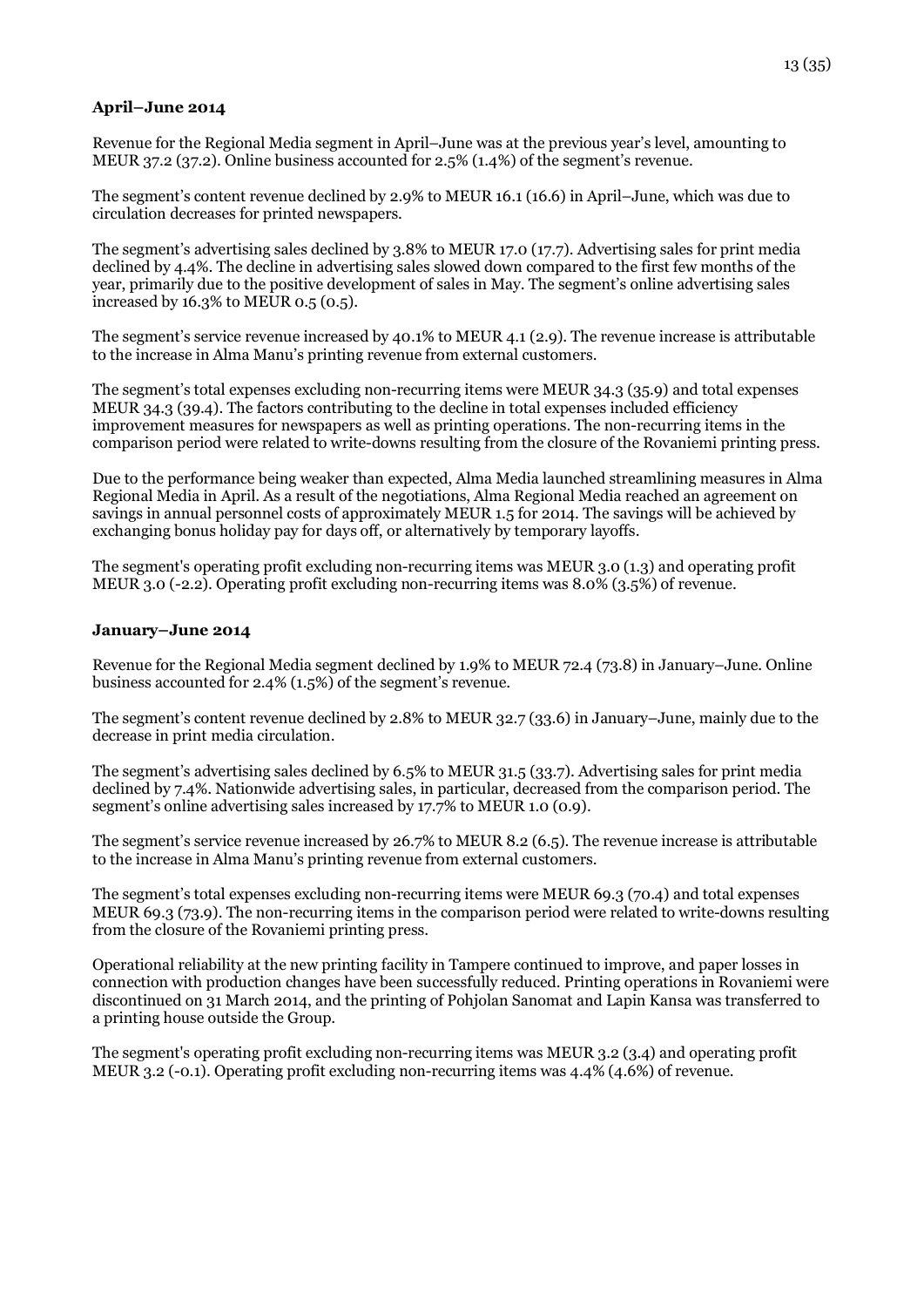**April–June 2014**

Revenue for the Regional Media segment in April–June was at the previous year's level, amounting to MEUR 37.2 (37.2). Online business accounted for 2.5% (1.4%) of the segment's revenue.

The segment's content revenue declined by 2.9% to MEUR 16.1 (16.6) in April–June, which was due to circulation decreases for printed newspapers.

The segment's advertising sales declined by 3.8% to MEUR 17.0 (17.7). Advertising sales for print media declined by 4.4%. The decline in advertising sales slowed down compared to the first few months of the year, primarily due to the positive development of sales in May. The segment's online advertising sales increased by 16.3% to MEUR 0.5 (0.5).

The segment's service revenue increased by 40.1% to MEUR 4.1 (2.9). The revenue increase is attributable to the increase in Alma Manu's printing revenue from external customers.

The segment's total expenses excluding non-recurring items were MEUR 34.3 (35.9) and total expenses MEUR 34.3 (39.4). The factors contributing to the decline in total expenses included efficiency improvement measures for newspapers as well as printing operations. The non-recurring items in the comparison period were related to write-downs resulting from the closure of the Rovaniemi printing press.

Due to the performance being weaker than expected, Alma Media launched streamlining measures in Alma Regional Media in April. As a result of the negotiations, Alma Regional Media reached an agreement on savings in annual personnel costs of approximately MEUR 1.5 for 2014. The savings will be achieved by exchanging bonus holiday pay for days off, or alternatively by temporary layoffs.

The segment's operating profit excluding non-recurring items was MEUR 3.0 (1.3) and operating profit MEUR 3.0 (-2.2). Operating profit excluding non-recurring items was 8.0% (3.5%) of revenue.

**January–June 2014**

Revenue for the Regional Media segment declined by 1.9% to MEUR 72.4 (73.8) in January–June. Online business accounted for 2.4% (1.5%) of the segment's revenue.

The segment's content revenue declined by 2.8% to MEUR 32.7 (33.6) in January–June, mainly due to the decrease in print media circulation.

The segment's advertising sales declined by 6.5% to MEUR 31.5 (33.7). Advertising sales for print media declined by 7.4%. Nationwide advertising sales, in particular, decreased from the comparison period. The segment's online advertising sales increased by 17.7% to MEUR 1.0 (0.9).

The segment's service revenue increased by 26.7% to MEUR 8.2 (6.5). The revenue increase is attributable to the increase in Alma Manu's printing revenue from external customers.

The segment's total expenses excluding non-recurring items were MEUR 69.3 (70.4) and total expenses MEUR 69.3 (73.9). The non-recurring items in the comparison period were related to write-downs resulting from the closure of the Rovaniemi printing press.

Operational reliability at the new printing facility in Tampere continued to improve, and paper losses in connection with production changes have been successfully reduced. Printing operations in Rovaniemi were discontinued on 31 March 2014, and the printing of Pohjolan Sanomat and Lapin Kansa was transferred to a printing house outside the Group.

The segment's operating profit excluding non-recurring items was MEUR 3.2 (3.4) and operating profit MEUR 3.2 (-0.1). Operating profit excluding non-recurring items was 4.4% (4.6%) of revenue.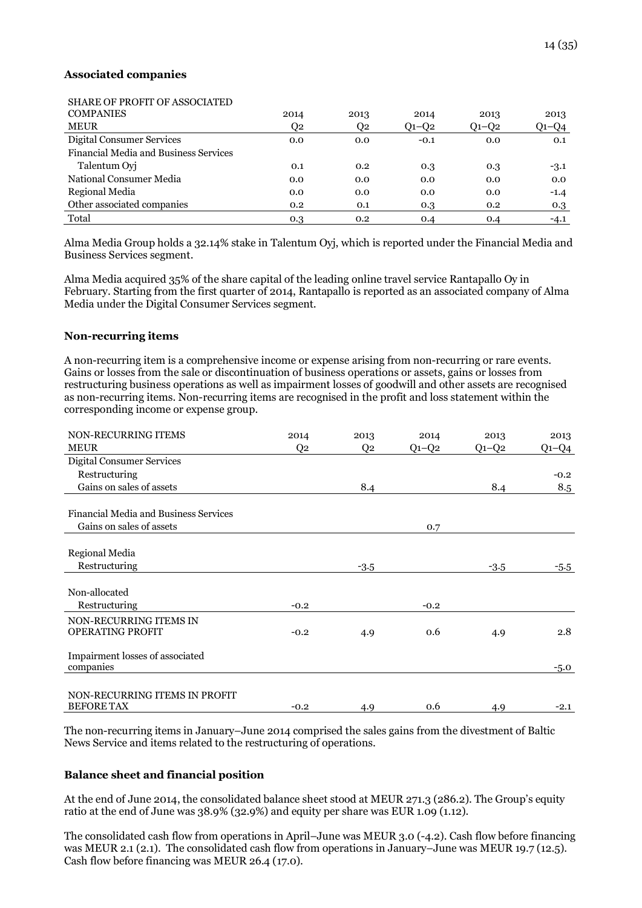### Associated companies

| SHARE OF PROFIT OF ASSOCIATED COMPANIES MEUR | 2014 Q2 | 2013 Q2 | 2014 Q1–Q2 | 2013 Q1–Q2 | 2013 Q1–Q4 |
|---|---|---|---|---|---|
| Digital Consumer Services | 0.0 | 0.0 | -0.1 | 0.0 | 0.1 |
| Financial Media and Business Services | | | | | |
| Talentum Oyj | 0.1 | 0.2 | 0.3 | 0.3 | -3.1 |
| National Consumer Media | 0.0 | 0.0 | 0.0 | 0.0 | 0.0 |
| Regional Media | 0.0 | 0.0 | 0.0 | 0.0 | -1.4 |
| Other associated companies | 0.2 | 0.1 | 0.3 | 0.2 | 0.3 |
| Total | 0.3 | 0.2 | 0.4 | 0.4 | -4.1 |

Alma Media Group holds a 32.14% stake in Talentum Oyj, which is reported under the Financial Media and Business Services segment.

Alma Media acquired 35% of the share capital of the leading online travel service Rantapallo Oy in February. Starting from the first quarter of 2014, Rantapallo is reported as an associated company of Alma Media under the Digital Consumer Services segment.

### Non-recurring items

A non-recurring item is a comprehensive income or expense arising from non-recurring or rare events. Gains or losses from the sale or discontinuation of business operations or assets, gains or losses from restructuring business operations as well as impairment losses of goodwill and other assets are recognised as non-recurring items. Non-recurring items are recognised in the profit and loss statement within the corresponding income or expense group.

| NON-RECURRING ITEMS MEUR | 2014 Q2 | 2013 Q2 | 2014 Q1–Q2 | 2013 Q1–Q2 | 2013 Q1–Q4 |
|---|---|---|---|---|---|
| Digital Consumer Services | | | | | |
| Restructuring | | | | | -0.2 |
| Gains on sales of assets | | 8.4 | | 8.4 | 8.5 |
| Financial Media and Business Services | | | | | |
| Gains on sales of assets | | | 0.7 | | |
| Regional Media | | | | | |
| Restructuring | | -3.5 | | -3.5 | -5.5 |
| Non-allocated | | | | | |
| Restructuring | -0.2 | | -0.2 | | |
| NON-RECURRING ITEMS IN OPERATING PROFIT | -0.2 | 4.9 | 0.6 | 4.9 | 2.8 |
| Impairment losses of associated companies | | | | | -5.0 |
| NON-RECURRING ITEMS IN PROFIT BEFORE TAX | -0.2 | 4.9 | 0.6 | 4.9 | -2.1 |

The non-recurring items in January–June 2014 comprised the sales gains from the divestment of Baltic News Service and items related to the restructuring of operations.

### Balance sheet and financial position

At the end of June 2014, the consolidated balance sheet stood at MEUR 271.3 (286.2). The Group's equity ratio at the end of June was 38.9% (32.9%) and equity per share was EUR 1.09 (1.12).

The consolidated cash flow from operations in April–June was MEUR 3.0 (-4.2). Cash flow before financing was MEUR 2.1 (2.1). The consolidated cash flow from operations in January–June was MEUR 19.7 (12.5). Cash flow before financing was MEUR 26.4 (17.0).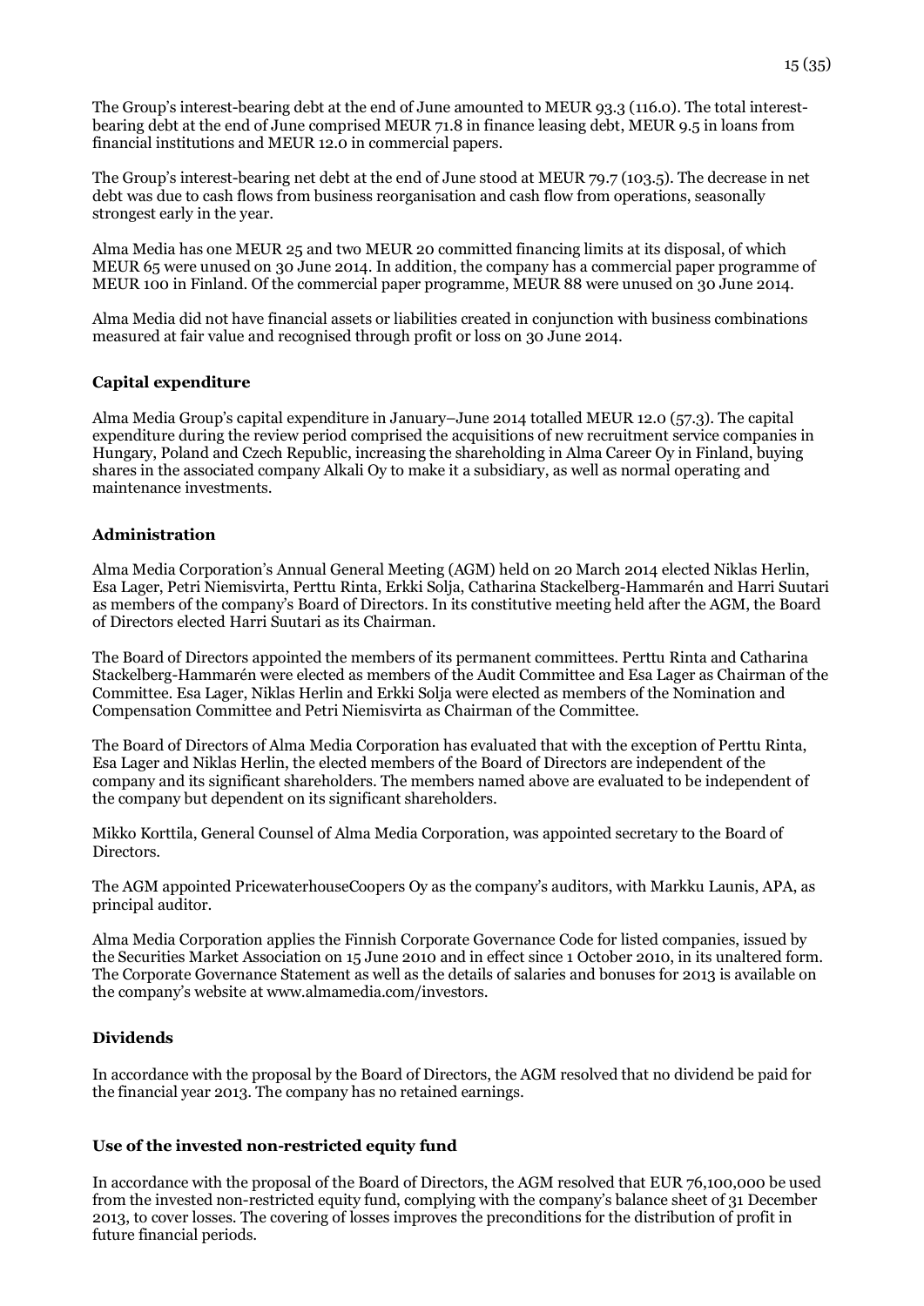The Group's interest-bearing debt at the end of June amounted to MEUR 93.3 (116.0). The total interest-bearing debt at the end of June comprised MEUR 71.8 in finance leasing debt, MEUR 9.5 in loans from financial institutions and MEUR 12.0 in commercial papers.

The Group's interest-bearing net debt at the end of June stood at MEUR 79.7 (103.5). The decrease in net debt was due to cash flows from business reorganisation and cash flow from operations, seasonally strongest early in the year.

Alma Media has one MEUR 25 and two MEUR 20 committed financing limits at its disposal, of which MEUR 65 were unused on 30 June 2014. In addition, the company has a commercial paper programme of MEUR 100 in Finland. Of the commercial paper programme, MEUR 88 were unused on 30 June 2014.

Alma Media did not have financial assets or liabilities created in conjunction with business combinations measured at fair value and recognised through profit or loss on 30 June 2014.

## Capital expenditure

Alma Media Group's capital expenditure in January–June 2014 totalled MEUR 12.0 (57.3). The capital expenditure during the review period comprised the acquisitions of new recruitment service companies in Hungary, Poland and Czech Republic, increasing the shareholding in Alma Career Oy in Finland, buying shares in the associated company Alkali Oy to make it a subsidiary, as well as normal operating and maintenance investments.

## Administration

Alma Media Corporation's Annual General Meeting (AGM) held on 20 March 2014 elected Niklas Herlin, Esa Lager, Petri Niemisvirta, Perttu Rinta, Erkki Solja, Catharina Stackelberg-Hammarén and Harri Suutari as members of the company's Board of Directors. In its constitutive meeting held after the AGM, the Board of Directors elected Harri Suutari as its Chairman.

The Board of Directors appointed the members of its permanent committees. Perttu Rinta and Catharina Stackelberg-Hammarén were elected as members of the Audit Committee and Esa Lager as Chairman of the Committee. Esa Lager, Niklas Herlin and Erkki Solja were elected as members of the Nomination and Compensation Committee and Petri Niemisvirta as Chairman of the Committee.

The Board of Directors of Alma Media Corporation has evaluated that with the exception of Perttu Rinta, Esa Lager and Niklas Herlin, the elected members of the Board of Directors are independent of the company and its significant shareholders. The members named above are evaluated to be independent of the company but dependent on its significant shareholders.

Mikko Korttila, General Counsel of Alma Media Corporation, was appointed secretary to the Board of Directors.

The AGM appointed PricewaterhouseCoopers Oy as the company's auditors, with Markku Launis, APA, as principal auditor.

Alma Media Corporation applies the Finnish Corporate Governance Code for listed companies, issued by the Securities Market Association on 15 June 2010 and in effect since 1 October 2010, in its unaltered form. The Corporate Governance Statement as well as the details of salaries and bonuses for 2013 is available on the company's website at www.almamedia.com/investors.

## Dividends

In accordance with the proposal by the Board of Directors, the AGM resolved that no dividend be paid for the financial year 2013. The company has no retained earnings.

## Use of the invested non-restricted equity fund

In accordance with the proposal of the Board of Directors, the AGM resolved that EUR 76,100,000 be used from the invested non-restricted equity fund, complying with the company's balance sheet of 31 December 2013, to cover losses. The covering of losses improves the preconditions for the distribution of profit in future financial periods.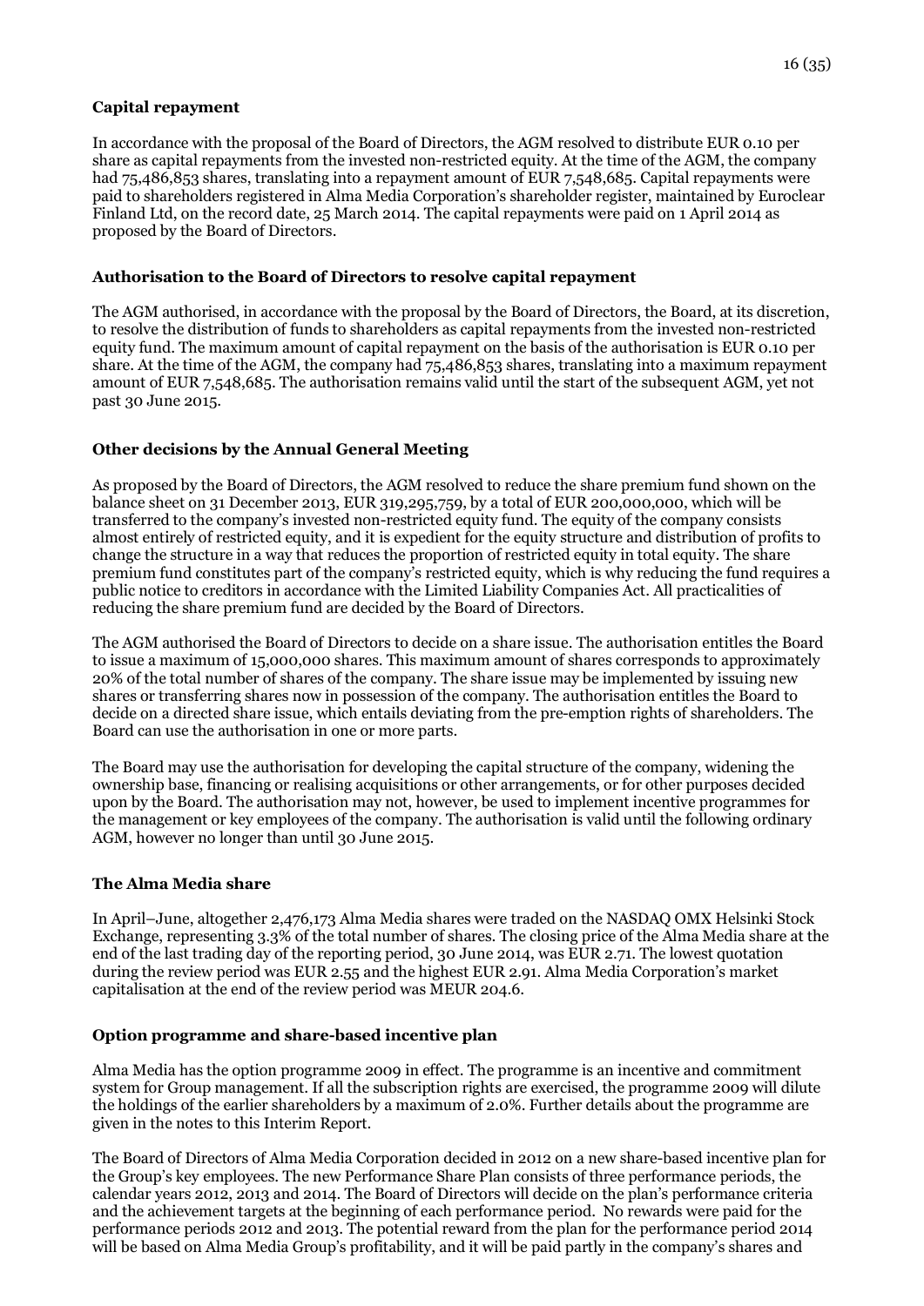**Capital repayment**

In accordance with the proposal of the Board of Directors, the AGM resolved to distribute EUR 0.10 per share as capital repayments from the invested non-restricted equity. At the time of the AGM, the company had 75,486,853 shares, translating into a repayment amount of EUR 7,548,685. Capital repayments were paid to shareholders registered in Alma Media Corporation's shareholder register, maintained by Euroclear Finland Ltd, on the record date, 25 March 2014. The capital repayments were paid on 1 April 2014 as proposed by the Board of Directors.

**Authorisation to the Board of Directors to resolve capital repayment**

The AGM authorised, in accordance with the proposal by the Board of Directors, the Board, at its discretion, to resolve the distribution of funds to shareholders as capital repayments from the invested non-restricted equity fund. The maximum amount of capital repayment on the basis of the authorisation is EUR 0.10 per share. At the time of the AGM, the company had 75,486,853 shares, translating into a maximum repayment amount of EUR 7,548,685. The authorisation remains valid until the start of the subsequent AGM, yet not past 30 June 2015.

**Other decisions by the Annual General Meeting**

As proposed by the Board of Directors, the AGM resolved to reduce the share premium fund shown on the balance sheet on 31 December 2013, EUR 319,295,759, by a total of EUR 200,000,000, which will be transferred to the company's invested non-restricted equity fund. The equity of the company consists almost entirely of restricted equity, and it is expedient for the equity structure and distribution of profits to change the structure in a way that reduces the proportion of restricted equity in total equity. The share premium fund constitutes part of the company's restricted equity, which is why reducing the fund requires a public notice to creditors in accordance with the Limited Liability Companies Act. All practicalities of reducing the share premium fund are decided by the Board of Directors.

The AGM authorised the Board of Directors to decide on a share issue. The authorisation entitles the Board to issue a maximum of 15,000,000 shares. This maximum amount of shares corresponds to approximately 20% of the total number of shares of the company. The share issue may be implemented by issuing new shares or transferring shares now in possession of the company. The authorisation entitles the Board to decide on a directed share issue, which entails deviating from the pre-emption rights of shareholders. The Board can use the authorisation in one or more parts.

The Board may use the authorisation for developing the capital structure of the company, widening the ownership base, financing or realising acquisitions or other arrangements, or for other purposes decided upon by the Board. The authorisation may not, however, be used to implement incentive programmes for the management or key employees of the company. The authorisation is valid until the following ordinary AGM, however no longer than until 30 June 2015.

**The Alma Media share**

In April–June, altogether 2,476,173 Alma Media shares were traded on the NASDAQ OMX Helsinki Stock Exchange, representing 3.3% of the total number of shares. The closing price of the Alma Media share at the end of the last trading day of the reporting period, 30 June 2014, was EUR 2.71. The lowest quotation during the review period was EUR 2.55 and the highest EUR 2.91. Alma Media Corporation's market capitalisation at the end of the review period was MEUR 204.6.

**Option programme and share-based incentive plan**

Alma Media has the option programme 2009 in effect. The programme is an incentive and commitment system for Group management. If all the subscription rights are exercised, the programme 2009 will dilute the holdings of the earlier shareholders by a maximum of 2.0%. Further details about the programme are given in the notes to this Interim Report.

The Board of Directors of Alma Media Corporation decided in 2012 on a new share-based incentive plan for the Group's key employees. The new Performance Share Plan consists of three performance periods, the calendar years 2012, 2013 and 2014. The Board of Directors will decide on the plan's performance criteria and the achievement targets at the beginning of each performance period. No rewards were paid for the performance periods 2012 and 2013. The potential reward from the plan for the performance period 2014 will be based on Alma Media Group's profitability, and it will be paid partly in the company's shares and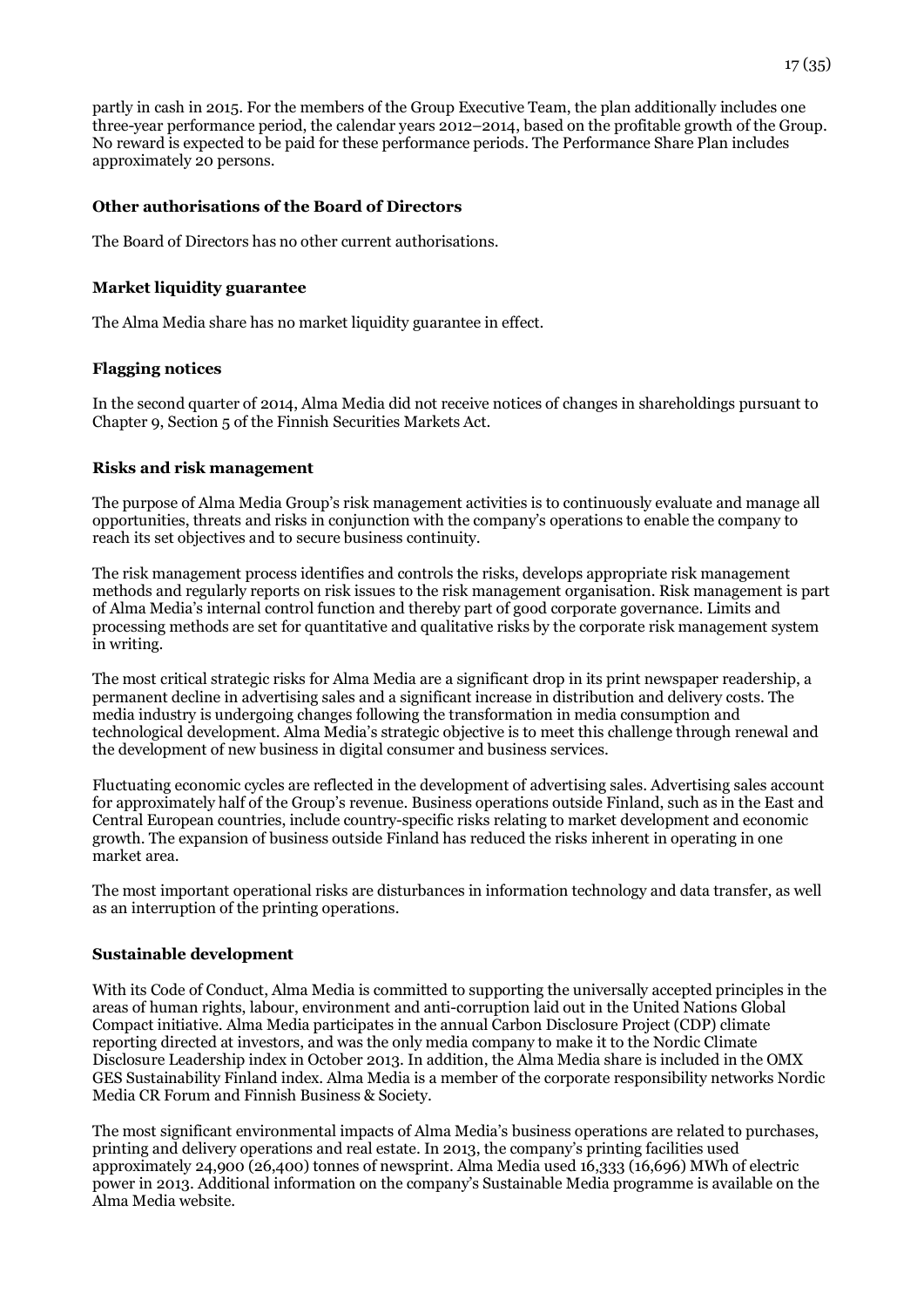partly in cash in 2015. For the members of the Group Executive Team, the plan additionally includes one three-year performance period, the calendar years 2012–2014, based on the profitable growth of the Group. No reward is expected to be paid for these performance periods. The Performance Share Plan includes approximately 20 persons.

**Other authorisations of the Board of Directors**

The Board of Directors has no other current authorisations.

**Market liquidity guarantee**

The Alma Media share has no market liquidity guarantee in effect.

**Flagging notices**

In the second quarter of 2014, Alma Media did not receive notices of changes in shareholdings pursuant to Chapter 9, Section 5 of the Finnish Securities Markets Act.

**Risks and risk management**

The purpose of Alma Media Group's risk management activities is to continuously evaluate and manage all opportunities, threats and risks in conjunction with the company's operations to enable the company to reach its set objectives and to secure business continuity.

The risk management process identifies and controls the risks, develops appropriate risk management methods and regularly reports on risk issues to the risk management organisation. Risk management is part of Alma Media's internal control function and thereby part of good corporate governance. Limits and processing methods are set for quantitative and qualitative risks by the corporate risk management system in writing.

The most critical strategic risks for Alma Media are a significant drop in its print newspaper readership, a permanent decline in advertising sales and a significant increase in distribution and delivery costs. The media industry is undergoing changes following the transformation in media consumption and technological development. Alma Media's strategic objective is to meet this challenge through renewal and the development of new business in digital consumer and business services.

Fluctuating economic cycles are reflected in the development of advertising sales. Advertising sales account for approximately half of the Group's revenue. Business operations outside Finland, such as in the East and Central European countries, include country-specific risks relating to market development and economic growth. The expansion of business outside Finland has reduced the risks inherent in operating in one market area.

The most important operational risks are disturbances in information technology and data transfer, as well as an interruption of the printing operations.

**Sustainable development**

With its Code of Conduct, Alma Media is committed to supporting the universally accepted principles in the areas of human rights, labour, environment and anti-corruption laid out in the United Nations Global Compact initiative. Alma Media participates in the annual Carbon Disclosure Project (CDP) climate reporting directed at investors, and was the only media company to make it to the Nordic Climate Disclosure Leadership index in October 2013. In addition, the Alma Media share is included in the OMX GES Sustainability Finland index. Alma Media is a member of the corporate responsibility networks Nordic Media CR Forum and Finnish Business & Society.

The most significant environmental impacts of Alma Media's business operations are related to purchases, printing and delivery operations and real estate. In 2013, the company's printing facilities used approximately 24,900 (26,400) tonnes of newsprint. Alma Media used 16,333 (16,696) MWh of electric power in 2013. Additional information on the company's Sustainable Media programme is available on the Alma Media website.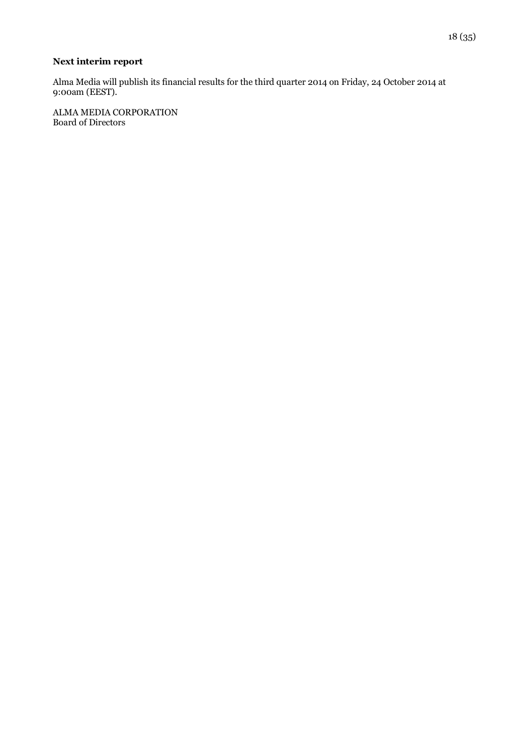**Next interim report**

Alma Media will publish its financial results for the third quarter 2014 on Friday, 24 October 2014 at 9:00am (EEST).

ALMA MEDIA CORPORATION
Board of Directors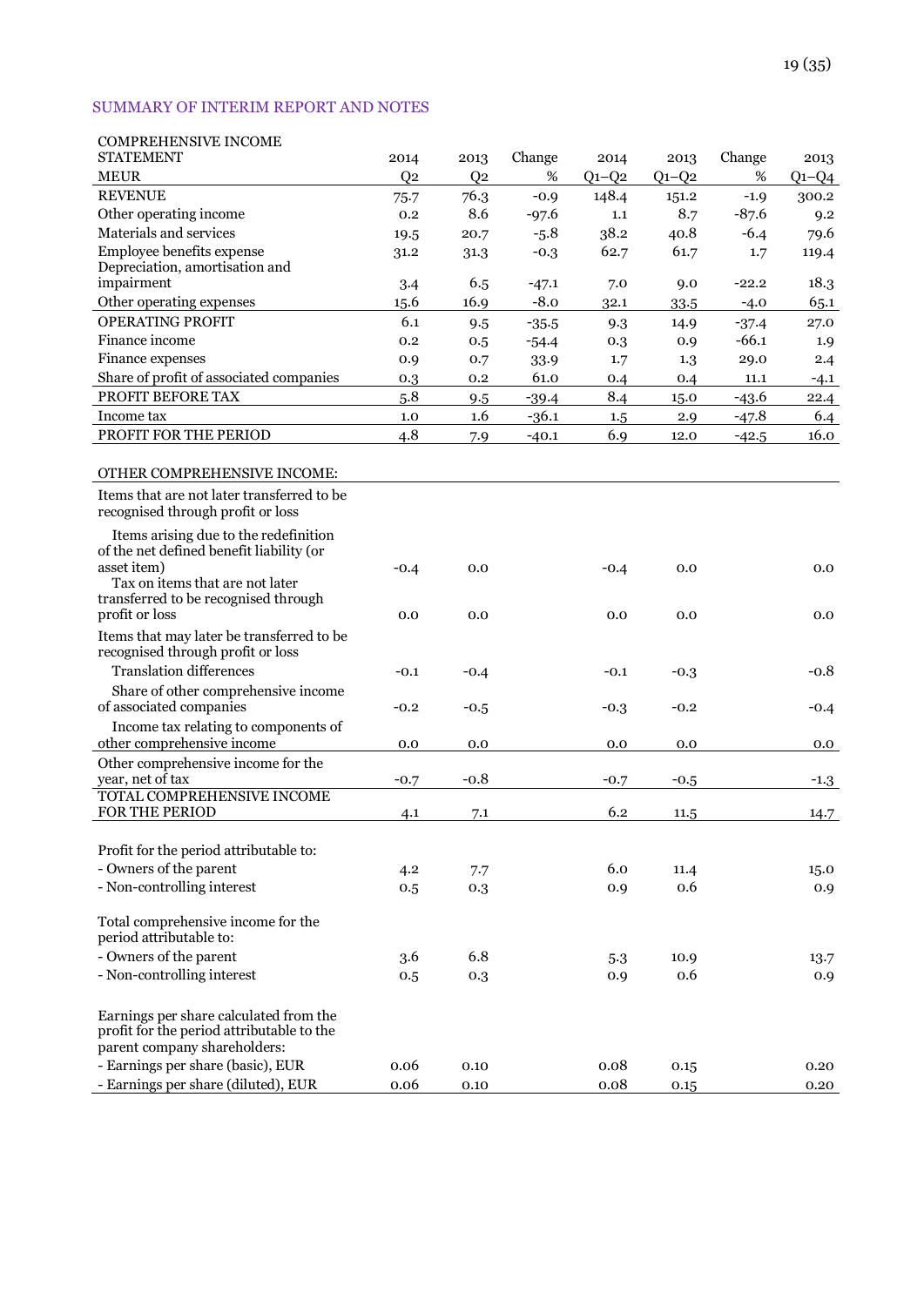## SUMMARY OF INTERIM REPORT AND NOTES

| COMPREHENSIVE INCOME STATEMENT MEUR | 2014 Q2 | 2013 Q2 | Change % | 2014 Q1–Q2 | 2013 Q1–Q2 | Change % | 2013 Q1–Q4 |
|---|---|---|---|---|---|---|---|
| REVENUE | 75.7 | 76.3 | -0.9 | 148.4 | 151.2 | -1.9 | 300.2 |
| Other operating income | 0.2 | 8.6 | -97.6 | 1.1 | 8.7 | -87.6 | 9.2 |
| Materials and services | 19.5 | 20.7 | -5.8 | 38.2 | 40.8 | -6.4 | 79.6 |
| Employee benefits expense | 31.2 | 31.3 | -0.3 | 62.7 | 61.7 | 1.7 | 119.4 |
| Depreciation, amortisation and impairment | 3.4 | 6.5 | -47.1 | 7.0 | 9.0 | -22.2 | 18.3 |
| Other operating expenses | 15.6 | 16.9 | -8.0 | 32.1 | 33.5 | -4.0 | 65.1 |
| OPERATING PROFIT | 6.1 | 9.5 | -35.5 | 9.3 | 14.9 | -37.4 | 27.0 |
| Finance income | 0.2 | 0.5 | -54.4 | 0.3 | 0.9 | -66.1 | 1.9 |
| Finance expenses | 0.9 | 0.7 | 33.9 | 1.7 | 1.3 | 29.0 | 2.4 |
| Share of profit of associated companies | 0.3 | 0.2 | 61.0 | 0.4 | 0.4 | 11.1 | -4.1 |
| PROFIT BEFORE TAX | 5.8 | 9.5 | -39.4 | 8.4 | 15.0 | -43.6 | 22.4 |
| Income tax | 1.0 | 1.6 | -36.1 | 1.5 | 2.9 | -47.8 | 6.4 |
| PROFIT FOR THE PERIOD | 4.8 | 7.9 | -40.1 | 6.9 | 12.0 | -42.5 | 16.0 |
| | | | | | | | |
| OTHER COMPREHENSIVE INCOME: | | | | | | | |
| Items that are not later transferred to be recognised through profit or loss | | | | | | | |
| Items arising due to the redefinition of the net defined benefit liability (or asset item) | -0.4 | 0.0 | | -0.4 | 0.0 | | 0.0 |
| Tax on items that are not later transferred to be recognised through profit or loss | 0.0 | 0.0 | | 0.0 | 0.0 | | 0.0 |
| Items that may later be transferred to be recognised through profit or loss | | | | | | | |
| Translation differences | -0.1 | -0.4 | | -0.1 | -0.3 | | -0.8 |
| Share of other comprehensive income of associated companies | -0.2 | -0.5 | | -0.3 | -0.2 | | -0.4 |
| Income tax relating to components of other comprehensive income | 0.0 | 0.0 | | 0.0 | 0.0 | | 0.0 |
| Other comprehensive income for the year, net of tax | -0.7 | -0.8 | | -0.7 | -0.5 | | -1.3 |
| TOTAL COMPREHENSIVE INCOME FOR THE PERIOD | 4.1 | 7.1 | | 6.2 | 11.5 | | 14.7 |
| | | | | | | | |
| Profit for the period attributable to: | | | | | | | |
| - Owners of the parent | 4.2 | 7.7 | | 6.0 | 11.4 | | 15.0 |
| - Non-controlling interest | 0.5 | 0.3 | | 0.9 | 0.6 | | 0.9 |
| | | | | | | | |
| Total comprehensive income for the period attributable to: | | | | | | | |
| - Owners of the parent | 3.6 | 6.8 | | 5.3 | 10.9 | | 13.7 |
| - Non-controlling interest | 0.5 | 0.3 | | 0.9 | 0.6 | | 0.9 |
| | | | | | | | |
| Earnings per share calculated from the profit for the period attributable to the parent company shareholders: | | | | | | | |
| - Earnings per share (basic), EUR | 0.06 | 0.10 | | 0.08 | 0.15 | | 0.20 |
| - Earnings per share (diluted), EUR | 0.06 | 0.10 | | 0.08 | 0.15 | | 0.20 |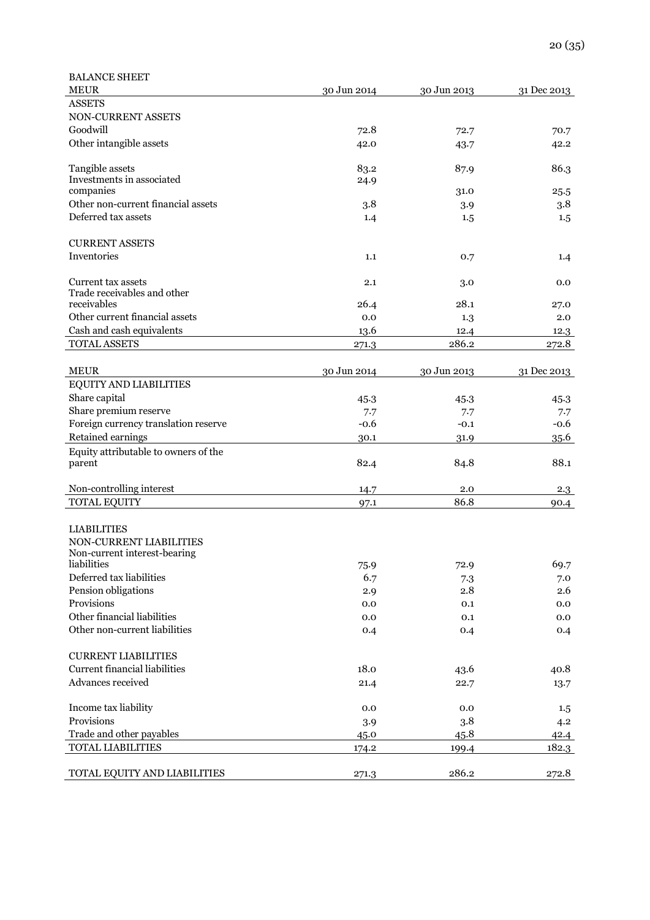BALANCE SHEET

| MEUR | 30 Jun 2014 | 30 Jun 2013 | 31 Dec 2013 |
|---|---|---|---|
| ASSETS | | | |
| NON-CURRENT ASSETS | | | |
| Goodwill | 72.8 | 72.7 | 70.7 |
| Other intangible assets | 42.0 | 43.7 | 42.2 |
| Tangible assets | 83.2 | 87.9 | 86.3 |
| Investments in associated companies | 24.9 | 31.0 | 25.5 |
| Other non-current financial assets | 3.8 | 3.9 | 3.8 |
| Deferred tax assets | 1.4 | 1.5 | 1.5 |
| CURRENT ASSETS | | | |
| Inventories | 1.1 | 0.7 | 1.4 |
| Current tax assets | 2.1 | 3.0 | 0.0 |
| Trade receivables and other receivables | 26.4 | 28.1 | 27.0 |
| Other current financial assets | 0.0 | 1.3 | 2.0 |
| Cash and cash equivalents | 13.6 | 12.4 | 12.3 |
| TOTAL ASSETS | 271.3 | 286.2 | 272.8 |

| MEUR | 30 Jun 2014 | 30 Jun 2013 | 31 Dec 2013 |
|---|---|---|---|
| EQUITY AND LIABILITIES | | | |
| Share capital | 45.3 | 45.3 | 45.3 |
| Share premium reserve | 7.7 | 7.7 | 7.7 |
| Foreign currency translation reserve | -0.6 | -0.1 | -0.6 |
| Retained earnings | 30.1 | 31.9 | 35.6 |
| Equity attributable to owners of the parent | 82.4 | 84.8 | 88.1 |
| Non-controlling interest | 14.7 | 2.0 | 2.3 |
| TOTAL EQUITY | 97.1 | 86.8 | 90.4 |
| LIABILITIES | | | |
| NON-CURRENT LIABILITIES | | | |
| Non-current interest-bearing liabilities | 75.9 | 72.9 | 69.7 |
| Deferred tax liabilities | 6.7 | 7.3 | 7.0 |
| Pension obligations | 2.9 | 2.8 | 2.6 |
| Provisions | 0.0 | 0.1 | 0.0 |
| Other financial liabilities | 0.0 | 0.1 | 0.0 |
| Other non-current liabilities | 0.4 | 0.4 | 0.4 |
| CURRENT LIABILITIES | | | |
| Current financial liabilities | 18.0 | 43.6 | 40.8 |
| Advances received | 21.4 | 22.7 | 13.7 |
| Income tax liability | 0.0 | 0.0 | 1.5 |
| Provisions | 3.9 | 3.8 | 4.2 |
| Trade and other payables | 45.0 | 45.8 | 42.4 |
| TOTAL LIABILITIES | 174.2 | 199.4 | 182.3 |
| TOTAL EQUITY AND LIABILITIES | 271.3 | 286.2 | 272.8 |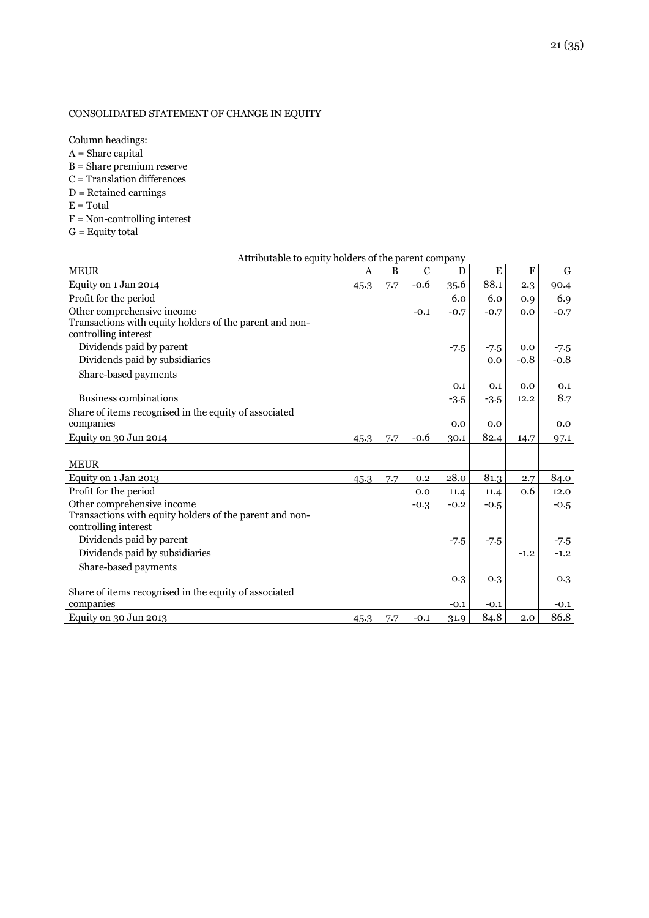CONSOLIDATED STATEMENT OF CHANGE IN EQUITY

Column headings:
A = Share capital
B = Share premium reserve
C = Translation differences
D = Retained earnings
E = Total
F = Non-controlling interest
G = Equity total

| | Attributable to equity holders of the parent company | | | | | | |
|---|---|---|---|---|---|---|---|
| MEUR | A | B | C | D | E | F | G |
| Equity on 1 Jan 2014 | 45.3 | 7.7 | -0.6 | 35.6 | 88.1 | 2.3 | 90.4 |
| Profit for the period | | | | 6.0 | 6.0 | 0.9 | 6.9 |
| Other comprehensive income | | | -0.1 | -0.7 | -0.7 | 0.0 | -0.7 |
| Transactions with equity holders of the parent and non-controlling interest | | | | | | | |
| Dividends paid by parent | | | | -7.5 | -7.5 | 0.0 | -7.5 |
| Dividends paid by subsidiaries | | | | | 0.0 | -0.8 | -0.8 |
| Share-based payments | | | | 0.1 | 0.1 | 0.0 | 0.1 |
| Business combinations | | | | -3.5 | -3.5 | 12.2 | 8.7 |
| Share of items recognised in the equity of associated companies | | | | 0.0 | 0.0 | | 0.0 |
| Equity on 30 Jun 2014 | 45.3 | 7.7 | -0.6 | 30.1 | 82.4 | 14.7 | 97.1 |
| | | | | | | | |
| MEUR | | | | | | | |
| Equity on 1 Jan 2013 | 45.3 | 7.7 | 0.2 | 28.0 | 81.3 | 2.7 | 84.0 |
| Profit for the period | | | 0.0 | 11.4 | 11.4 | 0.6 | 12.0 |
| Other comprehensive income | | | -0.3 | -0.2 | -0.5 | | -0.5 |
| Transactions with equity holders of the parent and non-controlling interest | | | | | | | |
| Dividends paid by parent | | | | -7.5 | -7.5 | | -7.5 |
| Dividends paid by subsidiaries | | | | | | -1.2 | -1.2 |
| Share-based payments | | | | 0.3 | 0.3 | | 0.3 |
| Share of items recognised in the equity of associated companies | | | | -0.1 | -0.1 | | -0.1 |
| Equity on 30 Jun 2013 | 45.3 | 7.7 | -0.1 | 31.9 | 84.8 | 2.0 | 86.8 |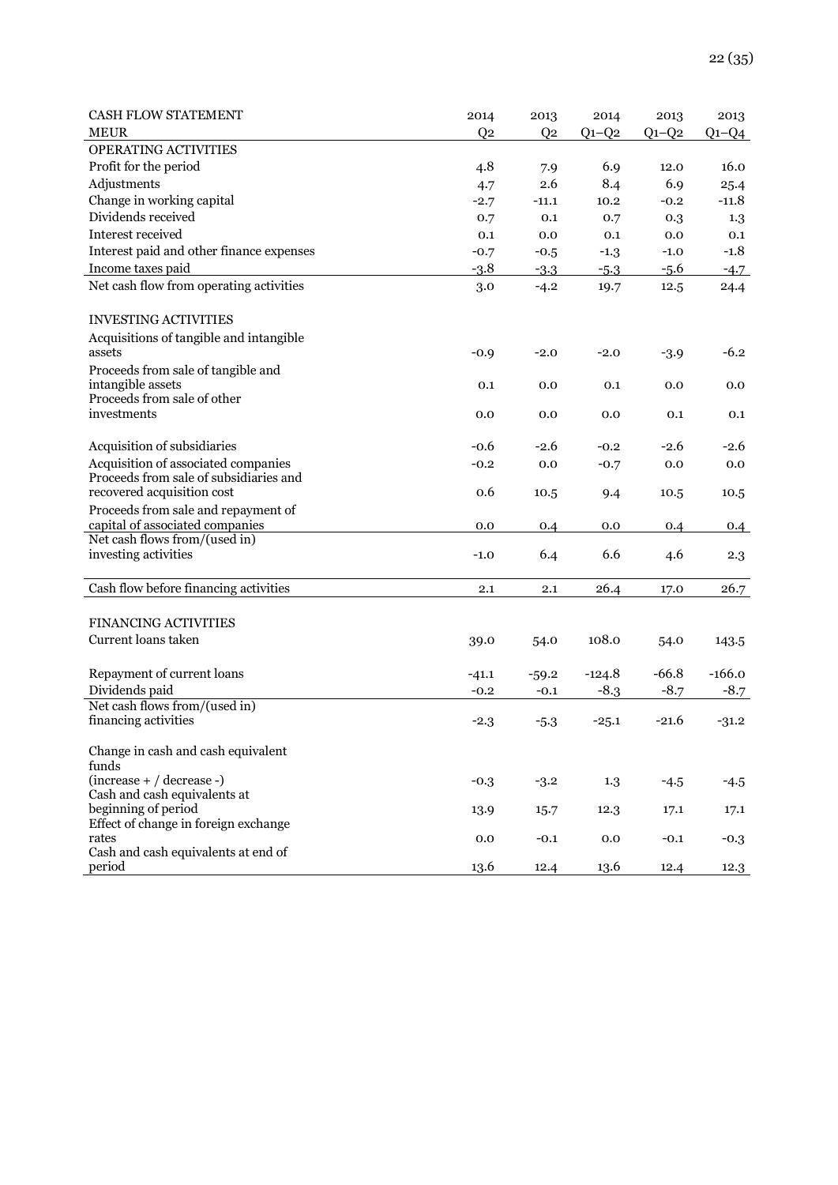| CASH FLOW STATEMENT | 2014 | 2013 | 2014 | 2013 | 2013 |
|---|---|---|---|---|---|
| MEUR | Q2 | Q2 | Q1–Q2 | Q1–Q2 | Q1–Q4 |
| OPERATING ACTIVITIES | | | | | |
| Profit for the period | 4.8 | 7.9 | 6.9 | 12.0 | 16.0 |
| Adjustments | 4.7 | 2.6 | 8.4 | 6.9 | 25.4 |
| Change in working capital | -2.7 | -11.1 | 10.2 | -0.2 | -11.8 |
| Dividends received | 0.7 | 0.1 | 0.7 | 0.3 | 1.3 |
| Interest received | 0.1 | 0.0 | 0.1 | 0.0 | 0.1 |
| Interest paid and other finance expenses | -0.7 | -0.5 | -1.3 | -1.0 | -1.8 |
| Income taxes paid | -3.8 | -3.3 | -5.3 | -5.6 | -4.7 |
| Net cash flow from operating activities | 3.0 | -4.2 | 19.7 | 12.5 | 24.4 |
| | | | | | |
| INVESTING ACTIVITIES | | | | | |
| Acquisitions of tangible and intangible assets | -0.9 | -2.0 | -2.0 | -3.9 | -6.2 |
| Proceeds from sale of tangible and intangible assets | 0.1 | 0.0 | 0.1 | 0.0 | 0.0 |
| Proceeds from sale of other investments | 0.0 | 0.0 | 0.0 | 0.1 | 0.1 |
| Acquisition of subsidiaries | -0.6 | -2.6 | -0.2 | -2.6 | -2.6 |
| Acquisition of associated companies | -0.2 | 0.0 | -0.7 | 0.0 | 0.0 |
| Proceeds from sale of subsidiaries and recovered acquisition cost | 0.6 | 10.5 | 9.4 | 10.5 | 10.5 |
| Proceeds from sale and repayment of capital of associated companies | 0.0 | 0.4 | 0.0 | 0.4 | 0.4 |
| Net cash flows from/(used in) investing activities | -1.0 | 6.4 | 6.6 | 4.6 | 2.3 |
| | | | | | |
| Cash flow before financing activities | 2.1 | 2.1 | 26.4 | 17.0 | 26.7 |
| | | | | | |
| FINANCING ACTIVITIES | | | | | |
| Current loans taken | 39.0 | 54.0 | 108.0 | 54.0 | 143.5 |
| Repayment of current loans | -41.1 | -59.2 | -124.8 | -66.8 | -166.0 |
| Dividends paid | -0.2 | -0.1 | -8.3 | -8.7 | -8.7 |
| Net cash flows from/(used in) financing activities | -2.3 | -5.3 | -25.1 | -21.6 | -31.2 |
| | | | | | |
| Change in cash and cash equivalent funds (increase + / decrease -) | -0.3 | -3.2 | 1.3 | -4.5 | -4.5 |
| Cash and cash equivalents at beginning of period | 13.9 | 15.7 | 12.3 | 17.1 | 17.1 |
| Effect of change in foreign exchange rates | 0.0 | -0.1 | 0.0 | -0.1 | -0.3 |
| Cash and cash equivalents at end of period | 13.6 | 12.4 | 13.6 | 12.4 | 12.3 |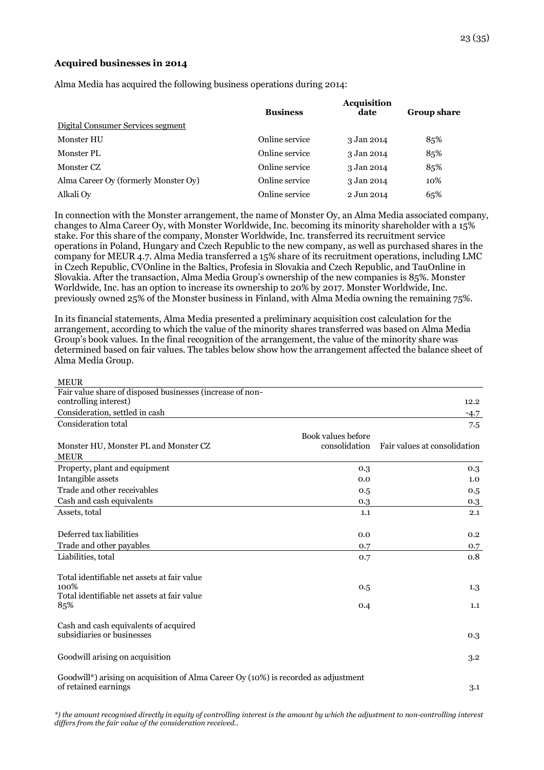**Acquired businesses in 2014**

Alma Media has acquired the following business operations during 2014:

| | Business | Acquisition date | Group share |
|---|---|---|---|
| Digital Consumer Services segment | | | |
| Monster HU | Online service | 3 Jan 2014 | 85% |
| Monster PL | Online service | 3 Jan 2014 | 85% |
| Monster CZ | Online service | 3 Jan 2014 | 85% |
| Alma Career Oy (formerly Monster Oy) | Online service | 3 Jan 2014 | 10% |
| Alkali Oy | Online service | 2 Jun 2014 | 65% |

In connection with the Monster arrangement, the name of Monster Oy, an Alma Media associated company, changes to Alma Career Oy, with Monster Worldwide, Inc. becoming its minority shareholder with a 15% stake. For this share of the company, Monster Worldwide, Inc. transferred its recruitment service operations in Poland, Hungary and Czech Republic to the new company, as well as purchased shares in the company for MEUR 4.7. Alma Media transferred a 15% share of its recruitment operations, including LMC in Czech Republic, CVOnline in the Baltics, Profesia in Slovakia and Czech Republic, and TauOnline in Slovakia. After the transaction, Alma Media Group's ownership of the new companies is 85%. Monster Worldwide, Inc. has an option to increase its ownership to 20% by 2017. Monster Worldwide, Inc. previously owned 25% of the Monster business in Finland, with Alma Media owning the remaining 75%.

In its financial statements, Alma Media presented a preliminary acquisition cost calculation for the arrangement, according to which the value of the minority shares transferred was based on Alma Media Group's book values. In the final recognition of the arrangement, the value of the minority share was determined based on fair values. The tables below show how the arrangement affected the balance sheet of Alma Media Group.

| MEUR | |
|---|---|
| Fair value share of disposed businesses (increase of non-controlling interest) | 12.2 |
| Consideration, settled in cash | -4.7 |
| Consideration total | 7.5 |

| Monster HU, Monster PL and Monster CZ<br>MEUR | Book values before consolidation | Fair values at consolidation |
|---|---|---|
| Property, plant and equipment | 0.3 | 0.3 |
| Intangible assets | 0.0 | 1.0 |
| Trade and other receivables | 0.5 | 0.5 |
| Cash and cash equivalents | 0.3 | 0.3 |
| Assets, total | 1.1 | 2.1 |
| | | |
| Deferred tax liabilities | 0.0 | 0.2 |
| Trade and other payables | 0.7 | 0.7 |
| Liabilities, total | 0.7 | 0.8 |
| | | |
| Total identifiable net assets at fair value 100% | 0.5 | 1.3 |
| Total identifiable net assets at fair value 85% | 0.4 | 1.1 |
| | | |
| Cash and cash equivalents of acquired subsidiaries or businesses | | 0.3 |
| | | |
| Goodwill arising on acquisition | | 3.2 |
| | | |
| Goodwill*) arising on acquisition of Alma Career Oy (10%) is recorded as adjustment of retained earnings | | 3.1 |

*\*) the amount recognised directly in equity of controlling interest is the amount by which the adjustment to non-controlling interest differs from the fair value of the consideration received..*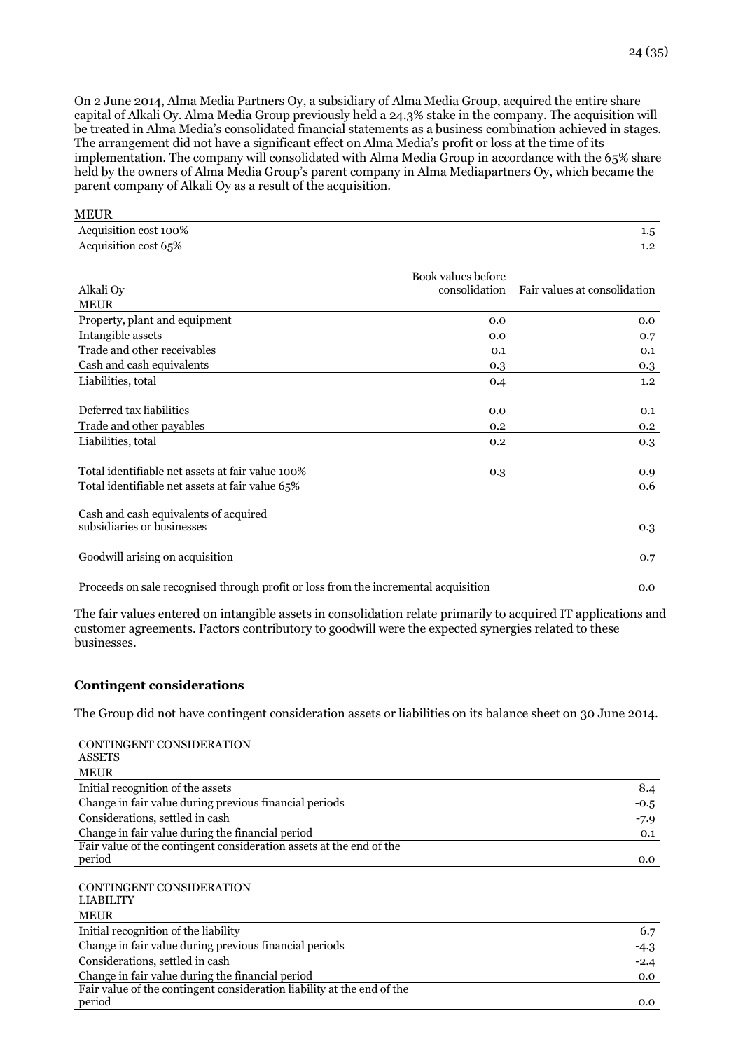On 2 June 2014, Alma Media Partners Oy, a subsidiary of Alma Media Group, acquired the entire share capital of Alkali Oy. Alma Media Group previously held a 24.3% stake in the company. The acquisition will be treated in Alma Media's consolidated financial statements as a business combination achieved in stages. The arrangement did not have a significant effect on Alma Media's profit or loss at the time of its implementation. The company will consolidated with Alma Media Group in accordance with the 65% share held by the owners of Alma Media Group's parent company in Alma Mediapartners Oy, which became the parent company of Alkali Oy as a result of the acquisition.

| MEUR | |
|---|---|
| Acquisition cost 100% | 1.5 |
| Acquisition cost 65% | 1.2 |

| Alkali Oy<br>MEUR | Book values before consolidation | Fair values at consolidation |
|---|---|---|
| Property, plant and equipment | 0.0 | 0.0 |
| Intangible assets | 0.0 | 0.7 |
| Trade and other receivables | 0.1 | 0.1 |
| Cash and cash equivalents | 0.3 | 0.3 |
| Liabilities, total | 0.4 | 1.2 |
| | | |
| Deferred tax liabilities | 0.0 | 0.1 |
| Trade and other payables | 0.2 | 0.2 |
| Liabilities, total | 0.2 | 0.3 |
| | | |
| Total identifiable net assets at fair value 100% | 0.3 | 0.9 |
| Total identifiable net assets at fair value 65% | | 0.6 |
| | | |
| Cash and cash equivalents of acquired subsidiaries or businesses | | 0.3 |
| | | |
| Goodwill arising on acquisition | | 0.7 |
| | | |
| Proceeds on sale recognised through profit or loss from the incremental acquisition | | 0.0 |

The fair values entered on intangible assets in consolidation relate primarily to acquired IT applications and customer agreements. Factors contributory to goodwill were the expected synergies related to these businesses.

**Contingent considerations**

The Group did not have contingent consideration assets or liabilities on its balance sheet on 30 June 2014.

| CONTINGENT CONSIDERATION ASSETS<br>MEUR | |
|---|---|
| Initial recognition of the assets | 8.4 |
| Change in fair value during previous financial periods | -0.5 |
| Considerations, settled in cash | -7.9 |
| Change in fair value during the financial period | 0.1 |
| Fair value of the contingent consideration assets at the end of the period | 0.0 |

| CONTINGENT CONSIDERATION LIABILITY<br>MEUR | |
|---|---|
| Initial recognition of the liability | 6.7 |
| Change in fair value during previous financial periods | -4.3 |
| Considerations, settled in cash | -2.4 |
| Change in fair value during the financial period | 0.0 |
| Fair value of the contingent consideration liability at the end of the period | 0.0 |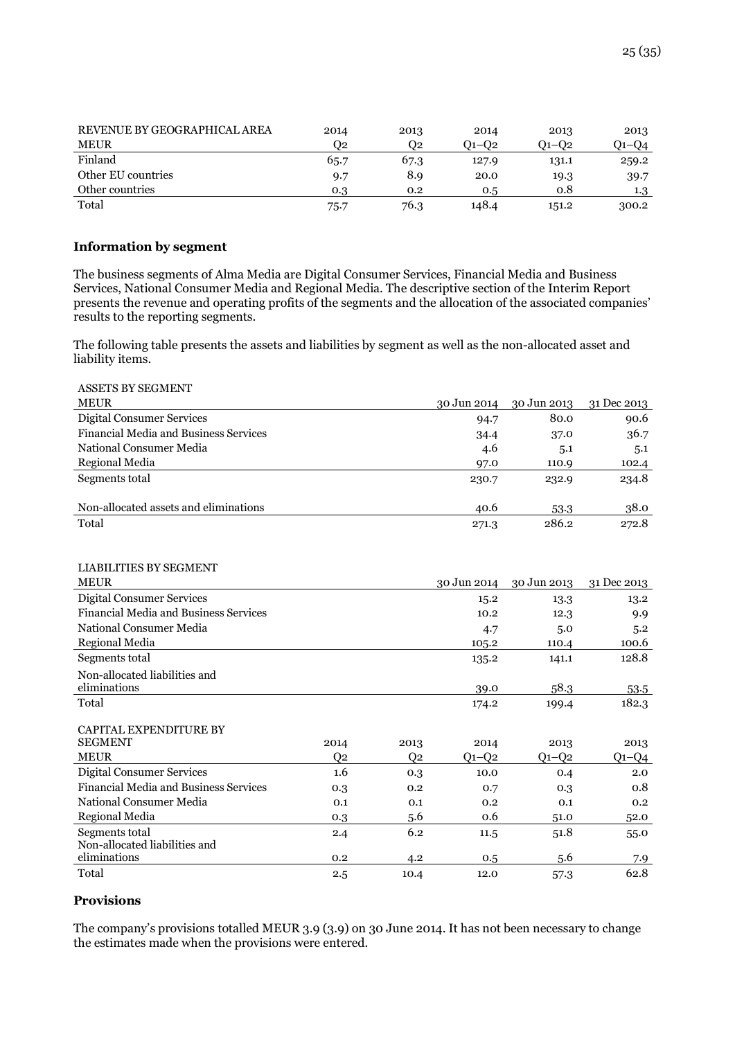| REVENUE BY GEOGRAPHICAL AREA | 2014 | 2013 | 2014 | 2013 | 2013 |
|---|---|---|---|---|---|
| MEUR | Q2 | Q2 | Q1–Q2 | Q1–Q2 | Q1–Q4 |
| Finland | 65.7 | 67.3 | 127.9 | 131.1 | 259.2 |
| Other EU countries | 9.7 | 8.9 | 20.0 | 19.3 | 39.7 |
| Other countries | 0.3 | 0.2 | 0.5 | 0.8 | 1.3 |
| Total | 75.7 | 76.3 | 148.4 | 151.2 | 300.2 |

### Information by segment

The business segments of Alma Media are Digital Consumer Services, Financial Media and Business Services, National Consumer Media and Regional Media. The descriptive section of the Interim Report presents the revenue and operating profits of the segments and the allocation of the associated companies' results to the reporting segments.

The following table presents the assets and liabilities by segment as well as the non-allocated asset and liability items.

| ASSETS BY SEGMENT | | | |
|---|---|---|---|
| MEUR | 30 Jun 2014 | 30 Jun 2013 | 31 Dec 2013 |
| Digital Consumer Services | 94.7 | 80.0 | 90.6 |
| Financial Media and Business Services | 34.4 | 37.0 | 36.7 |
| National Consumer Media | 4.6 | 5.1 | 5.1 |
| Regional Media | 97.0 | 110.9 | 102.4 |
| Segments total | 230.7 | 232.9 | 234.8 |
| Non-allocated assets and eliminations | 40.6 | 53.3 | 38.0 |
| Total | 271.3 | 286.2 | 272.8 |

| LIABILITIES BY SEGMENT | | | |
|---|---|---|---|
| MEUR | 30 Jun 2014 | 30 Jun 2013 | 31 Dec 2013 |
| Digital Consumer Services | 15.2 | 13.3 | 13.2 |
| Financial Media and Business Services | 10.2 | 12.3 | 9.9 |
| National Consumer Media | 4.7 | 5.0 | 5.2 |
| Regional Media | 105.2 | 110.4 | 100.6 |
| Segments total | 135.2 | 141.1 | 128.8 |
| Non-allocated liabilities and eliminations | 39.0 | 58.3 | 53.5 |
| Total | 174.2 | 199.4 | 182.3 |

| CAPITAL EXPENDITURE BY SEGMENT | 2014 | 2013 | 2014 | 2013 | 2013 |
|---|---|---|---|---|---|
| MEUR | Q2 | Q2 | Q1–Q2 | Q1–Q2 | Q1–Q4 |
| Digital Consumer Services | 1.6 | 0.3 | 10.0 | 0.4 | 2.0 |
| Financial Media and Business Services | 0.3 | 0.2 | 0.7 | 0.3 | 0.8 |
| National Consumer Media | 0.1 | 0.1 | 0.2 | 0.1 | 0.2 |
| Regional Media | 0.3 | 5.6 | 0.6 | 51.0 | 52.0 |
| Segments total | 2.4 | 6.2 | 11.5 | 51.8 | 55.0 |
| Non-allocated liabilities and eliminations | 0.2 | 4.2 | 0.5 | 5.6 | 7.9 |
| Total | 2.5 | 10.4 | 12.0 | 57.3 | 62.8 |

### Provisions

The company's provisions totalled MEUR 3.9 (3.9) on 30 June 2014. It has not been necessary to change the estimates made when the provisions were entered.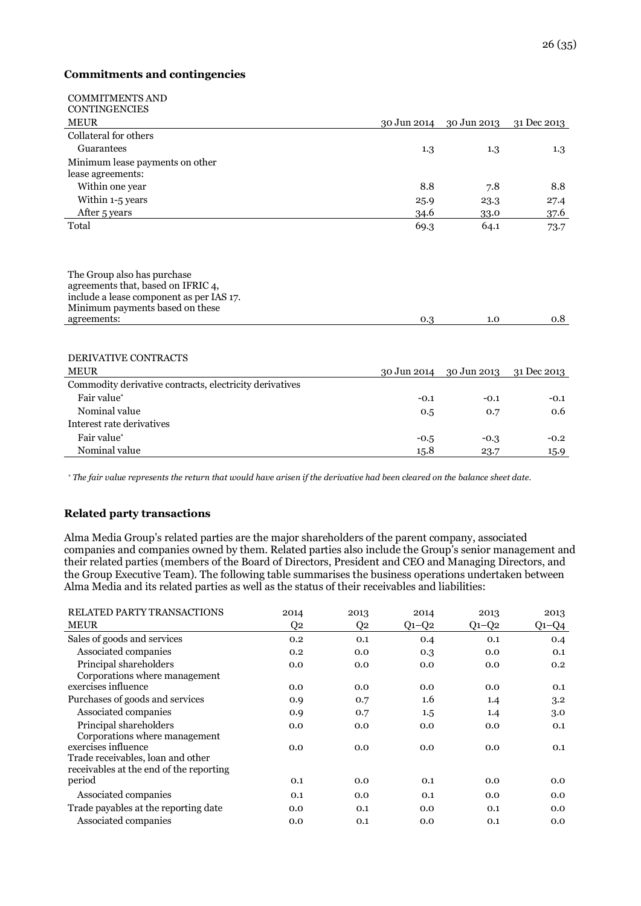### Commitments and contingencies

| COMMITMENTS AND CONTINGENCIES MEUR | 30 Jun 2014 | 30 Jun 2013 | 31 Dec 2013 |
|---|---|---|---|
| Collateral for others | | | |
| Guarantees | 1.3 | 1.3 | 1.3 |
| Minimum lease payments on other lease agreements: | | | |
| Within one year | 8.8 | 7.8 | 8.8 |
| Within 1-5 years | 25.9 | 23.3 | 27.4 |
| After 5 years | 34.6 | 33.0 | 37.6 |
| Total | 69.3 | 64.1 | 73.7 |
| | | | |
| The Group also has purchase agreements that, based on IFRIC 4, include a lease component as per IAS 17. Minimum payments based on these agreements: | 0.3 | 1.0 | 0.8 |

| DERIVATIVE CONTRACTS MEUR | 30 Jun 2014 | 30 Jun 2013 | 31 Dec 2013 |
|---|---|---|---|
| Commodity derivative contracts, electricity derivatives | | | |
| Fair value* | -0.1 | -0.1 | -0.1 |
| Nominal value | 0.5 | 0.7 | 0.6 |
| Interest rate derivatives | | | |
| Fair value* | -0.5 | -0.3 | -0.2 |
| Nominal value | 15.8 | 23.7 | 15.9 |

*\* The fair value represents the return that would have arisen if the derivative had been cleared on the balance sheet date.*

### Related party transactions

Alma Media Group's related parties are the major shareholders of the parent company, associated companies and companies owned by them. Related parties also include the Group's senior management and their related parties (members of the Board of Directors, President and CEO and Managing Directors, and the Group Executive Team). The following table summarises the business operations undertaken between Alma Media and its related parties as well as the status of their receivables and liabilities:

| RELATED PARTY TRANSACTIONS MEUR | 2014 Q2 | 2013 Q2 | 2014 Q1–Q2 | 2013 Q1–Q2 | 2013 Q1–Q4 |
|---|---|---|---|---|---|
| Sales of goods and services | 0.2 | 0.1 | 0.4 | 0.1 | 0.4 |
| Associated companies | 0.2 | 0.0 | 0.3 | 0.0 | 0.1 |
| Principal shareholders | 0.0 | 0.0 | 0.0 | 0.0 | 0.2 |
| Corporations where management exercises influence | 0.0 | 0.0 | 0.0 | 0.0 | 0.1 |
| Purchases of goods and services | 0.9 | 0.7 | 1.6 | 1.4 | 3.2 |
| Associated companies | 0.9 | 0.7 | 1.5 | 1.4 | 3.0 |
| Principal shareholders | 0.0 | 0.0 | 0.0 | 0.0 | 0.1 |
| Corporations where management exercises influence | 0.0 | 0.0 | 0.0 | 0.0 | 0.1 |
| Trade receivables, loan and other receivables at the end of the reporting period | 0.1 | 0.0 | 0.1 | 0.0 | 0.0 |
| Associated companies | 0.1 | 0.0 | 0.1 | 0.0 | 0.0 |
| Trade payables at the reporting date | 0.0 | 0.1 | 0.0 | 0.1 | 0.0 |
| Associated companies | 0.0 | 0.1 | 0.0 | 0.1 | 0.0 |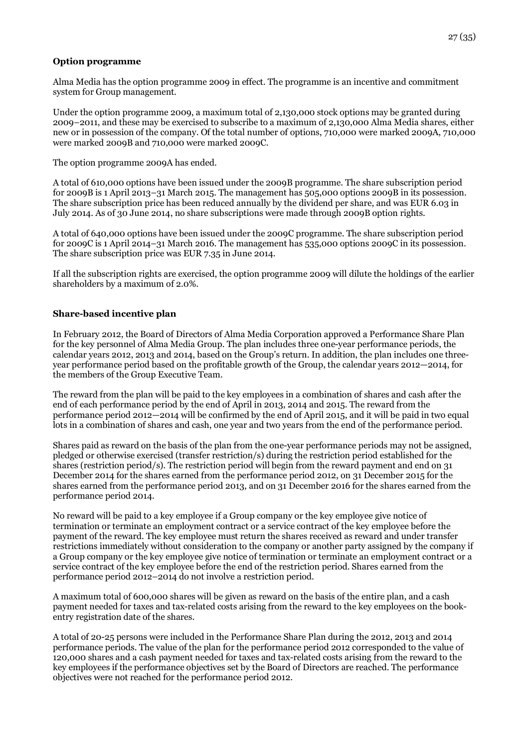**Option programme**

Alma Media has the option programme 2009 in effect. The programme is an incentive and commitment system for Group management.

Under the option programme 2009, a maximum total of 2,130,000 stock options may be granted during 2009–2011, and these may be exercised to subscribe to a maximum of 2,130,000 Alma Media shares, either new or in possession of the company. Of the total number of options, 710,000 were marked 2009A, 710,000 were marked 2009B and 710,000 were marked 2009C.

The option programme 2009A has ended.

A total of 610,000 options have been issued under the 2009B programme. The share subscription period for 2009B is 1 April 2013–31 March 2015. The management has 505,000 options 2009B in its possession. The share subscription price has been reduced annually by the dividend per share, and was EUR 6.03 in July 2014. As of 30 June 2014, no share subscriptions were made through 2009B option rights.

A total of 640,000 options have been issued under the 2009C programme. The share subscription period for 2009C is 1 April 2014–31 March 2016. The management has 535,000 options 2009C in its possession. The share subscription price was EUR 7.35 in June 2014.

If all the subscription rights are exercised, the option programme 2009 will dilute the holdings of the earlier shareholders by a maximum of 2.0%.

**Share-based incentive plan**

In February 2012, the Board of Directors of Alma Media Corporation approved a Performance Share Plan for the key personnel of Alma Media Group. The plan includes three one-year performance periods, the calendar years 2012, 2013 and 2014, based on the Group's return. In addition, the plan includes one three-year performance period based on the profitable growth of the Group, the calendar years 2012—2014, for the members of the Group Executive Team.

The reward from the plan will be paid to the key employees in a combination of shares and cash after the end of each performance period by the end of April in 2013, 2014 and 2015. The reward from the performance period 2012—2014 will be confirmed by the end of April 2015, and it will be paid in two equal lots in a combination of shares and cash, one year and two years from the end of the performance period.

Shares paid as reward on the basis of the plan from the one-year performance periods may not be assigned, pledged or otherwise exercised (transfer restriction/s) during the restriction period established for the shares (restriction period/s). The restriction period will begin from the reward payment and end on 31 December 2014 for the shares earned from the performance period 2012, on 31 December 2015 for the shares earned from the performance period 2013, and on 31 December 2016 for the shares earned from the performance period 2014.

No reward will be paid to a key employee if a Group company or the key employee give notice of termination or terminate an employment contract or a service contract of the key employee before the payment of the reward. The key employee must return the shares received as reward and under transfer restrictions immediately without consideration to the company or another party assigned by the company if a Group company or the key employee give notice of termination or terminate an employment contract or a service contract of the key employee before the end of the restriction period. Shares earned from the performance period 2012–2014 do not involve a restriction period.

A maximum total of 600,000 shares will be given as reward on the basis of the entire plan, and a cash payment needed for taxes and tax-related costs arising from the reward to the key employees on the book-entry registration date of the shares.

A total of 20-25 persons were included in the Performance Share Plan during the 2012, 2013 and 2014 performance periods. The value of the plan for the performance period 2012 corresponded to the value of 120,000 shares and a cash payment needed for taxes and tax-related costs arising from the reward to the key employees if the performance objectives set by the Board of Directors are reached. The performance objectives were not reached for the performance period 2012.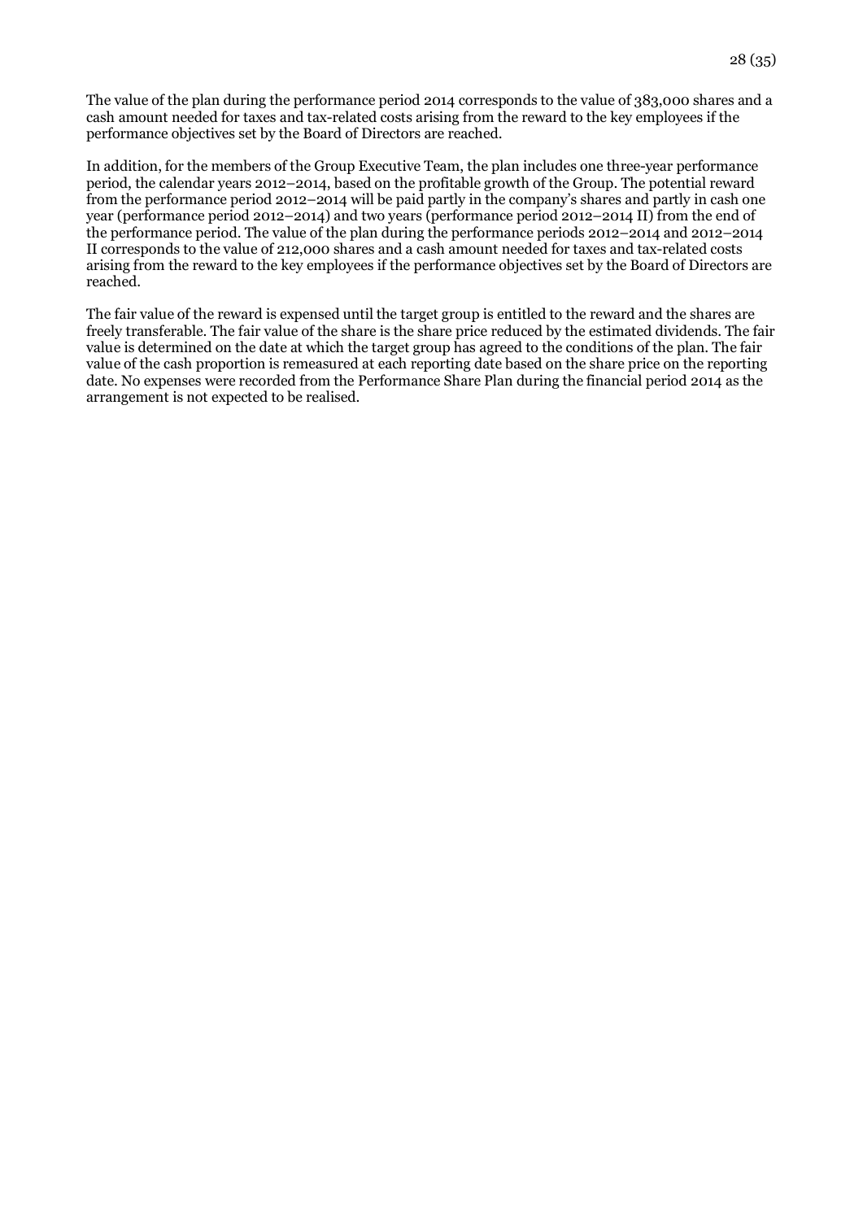The value of the plan during the performance period 2014 corresponds to the value of 383,000 shares and a cash amount needed for taxes and tax-related costs arising from the reward to the key employees if the performance objectives set by the Board of Directors are reached.

In addition, for the members of the Group Executive Team, the plan includes one three-year performance period, the calendar years 2012–2014, based on the profitable growth of the Group. The potential reward from the performance period 2012–2014 will be paid partly in the company's shares and partly in cash one year (performance period 2012–2014) and two years (performance period 2012–2014 II) from the end of the performance period. The value of the plan during the performance periods 2012–2014 and 2012–2014 II corresponds to the value of 212,000 shares and a cash amount needed for taxes and tax-related costs arising from the reward to the key employees if the performance objectives set by the Board of Directors are reached.

The fair value of the reward is expensed until the target group is entitled to the reward and the shares are freely transferable. The fair value of the share is the share price reduced by the estimated dividends. The fair value is determined on the date at which the target group has agreed to the conditions of the plan. The fair value of the cash proportion is remeasured at each reporting date based on the share price on the reporting date. No expenses were recorded from the Performance Share Plan during the financial period 2014 as the arrangement is not expected to be realised.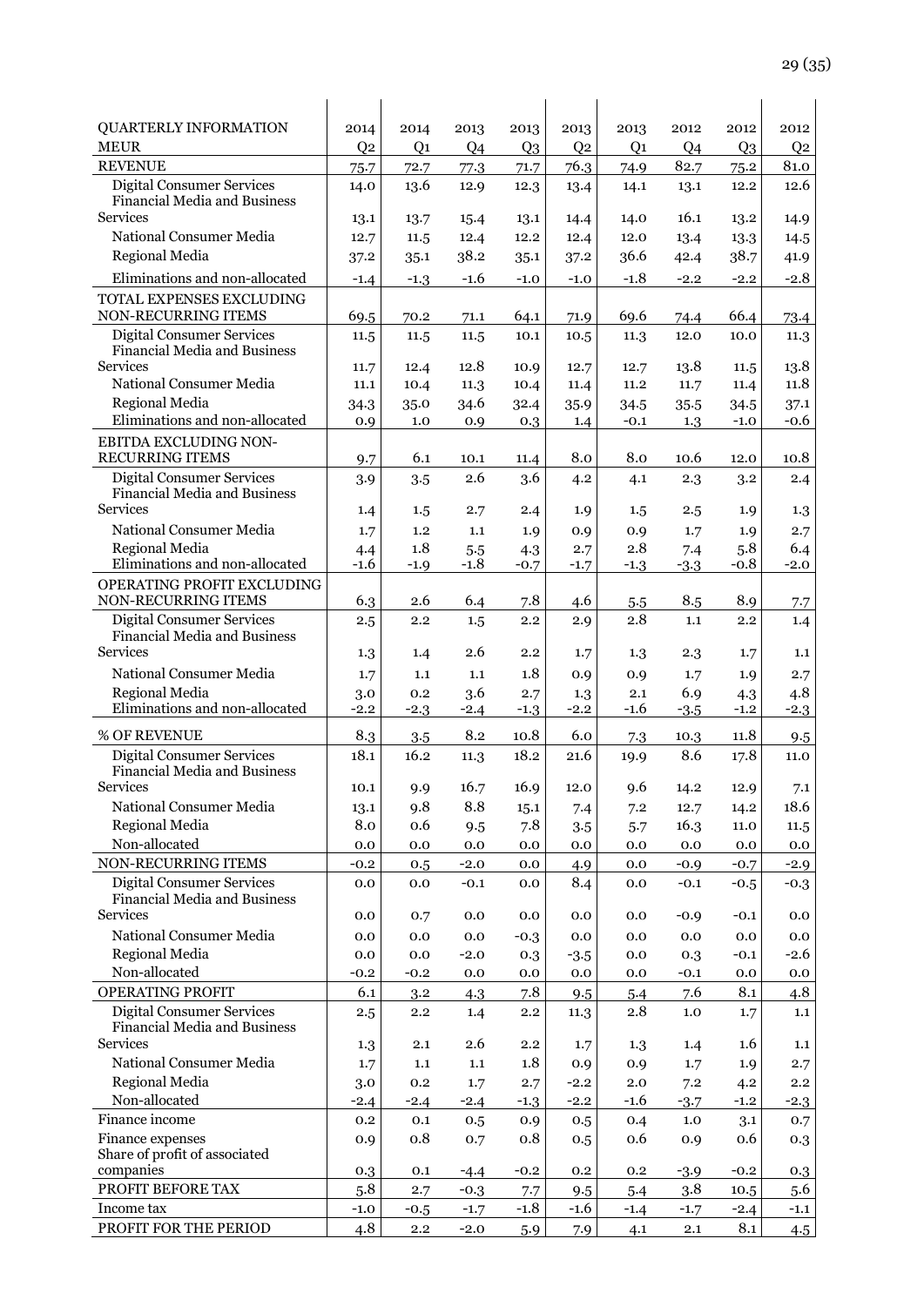| QUARTERLY INFORMATION | 2014 | 2014 | 2013 | 2013 | 2013 | 2013 | 2012 | 2012 | 2012 |
|---|---|---|---|---|---|---|---|---|---|
| MEUR | Q2 | Q1 | Q4 | Q3 | Q2 | Q1 | Q4 | Q3 | Q2 |
| REVENUE | 75.7 | 72.7 | 77.3 | 71.7 | 76.3 | 74.9 | 82.7 | 75.2 | 81.0 |
| Digital Consumer Services | 14.0 | 13.6 | 12.9 | 12.3 | 13.4 | 14.1 | 13.1 | 12.2 | 12.6 |
| Financial Media and Business Services | 13.1 | 13.7 | 15.4 | 13.1 | 14.4 | 14.0 | 16.1 | 13.2 | 14.9 |
| National Consumer Media | 12.7 | 11.5 | 12.4 | 12.2 | 12.4 | 12.0 | 13.4 | 13.3 | 14.5 |
| Regional Media | 37.2 | 35.1 | 38.2 | 35.1 | 37.2 | 36.6 | 42.4 | 38.7 | 41.9 |
| Eliminations and non-allocated | -1.4 | -1.3 | -1.6 | -1.0 | -1.0 | -1.8 | -2.2 | -2.2 | -2.8 |
| TOTAL EXPENSES EXCLUDING NON-RECURRING ITEMS | 69.5 | 70.2 | 71.1 | 64.1 | 71.9 | 69.6 | 74.4 | 66.4 | 73.4 |
| Digital Consumer Services | 11.5 | 11.5 | 11.5 | 10.1 | 10.5 | 11.3 | 12.0 | 10.0 | 11.3 |
| Financial Media and Business Services | 11.7 | 12.4 | 12.8 | 10.9 | 12.7 | 12.7 | 13.8 | 11.5 | 13.8 |
| National Consumer Media | 11.1 | 10.4 | 11.3 | 10.4 | 11.4 | 11.2 | 11.7 | 11.4 | 11.8 |
| Regional Media | 34.3 | 35.0 | 34.6 | 32.4 | 35.9 | 34.5 | 35.5 | 34.5 | 37.1 |
| Eliminations and non-allocated | 0.9 | 1.0 | 0.9 | 0.3 | 1.4 | -0.1 | 1.3 | -1.0 | -0.6 |
| EBITDA EXCLUDING NON-RECURRING ITEMS | 9.7 | 6.1 | 10.1 | 11.4 | 8.0 | 8.0 | 10.6 | 12.0 | 10.8 |
| Digital Consumer Services | 3.9 | 3.5 | 2.6 | 3.6 | 4.2 | 4.1 | 2.3 | 3.2 | 2.4 |
| Financial Media and Business Services | 1.4 | 1.5 | 2.7 | 2.4 | 1.9 | 1.5 | 2.5 | 1.9 | 1.3 |
| National Consumer Media | 1.7 | 1.2 | 1.1 | 1.9 | 0.9 | 0.9 | 1.7 | 1.9 | 2.7 |
| Regional Media | 4.4 | 1.8 | 5.5 | 4.3 | 2.7 | 2.8 | 7.4 | 5.8 | 6.4 |
| Eliminations and non-allocated | -1.6 | -1.9 | -1.8 | -0.7 | -1.7 | -1.3 | -3.3 | -0.8 | -2.0 |
| OPERATING PROFIT EXCLUDING NON-RECURRING ITEMS | 6.3 | 2.6 | 6.4 | 7.8 | 4.6 | 5.5 | 8.5 | 8.9 | 7.7 |
| Digital Consumer Services | 2.5 | 2.2 | 1.5 | 2.2 | 2.9 | 2.8 | 1.1 | 2.2 | 1.4 |
| Financial Media and Business Services | 1.3 | 1.4 | 2.6 | 2.2 | 1.7 | 1.3 | 2.3 | 1.7 | 1.1 |
| National Consumer Media | 1.7 | 1.1 | 1.1 | 1.8 | 0.9 | 0.9 | 1.7 | 1.9 | 2.7 |
| Regional Media | 3.0 | 0.2 | 3.6 | 2.7 | 1.3 | 2.1 | 6.9 | 4.3 | 4.8 |
| Eliminations and non-allocated | -2.2 | -2.3 | -2.4 | -1.3 | -2.2 | -1.6 | -3.5 | -1.2 | -2.3 |
| % OF REVENUE | 8.3 | 3.5 | 8.2 | 10.8 | 6.0 | 7.3 | 10.3 | 11.8 | 9.5 |
| Digital Consumer Services | 18.1 | 16.2 | 11.3 | 18.2 | 21.6 | 19.9 | 8.6 | 17.8 | 11.0 |
| Financial Media and Business Services | 10.1 | 9.9 | 16.7 | 16.9 | 12.0 | 9.6 | 14.2 | 12.9 | 7.1 |
| National Consumer Media | 13.1 | 9.8 | 8.8 | 15.1 | 7.4 | 7.2 | 12.7 | 14.2 | 18.6 |
| Regional Media | 8.0 | 0.6 | 9.5 | 7.8 | 3.5 | 5.7 | 16.3 | 11.0 | 11.5 |
| Non-allocated | 0.0 | 0.0 | 0.0 | 0.0 | 0.0 | 0.0 | 0.0 | 0.0 | 0.0 |
| NON-RECURRING ITEMS | -0.2 | 0.5 | -2.0 | 0.0 | 4.9 | 0.0 | -0.9 | -0.7 | -2.9 |
| Digital Consumer Services | 0.0 | 0.0 | -0.1 | 0.0 | 8.4 | 0.0 | -0.1 | -0.5 | -0.3 |
| Financial Media and Business Services | 0.0 | 0.7 | 0.0 | 0.0 | 0.0 | 0.0 | -0.9 | -0.1 | 0.0 |
| National Consumer Media | 0.0 | 0.0 | 0.0 | -0.3 | 0.0 | 0.0 | 0.0 | 0.0 | 0.0 |
| Regional Media | 0.0 | 0.0 | -2.0 | 0.3 | -3.5 | 0.0 | 0.3 | -0.1 | -2.6 |
| Non-allocated | -0.2 | -0.2 | 0.0 | 0.0 | 0.0 | 0.0 | -0.1 | 0.0 | 0.0 |
| OPERATING PROFIT | 6.1 | 3.2 | 4.3 | 7.8 | 9.5 | 5.4 | 7.6 | 8.1 | 4.8 |
| Digital Consumer Services | 2.5 | 2.2 | 1.4 | 2.2 | 11.3 | 2.8 | 1.0 | 1.7 | 1.1 |
| Financial Media and Business Services | 1.3 | 2.1 | 2.6 | 2.2 | 1.7 | 1.3 | 1.4 | 1.6 | 1.1 |
| National Consumer Media | 1.7 | 1.1 | 1.1 | 1.8 | 0.9 | 0.9 | 1.7 | 1.9 | 2.7 |
| Regional Media | 3.0 | 0.2 | 1.7 | 2.7 | -2.2 | 2.0 | 7.2 | 4.2 | 2.2 |
| Non-allocated | -2.4 | -2.4 | -2.4 | -1.3 | -2.2 | -1.6 | -3.7 | -1.2 | -2.3 |
| Finance income | 0.2 | 0.1 | 0.5 | 0.9 | 0.5 | 0.4 | 1.0 | 3.1 | 0.7 |
| Finance expenses | 0.9 | 0.8 | 0.7 | 0.8 | 0.5 | 0.6 | 0.9 | 0.6 | 0.3 |
| Share of profit of associated companies | 0.3 | 0.1 | -4.4 | -0.2 | 0.2 | 0.2 | -3.9 | -0.2 | 0.3 |
| PROFIT BEFORE TAX | 5.8 | 2.7 | -0.3 | 7.7 | 9.5 | 5.4 | 3.8 | 10.5 | 5.6 |
| Income tax | -1.0 | -0.5 | -1.7 | -1.8 | -1.6 | -1.4 | -1.7 | -2.4 | -1.1 |
| PROFIT FOR THE PERIOD | 4.8 | 2.2 | -2.0 | 5.9 | 7.9 | 4.1 | 2.1 | 8.1 | 4.5 |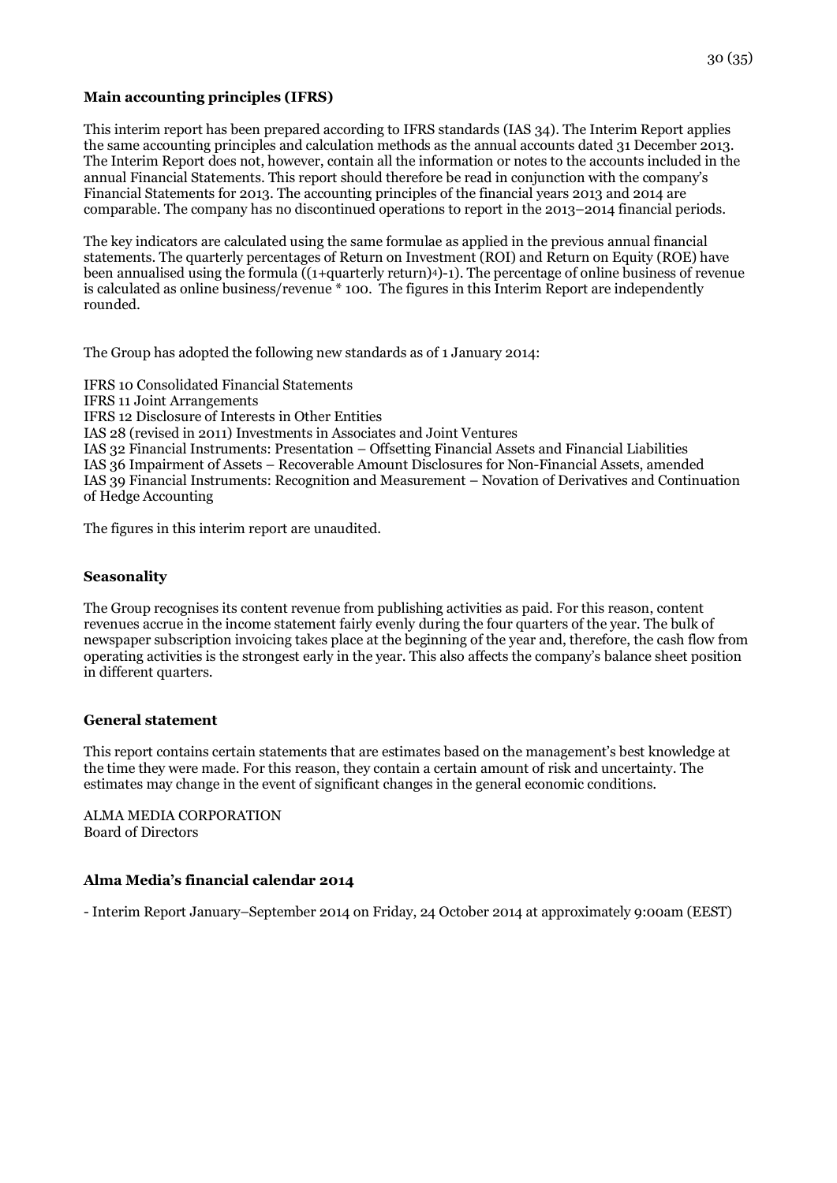**Main accounting principles (IFRS)**

This interim report has been prepared according to IFRS standards (IAS 34). The Interim Report applies the same accounting principles and calculation methods as the annual accounts dated 31 December 2013. The Interim Report does not, however, contain all the information or notes to the accounts included in the annual Financial Statements. This report should therefore be read in conjunction with the company's Financial Statements for 2013. The accounting principles of the financial years 2013 and 2014 are comparable. The company has no discontinued operations to report in the 2013–2014 financial periods.

The key indicators are calculated using the same formulae as applied in the previous annual financial statements. The quarterly percentages of Return on Investment (ROI) and Return on Equity (ROE) have been annualised using the formula $((1+\text{quarterly return})^4)-1)$. The percentage of online business of revenue is calculated as online business/revenue * 100. The figures in this Interim Report are independently rounded.

The Group has adopted the following new standards as of 1 January 2014:

IFRS 10 Consolidated Financial Statements
IFRS 11 Joint Arrangements
IFRS 12 Disclosure of Interests in Other Entities
IAS 28 (revised in 2011) Investments in Associates and Joint Ventures
IAS 32 Financial Instruments: Presentation – Offsetting Financial Assets and Financial Liabilities
IAS 36 Impairment of Assets – Recoverable Amount Disclosures for Non-Financial Assets, amended
IAS 39 Financial Instruments: Recognition and Measurement – Novation of Derivatives and Continuation of Hedge Accounting

The figures in this interim report are unaudited.

**Seasonality**

The Group recognises its content revenue from publishing activities as paid. For this reason, content revenues accrue in the income statement fairly evenly during the four quarters of the year. The bulk of newspaper subscription invoicing takes place at the beginning of the year and, therefore, the cash flow from operating activities is the strongest early in the year. This also affects the company's balance sheet position in different quarters.

**General statement**

This report contains certain statements that are estimates based on the management's best knowledge at the time they were made. For this reason, they contain a certain amount of risk and uncertainty. The estimates may change in the event of significant changes in the general economic conditions.

ALMA MEDIA CORPORATION
Board of Directors

**Alma Media's financial calendar 2014**

- Interim Report January–September 2014 on Friday, 24 October 2014 at approximately 9:00am (EEST)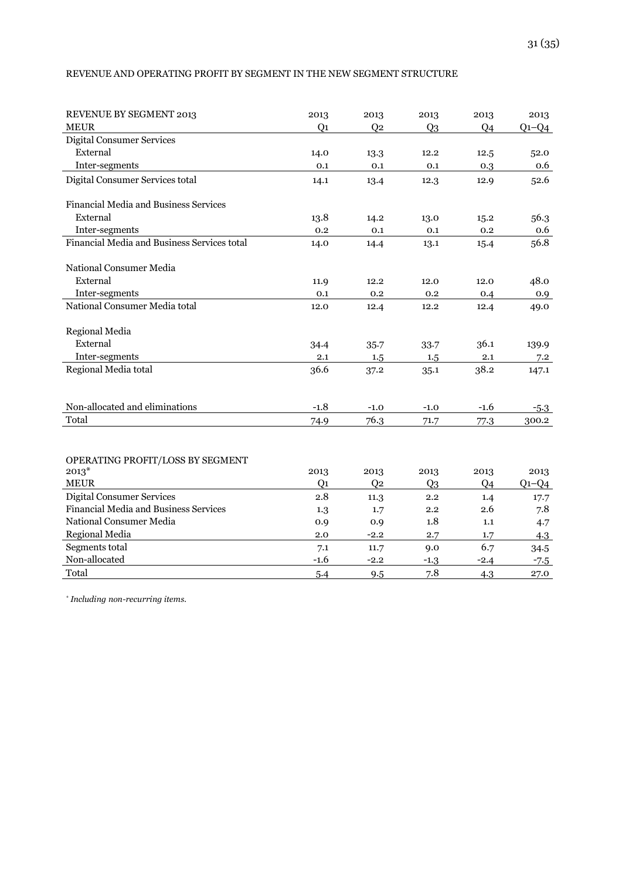REVENUE AND OPERATING PROFIT BY SEGMENT IN THE NEW SEGMENT STRUCTURE

| REVENUE BY SEGMENT 2013 | 2013 | 2013 | 2013 | 2013 | 2013 |
|---|---|---|---|---|---|
| MEUR | Q1 | Q2 | Q3 | Q4 | Q1–Q4 |
| Digital Consumer Services | | | | | |
| External | 14.0 | 13.3 | 12.2 | 12.5 | 52.0 |
| Inter-segments | 0.1 | 0.1 | 0.1 | 0.3 | 0.6 |
| Digital Consumer Services total | 14.1 | 13.4 | 12.3 | 12.9 | 52.6 |
| | | | | | |
| Financial Media and Business Services | | | | | |
| External | 13.8 | 14.2 | 13.0 | 15.2 | 56.3 |
| Inter-segments | 0.2 | 0.1 | 0.1 | 0.2 | 0.6 |
| Financial Media and Business Services total | 14.0 | 14.4 | 13.1 | 15.4 | 56.8 |
| | | | | | |
| National Consumer Media | | | | | |
| External | 11.9 | 12.2 | 12.0 | 12.0 | 48.0 |
| Inter-segments | 0.1 | 0.2 | 0.2 | 0.4 | 0.9 |
| National Consumer Media total | 12.0 | 12.4 | 12.2 | 12.4 | 49.0 |
| | | | | | |
| Regional Media | | | | | |
| External | 34.4 | 35.7 | 33.7 | 36.1 | 139.9 |
| Inter-segments | 2.1 | 1.5 | 1.5 | 2.1 | 7.2 |
| Regional Media total | 36.6 | 37.2 | 35.1 | 38.2 | 147.1 |
| | | | | | |
| Non-allocated and eliminations | -1.8 | -1.0 | -1.0 | -1.6 | -5.3 |
| Total | 74.9 | 76.3 | 71.7 | 77.3 | 300.2 |

| OPERATING PROFIT/LOSS BY SEGMENT 2013* | 2013 | 2013 | 2013 | 2013 | 2013 |
|---|---|---|---|---|---|
| MEUR | Q1 | Q2 | Q3 | Q4 | Q1–Q4 |
| Digital Consumer Services | 2.8 | 11.3 | 2.2 | 1.4 | 17.7 |
| Financial Media and Business Services | 1.3 | 1.7 | 2.2 | 2.6 | 7.8 |
| National Consumer Media | 0.9 | 0.9 | 1.8 | 1.1 | 4.7 |
| Regional Media | 2.0 | -2.2 | 2.7 | 1.7 | 4.3 |
| Segments total | 7.1 | 11.7 | 9.0 | 6.7 | 34.5 |
| Non-allocated | -1.6 | -2.2 | -1.3 | -2.4 | -7.5 |
| Total | 5.4 | 9.5 | 7.8 | 4.3 | 27.0 |

* *Including non-recurring items.*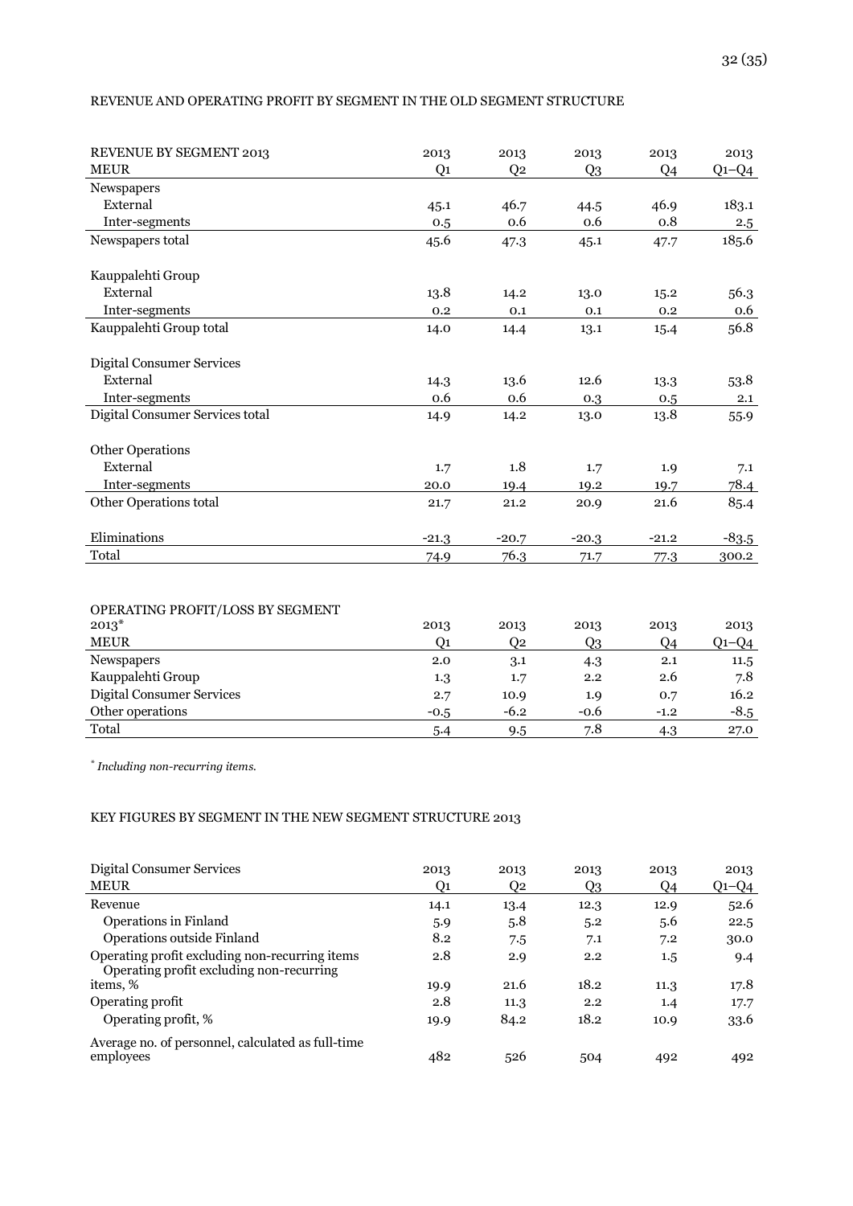REVENUE AND OPERATING PROFIT BY SEGMENT IN THE OLD SEGMENT STRUCTURE

| REVENUE BY SEGMENT 2013<br>MEUR | 2013<br>Q1 | 2013<br>Q2 | 2013<br>Q3 | 2013<br>Q4 | 2013<br>Q1–Q4 |
|---|---|---|---|---|---|
| Newspapers | | | | | |
| External | 45.1 | 46.7 | 44.5 | 46.9 | 183.1 |
| Inter-segments | 0.5 | 0.6 | 0.6 | 0.8 | 2.5 |
| Newspapers total | 45.6 | 47.3 | 45.1 | 47.7 | 185.6 |
| | | | | | |
| Kauppalehti Group | | | | | |
| External | 13.8 | 14.2 | 13.0 | 15.2 | 56.3 |
| Inter-segments | 0.2 | 0.1 | 0.1 | 0.2 | 0.6 |
| Kauppalehti Group total | 14.0 | 14.4 | 13.1 | 15.4 | 56.8 |
| | | | | | |
| Digital Consumer Services | | | | | |
| External | 14.3 | 13.6 | 12.6 | 13.3 | 53.8 |
| Inter-segments | 0.6 | 0.6 | 0.3 | 0.5 | 2.1 |
| Digital Consumer Services total | 14.9 | 14.2 | 13.0 | 13.8 | 55.9 |
| | | | | | |
| Other Operations | | | | | |
| External | 1.7 | 1.8 | 1.7 | 1.9 | 7.1 |
| Inter-segments | 20.0 | 19.4 | 19.2 | 19.7 | 78.4 |
| Other Operations total | 21.7 | 21.2 | 20.9 | 21.6 | 85.4 |
| | | | | | |
| Eliminations | -21.3 | -20.7 | -20.3 | -21.2 | -83.5 |
| Total | 74.9 | 76.3 | 71.7 | 77.3 | 300.2 |

| OPERATING PROFIT/LOSS BY SEGMENT 2013*<br>MEUR | 2013<br>Q1 | 2013<br>Q2 | 2013<br>Q3 | 2013<br>Q4 | 2013<br>Q1–Q4 |
|---|---|---|---|---|---|
| Newspapers | 2.0 | 3.1 | 4.3 | 2.1 | 11.5 |
| Kauppalehti Group | 1.3 | 1.7 | 2.2 | 2.6 | 7.8 |
| Digital Consumer Services | 2.7 | 10.9 | 1.9 | 0.7 | 16.2 |
| Other operations | -0.5 | -6.2 | -0.6 | -1.2 | -8.5 |
| Total | 5.4 | 9.5 | 7.8 | 4.3 | 27.0 |

*\* Including non-recurring items.*

KEY FIGURES BY SEGMENT IN THE NEW SEGMENT STRUCTURE 2013

| Digital Consumer Services<br>MEUR | 2013<br>Q1 | 2013<br>Q2 | 2013<br>Q3 | 2013<br>Q4 | 2013<br>Q1–Q4 |
|---|---|---|---|---|---|
| Revenue | 14.1 | 13.4 | 12.3 | 12.9 | 52.6 |
| Operations in Finland | 5.9 | 5.8 | 5.2 | 5.6 | 22.5 |
| Operations outside Finland | 8.2 | 7.5 | 7.1 | 7.2 | 30.0 |
| Operating profit excluding non-recurring items | 2.8 | 2.9 | 2.2 | 1.5 | 9.4 |
| Operating profit excluding non-recurring items, % | 19.9 | 21.6 | 18.2 | 11.3 | 17.8 |
| Operating profit | 2.8 | 11.3 | 2.2 | 1.4 | 17.7 |
| Operating profit, % | 19.9 | 84.2 | 18.2 | 10.9 | 33.6 |
| Average no. of personnel, calculated as full-time employees | 482 | 526 | 504 | 492 | 492 |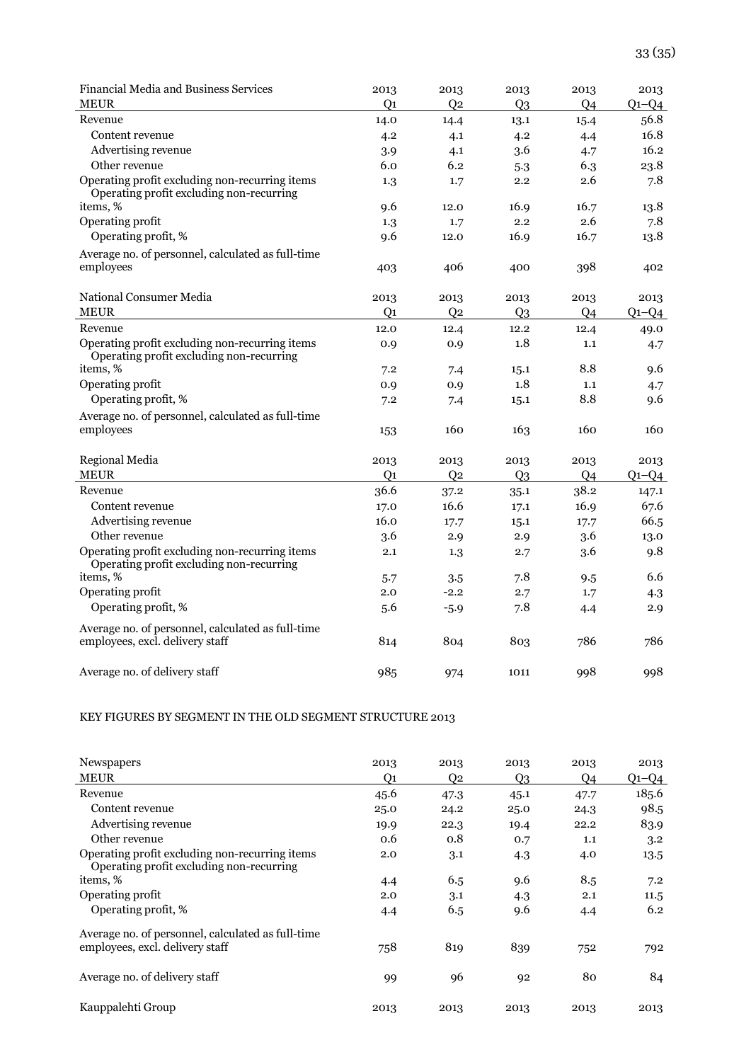| Financial Media and Business Services | 2013 | 2013 | 2013 | 2013 | 2013 |
|---|---|---|---|---|---|
| MEUR | Q1 | Q2 | Q3 | Q4 | Q1–Q4 |
| Revenue | 14.0 | 14.4 | 13.1 | 15.4 | 56.8 |
| Content revenue | 4.2 | 4.1 | 4.2 | 4.4 | 16.8 |
| Advertising revenue | 3.9 | 4.1 | 3.6 | 4.7 | 16.2 |
| Other revenue | 6.0 | 6.2 | 5.3 | 6.3 | 23.8 |
| Operating profit excluding non-recurring items | 1.3 | 1.7 | 2.2 | 2.6 | 7.8 |
| Operating profit excluding non-recurring items, % | 9.6 | 12.0 | 16.9 | 16.7 | 13.8 |
| Operating profit | 1.3 | 1.7 | 2.2 | 2.6 | 7.8 |
| Operating profit, % | 9.6 | 12.0 | 16.9 | 16.7 | 13.8 |
| Average no. of personnel, calculated as full-time employees | 403 | 406 | 400 | 398 | 402 |

| National Consumer Media | 2013 | 2013 | 2013 | 2013 | 2013 |
|---|---|---|---|---|---|
| MEUR | Q1 | Q2 | Q3 | Q4 | Q1–Q4 |
| Revenue | 12.0 | 12.4 | 12.2 | 12.4 | 49.0 |
| Operating profit excluding non-recurring items | 0.9 | 0.9 | 1.8 | 1.1 | 4.7 |
| Operating profit excluding non-recurring items, % | 7.2 | 7.4 | 15.1 | 8.8 | 9.6 |
| Operating profit | 0.9 | 0.9 | 1.8 | 1.1 | 4.7 |
| Operating profit, % | 7.2 | 7.4 | 15.1 | 8.8 | 9.6 |
| Average no. of personnel, calculated as full-time employees | 153 | 160 | 163 | 160 | 160 |

| Regional Media | 2013 | 2013 | 2013 | 2013 | 2013 |
|---|---|---|---|---|---|
| MEUR | Q1 | Q2 | Q3 | Q4 | Q1–Q4 |
| Revenue | 36.6 | 37.2 | 35.1 | 38.2 | 147.1 |
| Content revenue | 17.0 | 16.6 | 17.1 | 16.9 | 67.6 |
| Advertising revenue | 16.0 | 17.7 | 15.1 | 17.7 | 66.5 |
| Other revenue | 3.6 | 2.9 | 2.9 | 3.6 | 13.0 |
| Operating profit excluding non-recurring items | 2.1 | 1.3 | 2.7 | 3.6 | 9.8 |
| Operating profit excluding non-recurring items, % | 5.7 | 3.5 | 7.8 | 9.5 | 6.6 |
| Operating profit | 2.0 | -2.2 | 2.7 | 1.7 | 4.3 |
| Operating profit, % | 5.6 | -5.9 | 7.8 | 4.4 | 2.9 |
| Average no. of personnel, calculated as full-time employees, excl. delivery staff | 814 | 804 | 803 | 786 | 786 |
| Average no. of delivery staff | 985 | 974 | 1011 | 998 | 998 |

KEY FIGURES BY SEGMENT IN THE OLD SEGMENT STRUCTURE 2013

| Newspapers | 2013 | 2013 | 2013 | 2013 | 2013 |
|---|---|---|---|---|---|
| MEUR | Q1 | Q2 | Q3 | Q4 | Q1–Q4 |
| Revenue | 45.6 | 47.3 | 45.1 | 47.7 | 185.6 |
| Content revenue | 25.0 | 24.2 | 25.0 | 24.3 | 98.5 |
| Advertising revenue | 19.9 | 22.3 | 19.4 | 22.2 | 83.9 |
| Other revenue | 0.6 | 0.8 | 0.7 | 1.1 | 3.2 |
| Operating profit excluding non-recurring items | 2.0 | 3.1 | 4.3 | 4.0 | 13.5 |
| Operating profit excluding non-recurring items, % | 4.4 | 6.5 | 9.6 | 8.5 | 7.2 |
| Operating profit | 2.0 | 3.1 | 4.3 | 2.1 | 11.5 |
| Operating profit, % | 4.4 | 6.5 | 9.6 | 4.4 | 6.2 |
| Average no. of personnel, calculated as full-time employees, excl. delivery staff | 758 | 819 | 839 | 752 | 792 |
| Average no. of delivery staff | 99 | 96 | 92 | 80 | 84 |

| Kauppalehti Group | 2013 | 2013 | 2013 | 2013 | 2013 |
|---|---|---|---|---|---|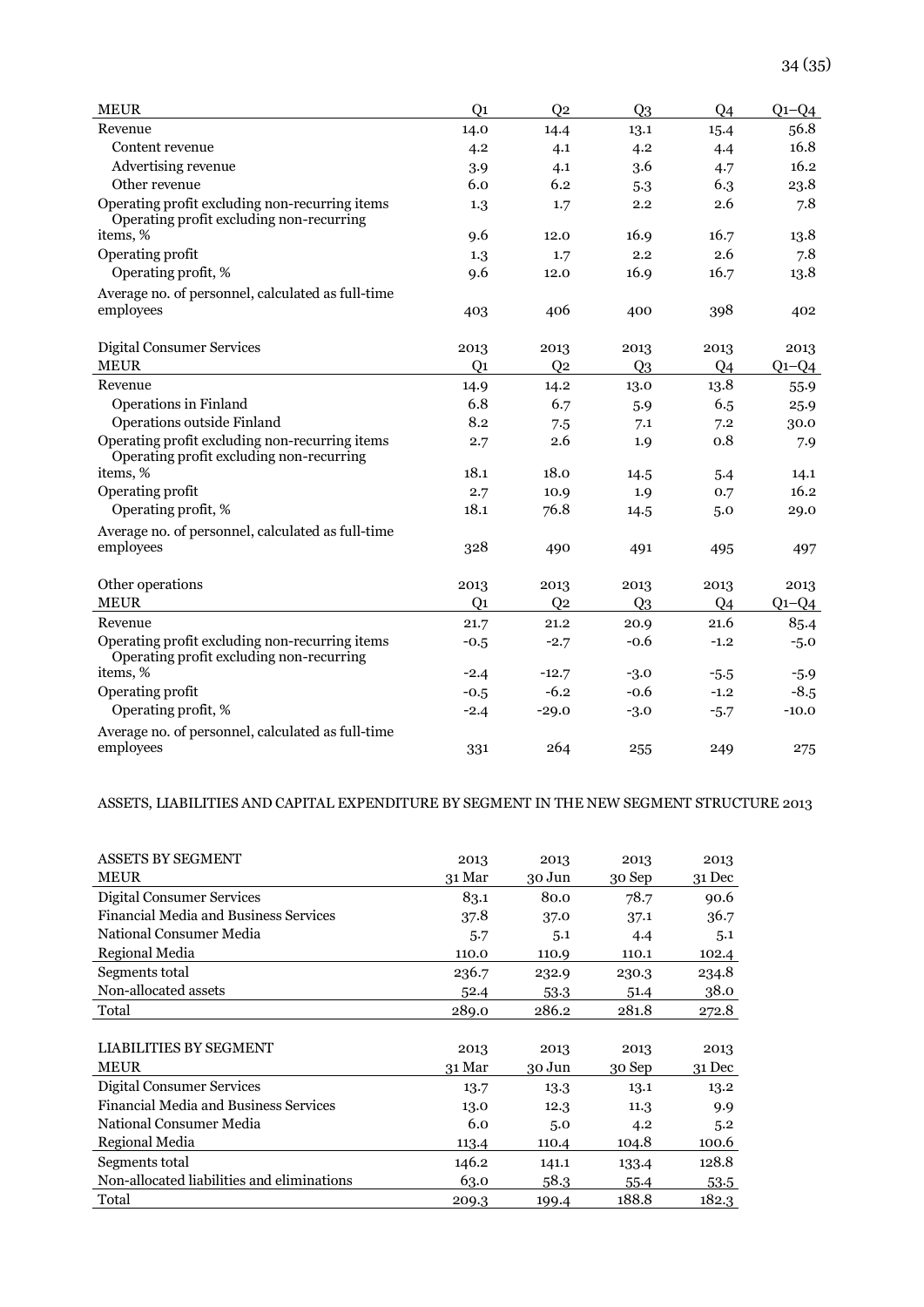| MEUR | Q1 | Q2 | Q3 | Q4 | Q1–Q4 |
|---|---|---|---|---|---|
| Revenue | 14.0 | 14.4 | 13.1 | 15.4 | 56.8 |
| Content revenue | 4.2 | 4.1 | 4.2 | 4.4 | 16.8 |
| Advertising revenue | 3.9 | 4.1 | 3.6 | 4.7 | 16.2 |
| Other revenue | 6.0 | 6.2 | 5.3 | 6.3 | 23.8 |
| Operating profit excluding non-recurring items | 1.3 | 1.7 | 2.2 | 2.6 | 7.8 |
| Operating profit excluding non-recurring items, % | 9.6 | 12.0 | 16.9 | 16.7 | 13.8 |
| Operating profit | 1.3 | 1.7 | 2.2 | 2.6 | 7.8 |
| Operating profit, % | 9.6 | 12.0 | 16.9 | 16.7 | 13.8 |
| Average no. of personnel, calculated as full-time employees | 403 | 406 | 400 | 398 | 402 |

| Digital Consumer Services | 2013 | 2013 | 2013 | 2013 | 2013 |
|---|---|---|---|---|---|
| MEUR | Q1 | Q2 | Q3 | Q4 | Q1–Q4 |
| Revenue | 14.9 | 14.2 | 13.0 | 13.8 | 55.9 |
| Operations in Finland | 6.8 | 6.7 | 5.9 | 6.5 | 25.9 |
| Operations outside Finland | 8.2 | 7.5 | 7.1 | 7.2 | 30.0 |
| Operating profit excluding non-recurring items | 2.7 | 2.6 | 1.9 | 0.8 | 7.9 |
| Operating profit excluding non-recurring items, % | 18.1 | 18.0 | 14.5 | 5.4 | 14.1 |
| Operating profit | 2.7 | 10.9 | 1.9 | 0.7 | 16.2 |
| Operating profit, % | 18.1 | 76.8 | 14.5 | 5.0 | 29.0 |
| Average no. of personnel, calculated as full-time employees | 328 | 490 | 491 | 495 | 497 |

| Other operations | 2013 | 2013 | 2013 | 2013 | 2013 |
|---|---|---|---|---|---|
| MEUR | Q1 | Q2 | Q3 | Q4 | Q1–Q4 |
| Revenue | 21.7 | 21.2 | 20.9 | 21.6 | 85.4 |
| Operating profit excluding non-recurring items | -0.5 | -2.7 | -0.6 | -1.2 | -5.0 |
| Operating profit excluding non-recurring items, % | -2.4 | -12.7 | -3.0 | -5.5 | -5.9 |
| Operating profit | -0.5 | -6.2 | -0.6 | -1.2 | -8.5 |
| Operating profit, % | -2.4 | -29.0 | -3.0 | -5.7 | -10.0 |
| Average no. of personnel, calculated as full-time employees | 331 | 264 | 255 | 249 | 275 |

ASSETS, LIABILITIES AND CAPITAL EXPENDITURE BY SEGMENT IN THE NEW SEGMENT STRUCTURE 2013

| ASSETS BY SEGMENT | 2013 | 2013 | 2013 | 2013 |
|---|---|---|---|---|
| MEUR | 31 Mar | 30 Jun | 30 Sep | 31 Dec |
| Digital Consumer Services | 83.1 | 80.0 | 78.7 | 90.6 |
| Financial Media and Business Services | 37.8 | 37.0 | 37.1 | 36.7 |
| National Consumer Media | 5.7 | 5.1 | 4.4 | 5.1 |
| Regional Media | 110.0 | 110.9 | 110.1 | 102.4 |
| Segments total | 236.7 | 232.9 | 230.3 | 234.8 |
| Non-allocated assets | 52.4 | 53.3 | 51.4 | 38.0 |
| Total | 289.0 | 286.2 | 281.8 | 272.8 |

| LIABILITIES BY SEGMENT | 2013 | 2013 | 2013 | 2013 |
|---|---|---|---|---|
| MEUR | 31 Mar | 30 Jun | 30 Sep | 31 Dec |
| Digital Consumer Services | 13.7 | 13.3 | 13.1 | 13.2 |
| Financial Media and Business Services | 13.0 | 12.3 | 11.3 | 9.9 |
| National Consumer Media | 6.0 | 5.0 | 4.2 | 5.2 |
| Regional Media | 113.4 | 110.4 | 104.8 | 100.6 |
| Segments total | 146.2 | 141.1 | 133.4 | 128.8 |
| Non-allocated liabilities and eliminations | 63.0 | 58.3 | 55.4 | 53.5 |
| Total | 209.3 | 199.4 | 188.8 | 182.3 |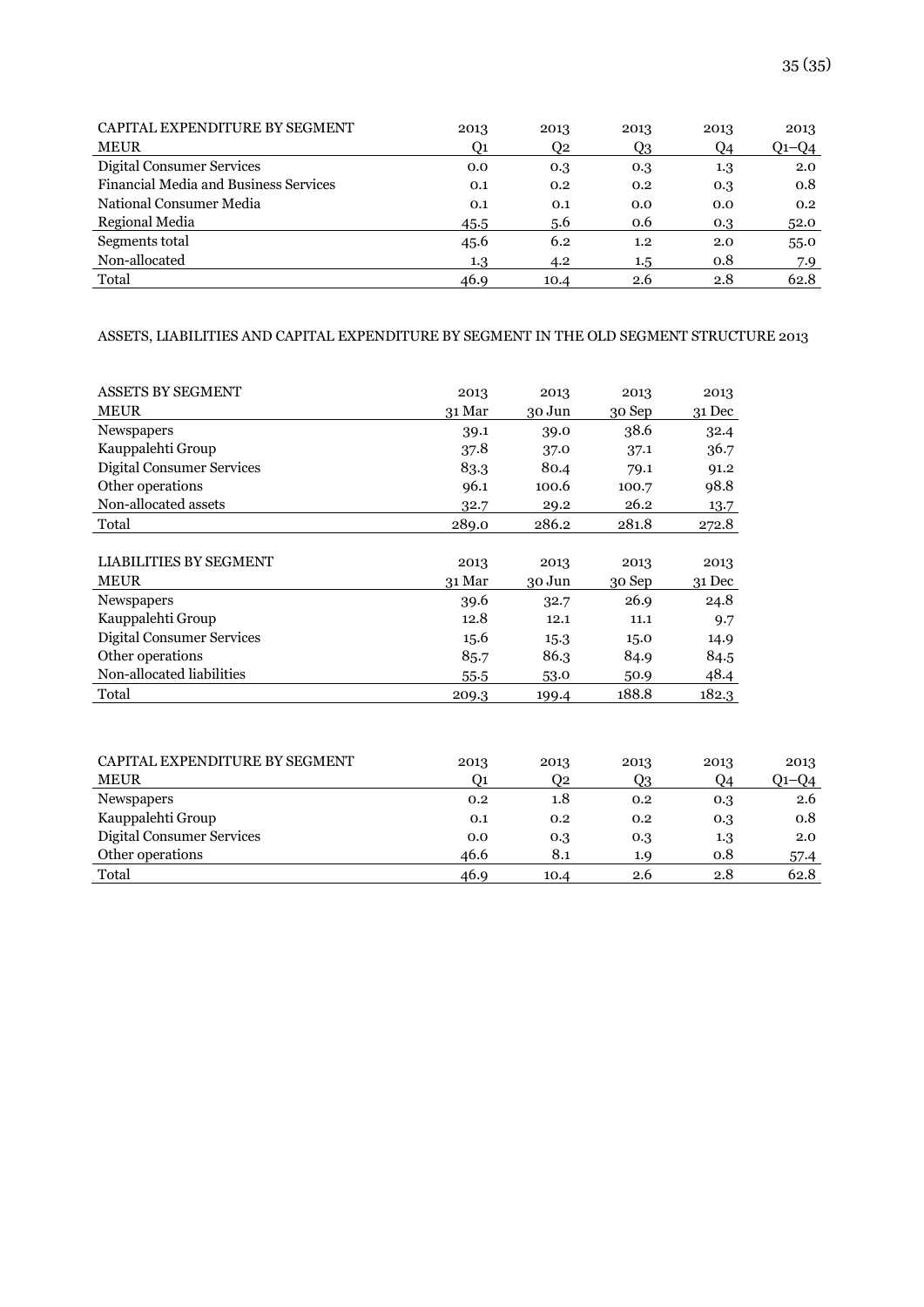| CAPITAL EXPENDITURE BY SEGMENT | 2013 | 2013 | 2013 | 2013 | 2013 |
|---|---|---|---|---|---|
| MEUR | Q1 | Q2 | Q3 | Q4 | Q1–Q4 |
| Digital Consumer Services | 0.0 | 0.3 | 0.3 | 1.3 | 2.0 |
| Financial Media and Business Services | 0.1 | 0.2 | 0.2 | 0.3 | 0.8 |
| National Consumer Media | 0.1 | 0.1 | 0.0 | 0.0 | 0.2 |
| Regional Media | 45.5 | 5.6 | 0.6 | 0.3 | 52.0 |
| Segments total | 45.6 | 6.2 | 1.2 | 2.0 | 55.0 |
| Non-allocated | 1.3 | 4.2 | 1.5 | 0.8 | 7.9 |
| Total | 46.9 | 10.4 | 2.6 | 2.8 | 62.8 |

ASSETS, LIABILITIES AND CAPITAL EXPENDITURE BY SEGMENT IN THE OLD SEGMENT STRUCTURE 2013

| ASSETS BY SEGMENT | 2013 | 2013 | 2013 | 2013 |
|---|---|---|---|---|
| MEUR | 31 Mar | 30 Jun | 30 Sep | 31 Dec |
| Newspapers | 39.1 | 39.0 | 38.6 | 32.4 |
| Kauppalehti Group | 37.8 | 37.0 | 37.1 | 36.7 |
| Digital Consumer Services | 83.3 | 80.4 | 79.1 | 91.2 |
| Other operations | 96.1 | 100.6 | 100.7 | 98.8 |
| Non-allocated assets | 32.7 | 29.2 | 26.2 | 13.7 |
| Total | 289.0 | 286.2 | 281.8 | 272.8 |

| LIABILITIES BY SEGMENT | 2013 | 2013 | 2013 | 2013 |
|---|---|---|---|---|
| MEUR | 31 Mar | 30 Jun | 30 Sep | 31 Dec |
| Newspapers | 39.6 | 32.7 | 26.9 | 24.8 |
| Kauppalehti Group | 12.8 | 12.1 | 11.1 | 9.7 |
| Digital Consumer Services | 15.6 | 15.3 | 15.0 | 14.9 |
| Other operations | 85.7 | 86.3 | 84.9 | 84.5 |
| Non-allocated liabilities | 55.5 | 53.0 | 50.9 | 48.4 |
| Total | 209.3 | 199.4 | 188.8 | 182.3 |

| CAPITAL EXPENDITURE BY SEGMENT | 2013 | 2013 | 2013 | 2013 | 2013 |
|---|---|---|---|---|---|
| MEUR | Q1 | Q2 | Q3 | Q4 | Q1–Q4 |
| Newspapers | 0.2 | 1.8 | 0.2 | 0.3 | 2.6 |
| Kauppalehti Group | 0.1 | 0.2 | 0.2 | 0.3 | 0.8 |
| Digital Consumer Services | 0.0 | 0.3 | 0.3 | 1.3 | 2.0 |
| Other operations | 46.6 | 8.1 | 1.9 | 0.8 | 57.4 |
| Total | 46.9 | 10.4 | 2.6 | 2.8 | 62.8 |